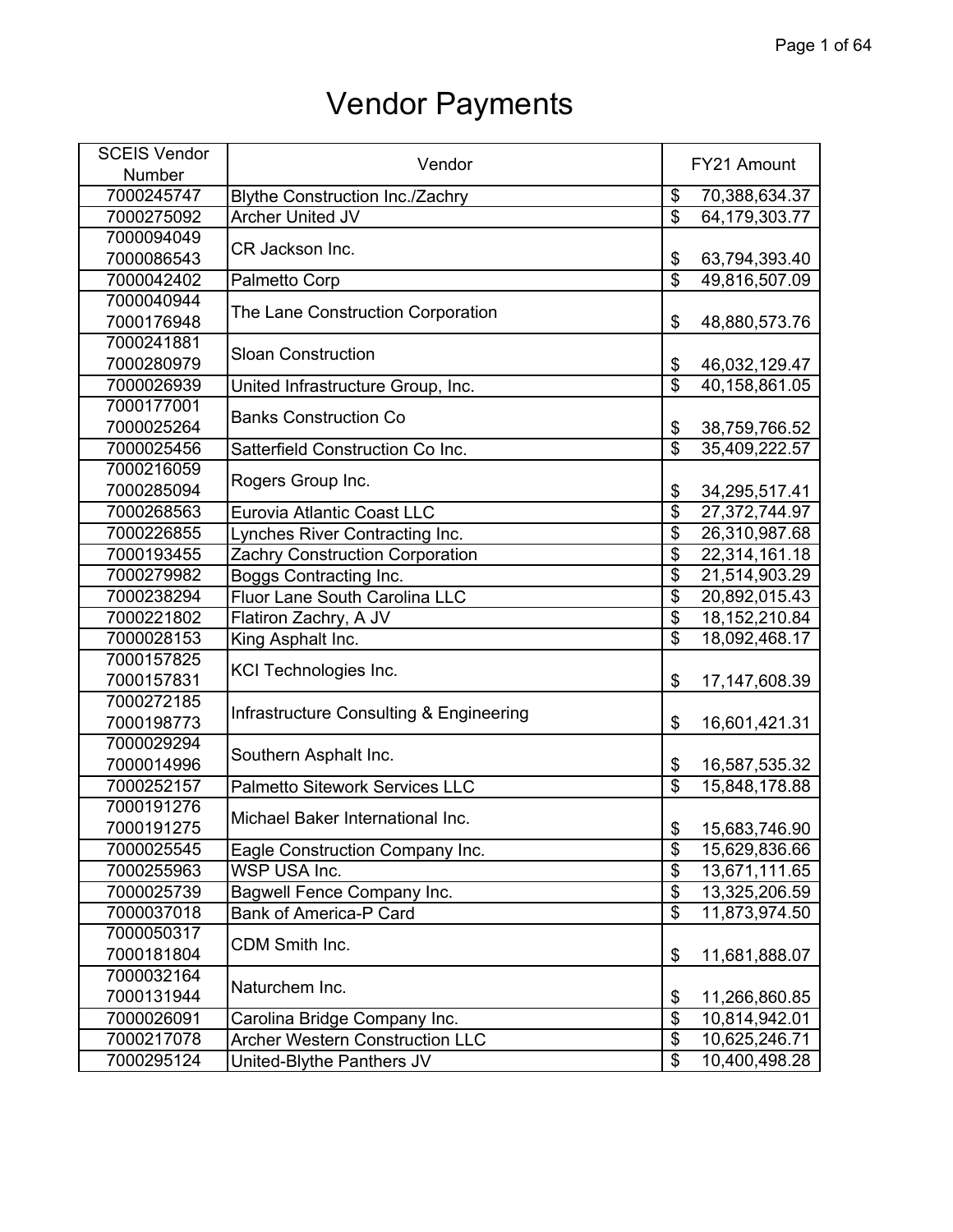# Vendor Payments

| SCEIS Vendor Number | Vendor | FY21 Amount |
|---|---|---|
| 7000245747 | Blythe Construction Inc./Zachry | $ 70,388,634.37 |
| 7000275092 | Archer United JV | $ 64,179,303.77 |
| 7000094049<br>7000086543 | CR Jackson Inc. | $ 63,794,393.40 |
| 7000042402 | Palmetto Corp | $ 49,816,507.09 |
| 7000040944<br>7000176948 | The Lane Construction Corporation | $ 48,880,573.76 |
| 7000241881<br>7000280979 | Sloan Construction | $ 46,032,129.47 |
| 7000026939 | United Infrastructure Group, Inc. | $ 40,158,861.05 |
| 7000177001<br>7000025264 | Banks Construction Co | $ 38,759,766.52 |
| 7000025456 | Satterfield Construction Co Inc. | $ 35,409,222.57 |
| 7000216059<br>7000285094 | Rogers Group Inc. | $ 34,295,517.41 |
| 7000268563 | Eurovia Atlantic Coast LLC | $ 27,372,744.97 |
| 7000226855 | Lynches River Contracting Inc. | $ 26,310,987.68 |
| 7000193455 | Zachry Construction Corporation | $ 22,314,161.18 |
| 7000279982 | Boggs Contracting Inc. | $ 21,514,903.29 |
| 7000238294 | Fluor Lane South Carolina LLC | $ 20,892,015.43 |
| 7000221802 | Flatiron Zachry, A JV | $ 18,152,210.84 |
| 7000028153 | King Asphalt Inc. | $ 18,092,468.17 |
| 7000157825<br>7000157831 | KCI Technologies Inc. | $ 17,147,608.39 |
| 7000272185<br>7000198773 | Infrastructure Consulting & Engineering | $ 16,601,421.31 |
| 7000029294<br>7000014996 | Southern Asphalt Inc. | $ 16,587,535.32 |
| 7000252157 | Palmetto Sitework Services LLC | $ 15,848,178.88 |
| 7000191276<br>7000191275 | Michael Baker International Inc. | $ 15,683,746.90 |
| 7000025545 | Eagle Construction Company Inc. | $ 15,629,836.66 |
| 7000255963 | WSP USA Inc. | $ 13,671,111.65 |
| 7000025739 | Bagwell Fence Company Inc. | $ 13,325,206.59 |
| 7000037018 | Bank of America-P Card | $ 11,873,974.50 |
| 7000050317<br>7000181804 | CDM Smith Inc. | $ 11,681,888.07 |
| 7000032164<br>7000131944 | Naturchem Inc. | $ 11,266,860.85 |
| 7000026091 | Carolina Bridge Company Inc. | $ 10,814,942.01 |
| 7000217078 | Archer Western Construction LLC | $ 10,625,246.71 |
| 7000295124 | United-Blythe Panthers JV | $ 10,400,498.28 |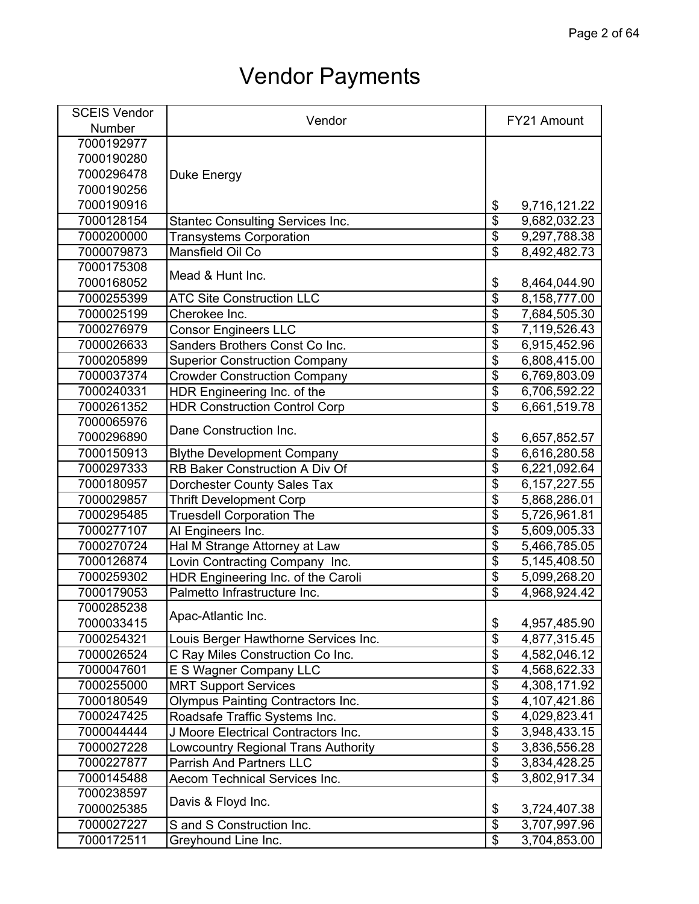# Vendor Payments

| SCEIS Vendor Number | Vendor | FY21 Amount |
|---|---|---|
| 7000192977<br>7000190280<br>7000296478<br>7000190256<br>7000190916 | Duke Energy | $ 9,716,121.22 |
| 7000128154 | Stantec Consulting Services Inc. | $ 9,682,032.23 |
| 7000200000 | Transystems Corporation | $ 9,297,788.38 |
| 7000079873 | Mansfield Oil Co | $ 8,492,482.73 |
| 7000175308<br>7000168052 | Mead & Hunt Inc. | $ 8,464,044.90 |
| 7000255399 | ATC Site Construction LLC | $ 8,158,777.00 |
| 7000025199 | Cherokee Inc. | $ 7,684,505.30 |
| 7000276979 | Consor Engineers LLC | $ 7,119,526.43 |
| 7000026633 | Sanders Brothers Const Co Inc. | $ 6,915,452.96 |
| 7000205899 | Superior Construction Company | $ 6,808,415.00 |
| 7000037374 | Crowder Construction Company | $ 6,769,803.09 |
| 7000240331 | HDR Engineering Inc. of the | $ 6,706,592.22 |
| 7000261352 | HDR Construction Control Corp | $ 6,661,519.78 |
| 7000065976<br>7000296890 | Dane Construction Inc. | $ 6,657,852.57 |
| 7000150913 | Blythe Development Company | $ 6,616,280.58 |
| 7000297333 | RB Baker Construction A Div Of | $ 6,221,092.64 |
| 7000180957 | Dorchester County Sales Tax | $ 6,157,227.55 |
| 7000029857 | Thrift Development Corp | $ 5,868,286.01 |
| 7000295485 | Truesdell Corporation The | $ 5,726,961.81 |
| 7000277107 | AI Engineers Inc. | $ 5,609,005.33 |
| 7000270724 | Hal M Strange Attorney at Law | $ 5,466,785.05 |
| 7000126874 | Lovin Contracting Company Inc. | $ 5,145,408.50 |
| 7000259302 | HDR Engineering Inc. of the Caroli | $ 5,099,268.20 |
| 7000179053 | Palmetto Infrastructure Inc. | $ 4,968,924.42 |
| 7000285238<br>7000033415 | Apac-Atlantic Inc. | $ 4,957,485.90 |
| 7000254321 | Louis Berger Hawthorne Services Inc. | $ 4,877,315.45 |
| 7000026524 | C Ray Miles Construction Co Inc. | $ 4,582,046.12 |
| 7000047601 | E S Wagner Company LLC | $ 4,568,622.33 |
| 7000255000 | MRT Support Services | $ 4,308,171.92 |
| 7000180549 | Olympus Painting Contractors Inc. | $ 4,107,421.86 |
| 7000247425 | Roadsafe Traffic Systems Inc. | $ 4,029,823.41 |
| 7000044444 | J Moore Electrical Contractors Inc. | $ 3,948,433.15 |
| 7000027228 | Lowcountry Regional Trans Authority | $ 3,836,556.28 |
| 7000227877 | Parrish And Partners LLC | $ 3,834,428.25 |
| 7000145488 | Aecom Technical Services Inc. | $ 3,802,917.34 |
| 7000238597<br>7000025385 | Davis & Floyd Inc. | $ 3,724,407.38 |
| 7000027227 | S and S Construction Inc. | $ 3,707,997.96 |
| 7000172511 | Greyhound Line Inc. | $ 3,704,853.00 |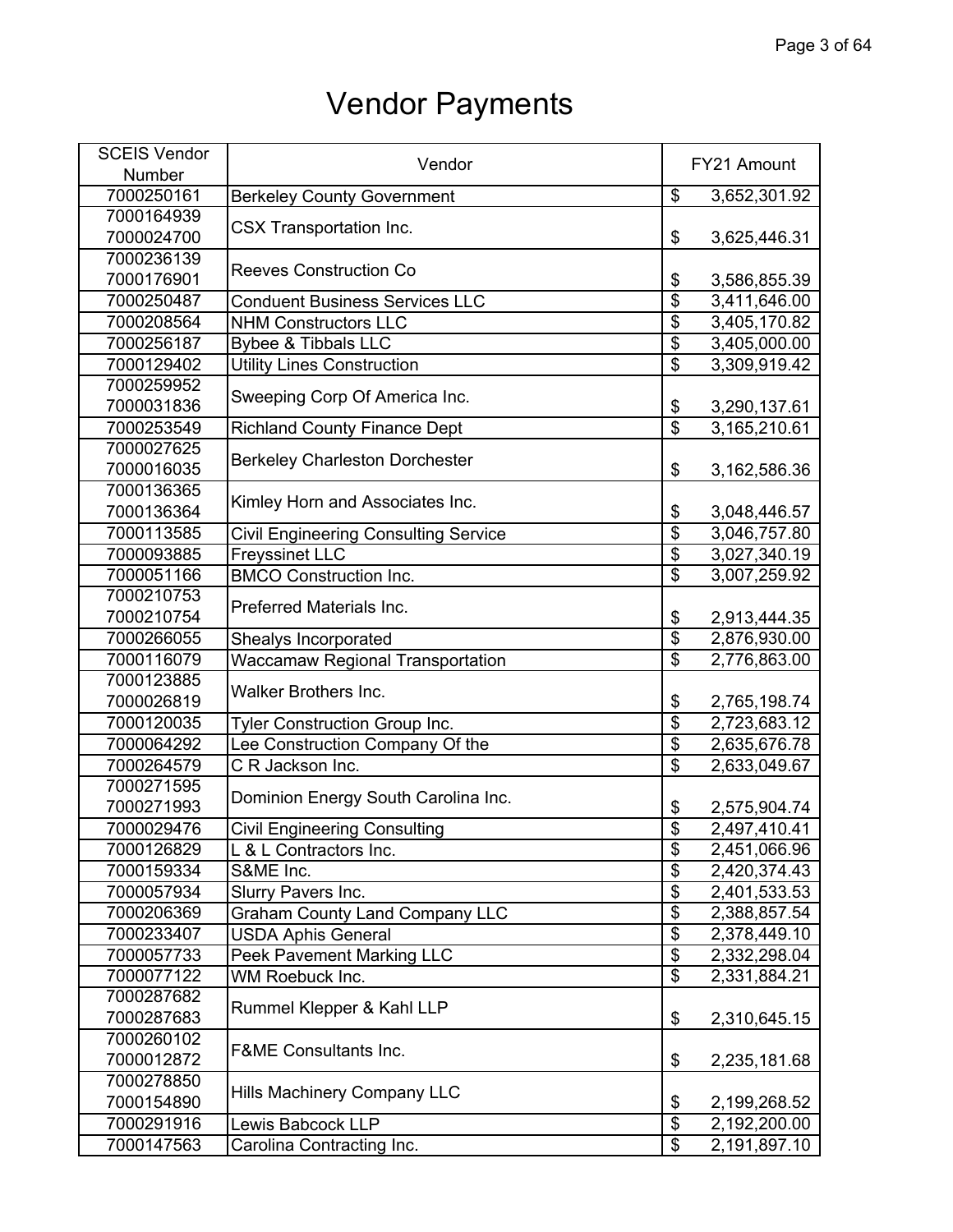# Vendor Payments

| SCEIS Vendor Number | Vendor | FY21 Amount |
|---|---|---|
| 7000250161 | Berkeley County Government | $ 3,652,301.92 |
| 7000164939<br>7000024700 | CSX Transportation Inc. | $ 3,625,446.31 |
| 7000236139<br>7000176901 | Reeves Construction Co | $ 3,586,855.39 |
| 7000250487 | Conduent Business Services LLC | $ 3,411,646.00 |
| 7000208564 | NHM Constructors LLC | $ 3,405,170.82 |
| 7000256187 | Bybee & Tibbals LLC | $ 3,405,000.00 |
| 7000129402 | Utility Lines Construction | $ 3,309,919.42 |
| 7000259952<br>7000031836 | Sweeping Corp Of America Inc. | $ 3,290,137.61 |
| 7000253549 | Richland County Finance Dept | $ 3,165,210.61 |
| 7000027625<br>7000016035 | Berkeley Charleston Dorchester | $ 3,162,586.36 |
| 7000136365<br>7000136364 | Kimley Horn and Associates Inc. | $ 3,048,446.57 |
| 7000113585 | Civil Engineering Consulting Service | $ 3,046,757.80 |
| 7000093885 | Freyssinet LLC | $ 3,027,340.19 |
| 7000051166 | BMCO Construction Inc. | $ 3,007,259.92 |
| 7000210753<br>7000210754 | Preferred Materials Inc. | $ 2,913,444.35 |
| 7000266055 | Shealys Incorporated | $ 2,876,930.00 |
| 7000116079 | Waccamaw Regional Transportation | $ 2,776,863.00 |
| 7000123885<br>7000026819 | Walker Brothers Inc. | $ 2,765,198.74 |
| 7000120035 | Tyler Construction Group Inc. | $ 2,723,683.12 |
| 7000064292 | Lee Construction Company Of the | $ 2,635,676.78 |
| 7000264579 | C R Jackson Inc. | $ 2,633,049.67 |
| 7000271595<br>7000271993 | Dominion Energy South Carolina Inc. | $ 2,575,904.74 |
| 7000029476 | Civil Engineering Consulting | $ 2,497,410.41 |
| 7000126829 | L & L Contractors Inc. | $ 2,451,066.96 |
| 7000159334 | S&ME Inc. | $ 2,420,374.43 |
| 7000057934 | Slurry Pavers Inc. | $ 2,401,533.53 |
| 7000206369 | Graham County Land Company LLC | $ 2,388,857.54 |
| 7000233407 | USDA Aphis General | $ 2,378,449.10 |
| 7000057733 | Peek Pavement Marking LLC | $ 2,332,298.04 |
| 7000077122 | WM Roebuck Inc. | $ 2,331,884.21 |
| 7000287682<br>7000287683 | Rummel Klepper & Kahl LLP | $ 2,310,645.15 |
| 7000260102<br>7000012872 | F&ME Consultants Inc. | $ 2,235,181.68 |
| 7000278850<br>7000154890 | Hills Machinery Company LLC | $ 2,199,268.52 |
| 7000291916 | Lewis Babcock LLP | $ 2,192,200.00 |
| 7000147563 | Carolina Contracting Inc. | $ 2,191,897.10 |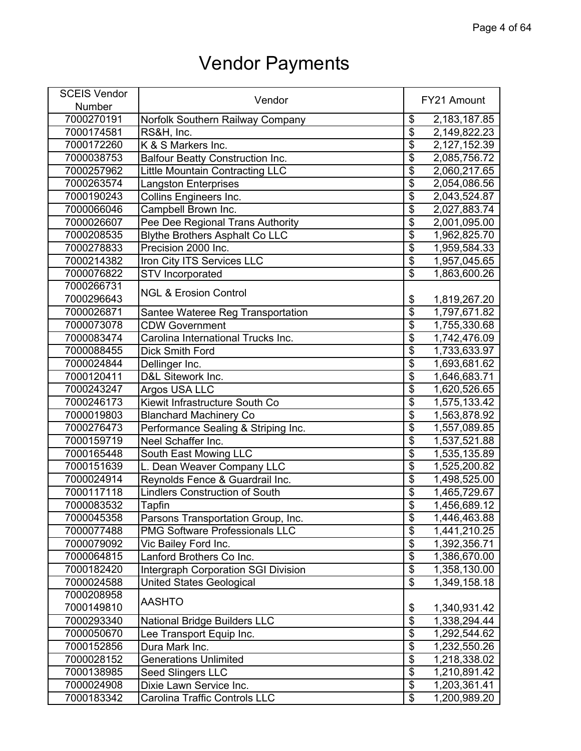# Vendor Payments

| SCEIS Vendor Number | Vendor | FY21 Amount |
|---|---|---|
| 7000270191 | Norfolk Southern Railway Company | $ 2,183,187.85 |
| 7000174581 | RS&H, Inc. | $ 2,149,822.23 |
| 7000172260 | K & S Markers Inc. | $ 2,127,152.39 |
| 7000038753 | Balfour Beatty Construction Inc. | $ 2,085,756.72 |
| 7000257962 | Little Mountain Contracting LLC | $ 2,060,217.65 |
| 7000263574 | Langston Enterprises | $ 2,054,086.56 |
| 7000190243 | Collins Engineers Inc. | $ 2,043,524.87 |
| 7000066046 | Campbell Brown Inc. | $ 2,027,883.74 |
| 7000026607 | Pee Dee Regional Trans Authority | $ 2,001,095.00 |
| 7000208535 | Blythe Brothers Asphalt Co LLC | $ 1,962,825.70 |
| 7000278833 | Precision 2000 Inc. | $ 1,959,584.33 |
| 7000214382 | Iron City ITS Services LLC | $ 1,957,045.65 |
| 7000076822 | STV Incorporated | $ 1,863,600.26 |
| 7000266731 7000296643 | NGL & Erosion Control | $ 1,819,267.20 |
| 7000026871 | Santee Wateree Reg Transportation | $ 1,797,671.82 |
| 7000073078 | CDW Government | $ 1,755,330.68 |
| 7000083474 | Carolina International Trucks Inc. | $ 1,742,476.09 |
| 7000088455 | Dick Smith Ford | $ 1,733,633.97 |
| 7000024844 | Dellinger Inc. | $ 1,693,681.62 |
| 7000120411 | D&L Sitework Inc. | $ 1,646,683.71 |
| 7000243247 | Argos USA LLC | $ 1,620,526.65 |
| 7000246173 | Kiewit Infrastructure South Co | $ 1,575,133.42 |
| 7000019803 | Blanchard Machinery Co | $ 1,563,878.92 |
| 7000276473 | Performance Sealing & Striping Inc. | $ 1,557,089.85 |
| 7000159719 | Neel Schaffer Inc. | $ 1,537,521.88 |
| 7000165448 | South East Mowing LLC | $ 1,535,135.89 |
| 7000151639 | L. Dean Weaver Company LLC | $ 1,525,200.82 |
| 7000024914 | Reynolds Fence & Guardrail Inc. | $ 1,498,525.00 |
| 7000117118 | Lindlers Construction of South | $ 1,465,729.67 |
| 7000083532 | Tapfin | $ 1,456,689.12 |
| 7000045358 | Parsons Transportation Group, Inc. | $ 1,446,463.88 |
| 7000077488 | PMG Software Professionals LLC | $ 1,441,210.25 |
| 7000079092 | Vic Bailey Ford Inc. | $ 1,392,356.71 |
| 7000064815 | Lanford Brothers Co Inc. | $ 1,386,670.00 |
| 7000182420 | Intergraph Corporation SGI Division | $ 1,358,130.00 |
| 7000024588 | United States Geological | $ 1,349,158.18 |
| 7000208958 7000149810 | AASHTO | $ 1,340,931.42 |
| 7000293340 | National Bridge Builders LLC | $ 1,338,294.44 |
| 7000050670 | Lee Transport Equip Inc. | $ 1,292,544.62 |
| 7000152856 | Dura Mark Inc. | $ 1,232,550.26 |
| 7000028152 | Generations Unlimited | $ 1,218,338.02 |
| 7000138985 | Seed Slingers LLC | $ 1,210,891.42 |
| 7000024908 | Dixie Lawn Service Inc. | $ 1,203,361.41 |
| 7000183342 | Carolina Traffic Controls LLC | $ 1,200,989.20 |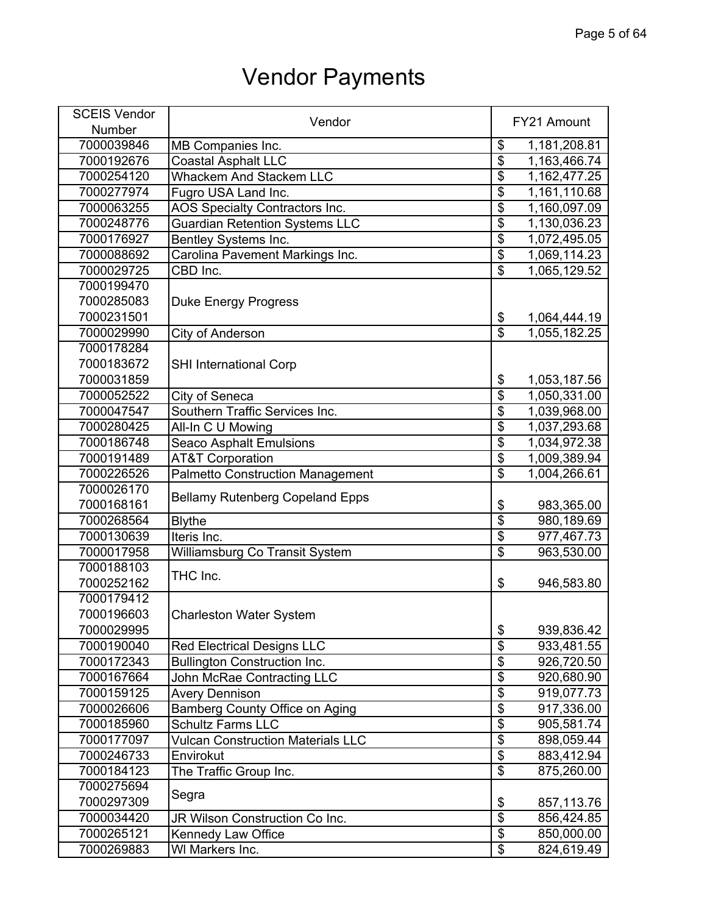# Vendor Payments

| SCEIS Vendor Number | Vendor | FY21 Amount |
|---|---|---|
| 7000039846 | MB Companies Inc. | $ 1,181,208.81 |
| 7000192676 | Coastal Asphalt LLC | $ 1,163,466.74 |
| 7000254120 | Whackem And Stackem LLC | $ 1,162,477.25 |
| 7000277974 | Fugro USA Land Inc. | $ 1,161,110.68 |
| 7000063255 | AOS Specialty Contractors Inc. | $ 1,160,097.09 |
| 7000248776 | Guardian Retention Systems LLC | $ 1,130,036.23 |
| 7000176927 | Bentley Systems Inc. | $ 1,072,495.05 |
| 7000088692 | Carolina Pavement Markings Inc. | $ 1,069,114.23 |
| 7000029725 | CBD Inc. | $ 1,065,129.52 |
| 7000199470<br>7000285083<br>7000231501 | Duke Energy Progress | $ 1,064,444.19 |
| 7000029990 | City of Anderson | $ 1,055,182.25 |
| 7000178284<br>7000183672<br>7000031859 | SHI International Corp | $ 1,053,187.56 |
| 7000052522 | City of Seneca | $ 1,050,331.00 |
| 7000047547 | Southern Traffic Services Inc. | $ 1,039,968.00 |
| 7000280425 | All-In C U Mowing | $ 1,037,293.68 |
| 7000186748 | Seaco Asphalt Emulsions | $ 1,034,972.38 |
| 7000191489 | AT&T Corporation | $ 1,009,389.94 |
| 7000226526 | Palmetto Construction Management | $ 1,004,266.61 |
| 7000026170<br>7000168161 | Bellamy Rutenberg Copeland Epps | $ 983,365.00 |
| 7000268564 | Blythe | $ 980,189.69 |
| 7000130639 | Iteris Inc. | $ 977,467.73 |
| 7000017958 | Williamsburg Co Transit System | $ 963,530.00 |
| 7000188103<br>7000252162 | THC Inc. | $ 946,583.80 |
| 7000179412<br>7000196603<br>7000029995 | Charleston Water System | $ 939,836.42 |
| 7000190040 | Red Electrical Designs LLC | $ 933,481.55 |
| 7000172343 | Bullington Construction Inc. | $ 926,720.50 |
| 7000167664 | John McRae Contracting LLC | $ 920,680.90 |
| 7000159125 | Avery Dennison | $ 919,077.73 |
| 7000026606 | Bamberg County Office on Aging | $ 917,336.00 |
| 7000185960 | Schultz Farms LLC | $ 905,581.74 |
| 7000177097 | Vulcan Construction Materials LLC | $ 898,059.44 |
| 7000246733 | Envirokut | $ 883,412.94 |
| 7000184123 | The Traffic Group Inc. | $ 875,260.00 |
| 7000275694<br>7000297309 | Segra | $ 857,113.76 |
| 7000034420 | JR Wilson Construction Co Inc. | $ 856,424.85 |
| 7000265121 | Kennedy Law Office | $ 850,000.00 |
| 7000269883 | Wl Markers Inc. | $ 824,619.49 |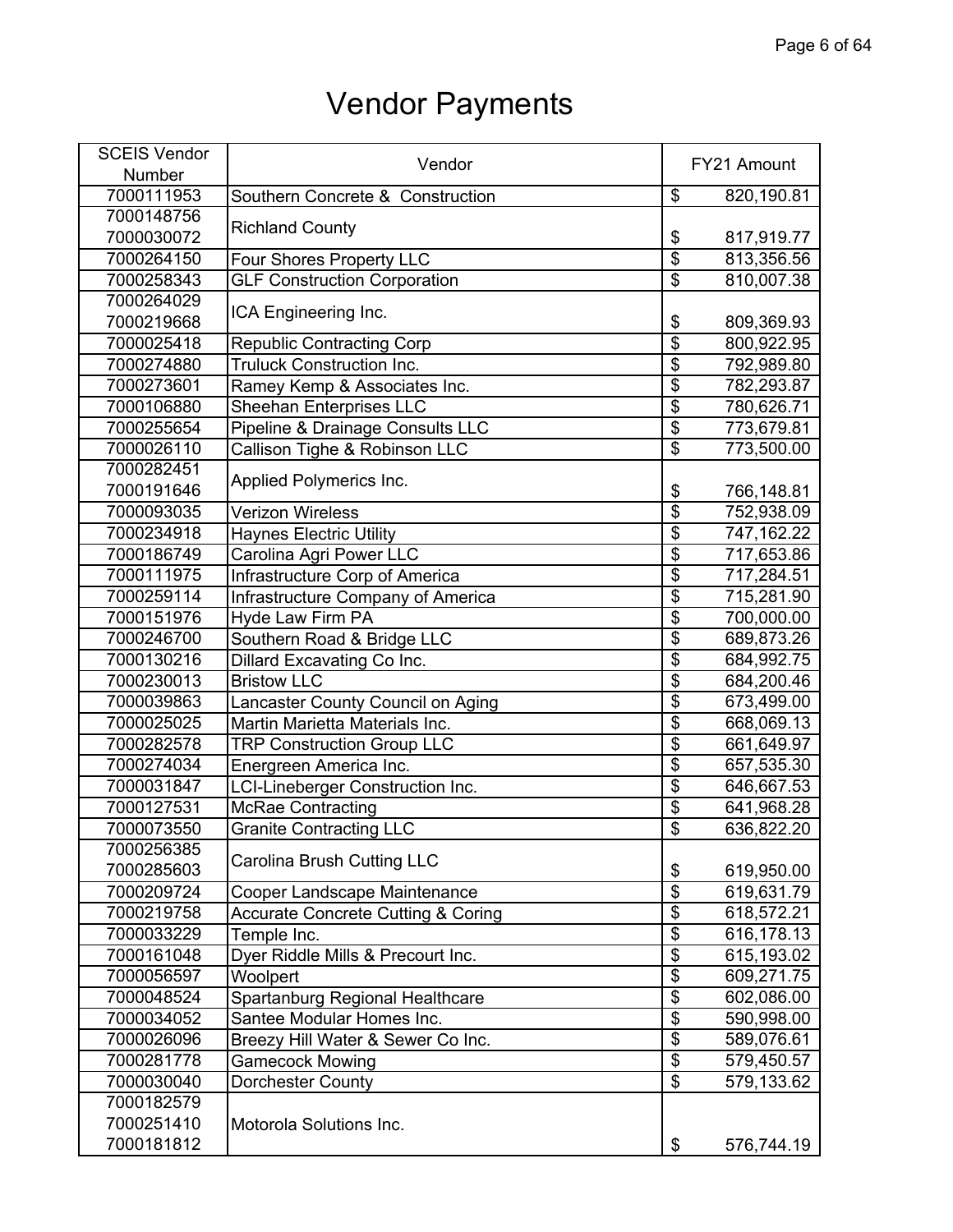# Vendor Payments

| SCEIS Vendor Number | Vendor | FY21 Amount |
|---|---|---|
| 7000111953 | Southern Concrete & Construction | $ 820,190.81 |
| 7000148756<br>7000030072 | Richland County | $ 817,919.77 |
| 7000264150 | Four Shores Property LLC | $ 813,356.56 |
| 7000258343 | GLF Construction Corporation | $ 810,007.38 |
| 7000264029<br>7000219668 | ICA Engineering Inc. | $ 809,369.93 |
| 7000025418 | Republic Contracting Corp | $ 800,922.95 |
| 7000274880 | Truluck Construction Inc. | $ 792,989.80 |
| 7000273601 | Ramey Kemp & Associates Inc. | $ 782,293.87 |
| 7000106880 | Sheehan Enterprises LLC | $ 780,626.71 |
| 7000255654 | Pipeline & Drainage Consults LLC | $ 773,679.81 |
| 7000026110 | Callison Tighe & Robinson LLC | $ 773,500.00 |
| 7000282451<br>7000191646 | Applied Polymerics Inc. | $ 766,148.81 |
| 7000093035 | Verizon Wireless | $ 752,938.09 |
| 7000234918 | Haynes Electric Utility | $ 747,162.22 |
| 7000186749 | Carolina Agri Power LLC | $ 717,653.86 |
| 7000111975 | Infrastructure Corp of America | $ 717,284.51 |
| 7000259114 | Infrastructure Company of America | $ 715,281.90 |
| 7000151976 | Hyde Law Firm PA | $ 700,000.00 |
| 7000246700 | Southern Road & Bridge LLC | $ 689,873.26 |
| 7000130216 | Dillard Excavating Co Inc. | $ 684,992.75 |
| 7000230013 | Bristow LLC | $ 684,200.46 |
| 7000039863 | Lancaster County Council on Aging | $ 673,499.00 |
| 7000025025 | Martin Marietta Materials Inc. | $ 668,069.13 |
| 7000282578 | TRP Construction Group LLC | $ 661,649.97 |
| 7000274034 | Energreen America Inc. | $ 657,535.30 |
| 7000031847 | LCI-Lineberger Construction Inc. | $ 646,667.53 |
| 7000127531 | McRae Contracting | $ 641,968.28 |
| 7000073550 | Granite Contracting LLC | $ 636,822.20 |
| 7000256385<br>7000285603 | Carolina Brush Cutting LLC | $ 619,950.00 |
| 7000209724 | Cooper Landscape Maintenance | $ 619,631.79 |
| 7000219758 | Accurate Concrete Cutting & Coring | $ 618,572.21 |
| 7000033229 | Temple Inc. | $ 616,178.13 |
| 7000161048 | Dyer Riddle Mills & Precourt Inc. | $ 615,193.02 |
| 7000056597 | Woolpert | $ 609,271.75 |
| 7000048524 | Spartanburg Regional Healthcare | $ 602,086.00 |
| 7000034052 | Santee Modular Homes Inc. | $ 590,998.00 |
| 7000026096 | Breezy Hill Water & Sewer Co Inc. | $ 589,076.61 |
| 7000281778 | Gamecock Mowing | $ 579,450.57 |
| 7000030040 | Dorchester County | $ 579,133.62 |
| 7000182579<br>7000251410<br>7000181812 | Motorola Solutions Inc. | $ 576,744.19 |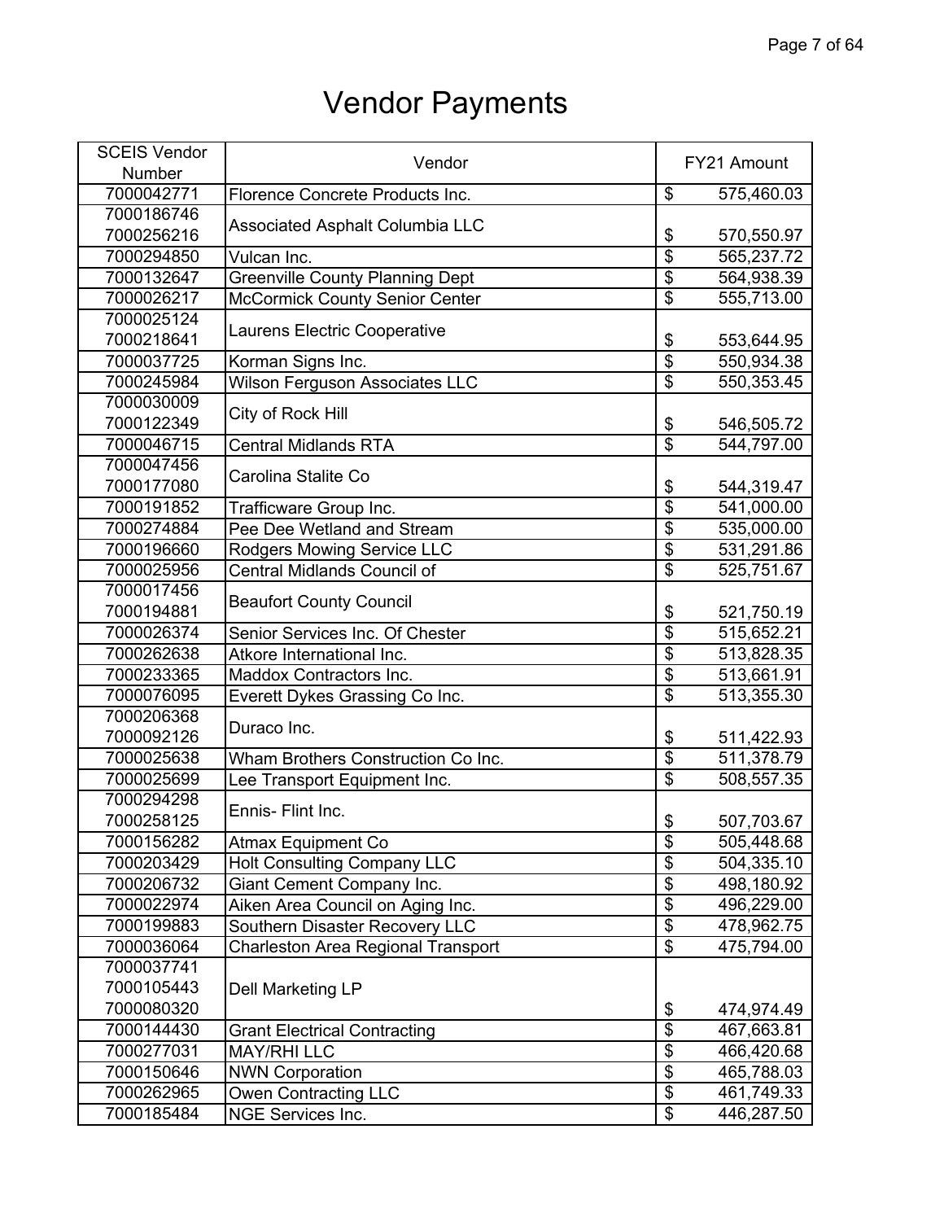# Vendor Payments

| SCEIS Vendor Number | Vendor | FY21 Amount |
|---|---|---|
| 7000042771 | Florence Concrete Products Inc. | $ 575,460.03 |
| 7000186746<br>7000256216 | Associated Asphalt Columbia LLC | $ 570,550.97 |
| 7000294850 | Vulcan Inc. | $ 565,237.72 |
| 7000132647 | Greenville County Planning Dept | $ 564,938.39 |
| 7000026217 | McCormick County Senior Center | $ 555,713.00 |
| 7000025124<br>7000218641 | Laurens Electric Cooperative | $ 553,644.95 |
| 7000037725 | Korman Signs Inc. | $ 550,934.38 |
| 7000245984 | Wilson Ferguson Associates LLC | $ 550,353.45 |
| 7000030009<br>7000122349 | City of Rock Hill | $ 546,505.72 |
| 7000046715 | Central Midlands RTA | $ 544,797.00 |
| 7000047456<br>7000177080 | Carolina Stalite Co | $ 544,319.47 |
| 7000191852 | Trafficware Group Inc. | $ 541,000.00 |
| 7000274884 | Pee Dee Wetland and Stream | $ 535,000.00 |
| 7000196660 | Rodgers Mowing Service LLC | $ 531,291.86 |
| 7000025956 | Central Midlands Council of | $ 525,751.67 |
| 7000017456<br>7000194881 | Beaufort County Council | $ 521,750.19 |
| 7000026374 | Senior Services Inc. Of Chester | $ 515,652.21 |
| 7000262638 | Atkore International Inc. | $ 513,828.35 |
| 7000233365 | Maddox Contractors Inc. | $ 513,661.91 |
| 7000076095 | Everett Dykes Grassing Co Inc. | $ 513,355.30 |
| 7000206368<br>7000092126 | Duraco Inc. | $ 511,422.93 |
| 7000025638 | Wham Brothers Construction Co Inc. | $ 511,378.79 |
| 7000025699 | Lee Transport Equipment Inc. | $ 508,557.35 |
| 7000294298<br>7000258125 | Ennis- Flint Inc. | $ 507,703.67 |
| 7000156282 | Atmax Equipment Co | $ 505,448.68 |
| 7000203429 | Holt Consulting Company LLC | $ 504,335.10 |
| 7000206732 | Giant Cement Company Inc. | $ 498,180.92 |
| 7000022974 | Aiken Area Council on Aging Inc. | $ 496,229.00 |
| 7000199883 | Southern Disaster Recovery LLC | $ 478,962.75 |
| 7000036064 | Charleston Area Regional Transport | $ 475,794.00 |
| 7000037741<br>7000105443<br>7000080320 | Dell Marketing LP | $ 474,974.49 |
| 7000144430 | Grant Electrical Contracting | $ 467,663.81 |
| 7000277031 | MAY/RHI LLC | $ 466,420.68 |
| 7000150646 | NWN Corporation | $ 465,788.03 |
| 7000262965 | Owen Contracting LLC | $ 461,749.33 |
| 7000185484 | NGE Services Inc. | $ 446,287.50 |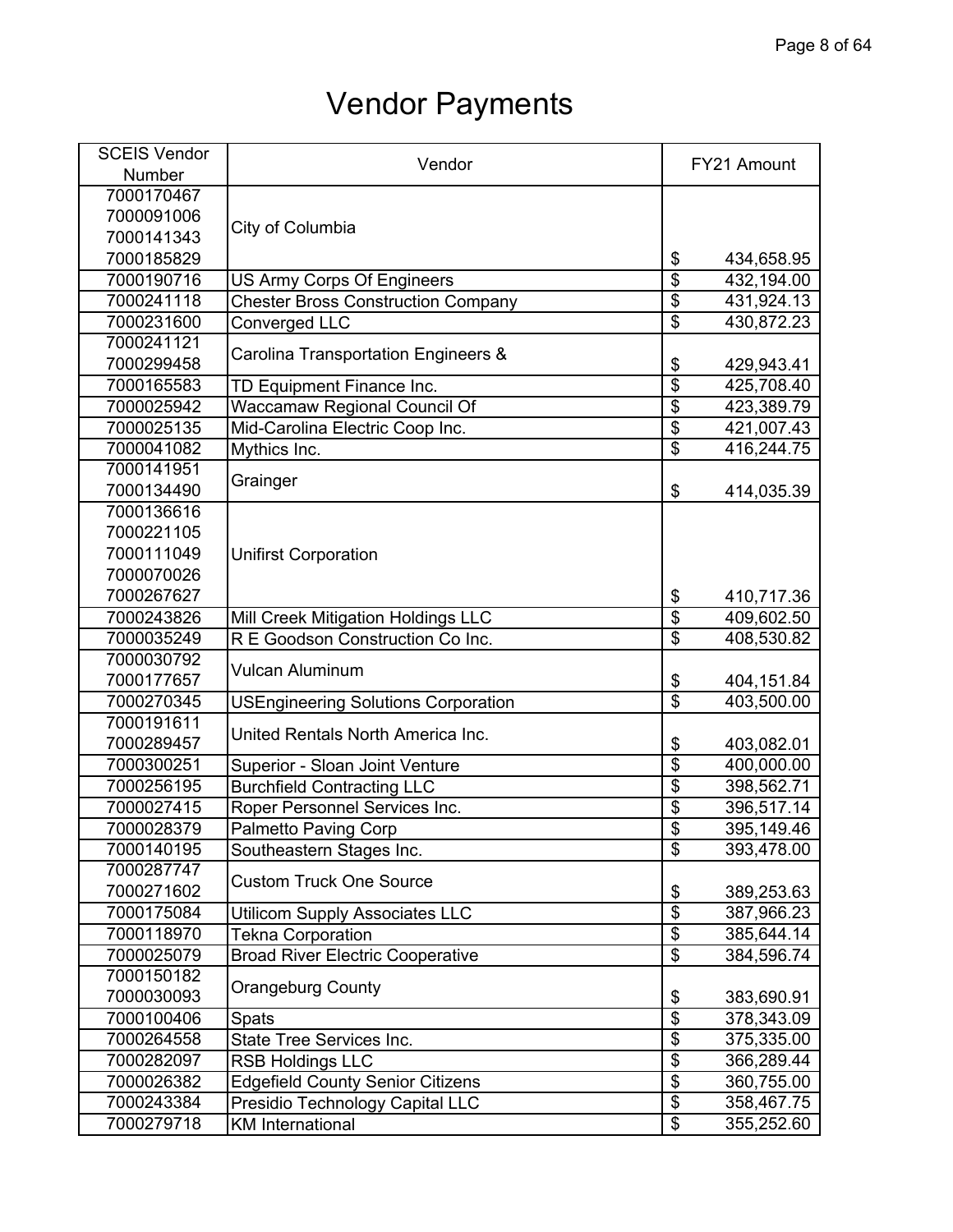# Vendor Payments

| SCEIS Vendor Number | Vendor | FY21 Amount |
|---|---|---|
| 7000170467<br>7000091006<br>7000141343<br>7000185829 | City of Columbia | $ 434,658.95 |
| 7000190716 | US Army Corps Of Engineers | $ 432,194.00 |
| 7000241118 | Chester Bross Construction Company | $ 431,924.13 |
| 7000231600 | Converged LLC | $ 430,872.23 |
| 7000241121<br>7000299458 | Carolina Transportation Engineers & | $ 429,943.41 |
| 7000165583 | TD Equipment Finance Inc. | $ 425,708.40 |
| 7000025942 | Waccamaw Regional Council Of | $ 423,389.79 |
| 7000025135 | Mid-Carolina Electric Coop Inc. | $ 421,007.43 |
| 7000041082 | Mythics Inc. | $ 416,244.75 |
| 7000141951<br>7000134490 | Grainger | $ 414,035.39 |
| 7000136616<br>7000221105<br>7000111049<br>7000070026<br>7000267627 | Unifirst Corporation | $ 410,717.36 |
| 7000243826 | Mill Creek Mitigation Holdings LLC | $ 409,602.50 |
| 7000035249 | R E Goodson Construction Co Inc. | $ 408,530.82 |
| 7000030792<br>7000177657 | Vulcan Aluminum | $ 404,151.84 |
| 7000270345 | USEngineering Solutions Corporation | $ 403,500.00 |
| 7000191611<br>7000289457 | United Rentals North America Inc. | $ 403,082.01 |
| 7000300251 | Superior - Sloan Joint Venture | $ 400,000.00 |
| 7000256195 | Burchfield Contracting LLC | $ 398,562.71 |
| 7000027415 | Roper Personnel Services Inc. | $ 396,517.14 |
| 7000028379 | Palmetto Paving Corp | $ 395,149.46 |
| 7000140195 | Southeastern Stages Inc. | $ 393,478.00 |
| 7000287747<br>7000271602 | Custom Truck One Source | $ 389,253.63 |
| 7000175084 | Utilicom Supply Associates LLC | $ 387,966.23 |
| 7000118970 | Tekna Corporation | $ 385,644.14 |
| 7000025079 | Broad River Electric Cooperative | $ 384,596.74 |
| 7000150182<br>7000030093 | Orangeburg County | $ 383,690.91 |
| 7000100406 | Spats | $ 378,343.09 |
| 7000264558 | State Tree Services Inc. | $ 375,335.00 |
| 7000282097 | RSB Holdings LLC | $ 366,289.44 |
| 7000026382 | Edgefield County Senior Citizens | $ 360,755.00 |
| 7000243384 | Presidio Technology Capital LLC | $ 358,467.75 |
| 7000279718 | KM International | $ 355,252.60 |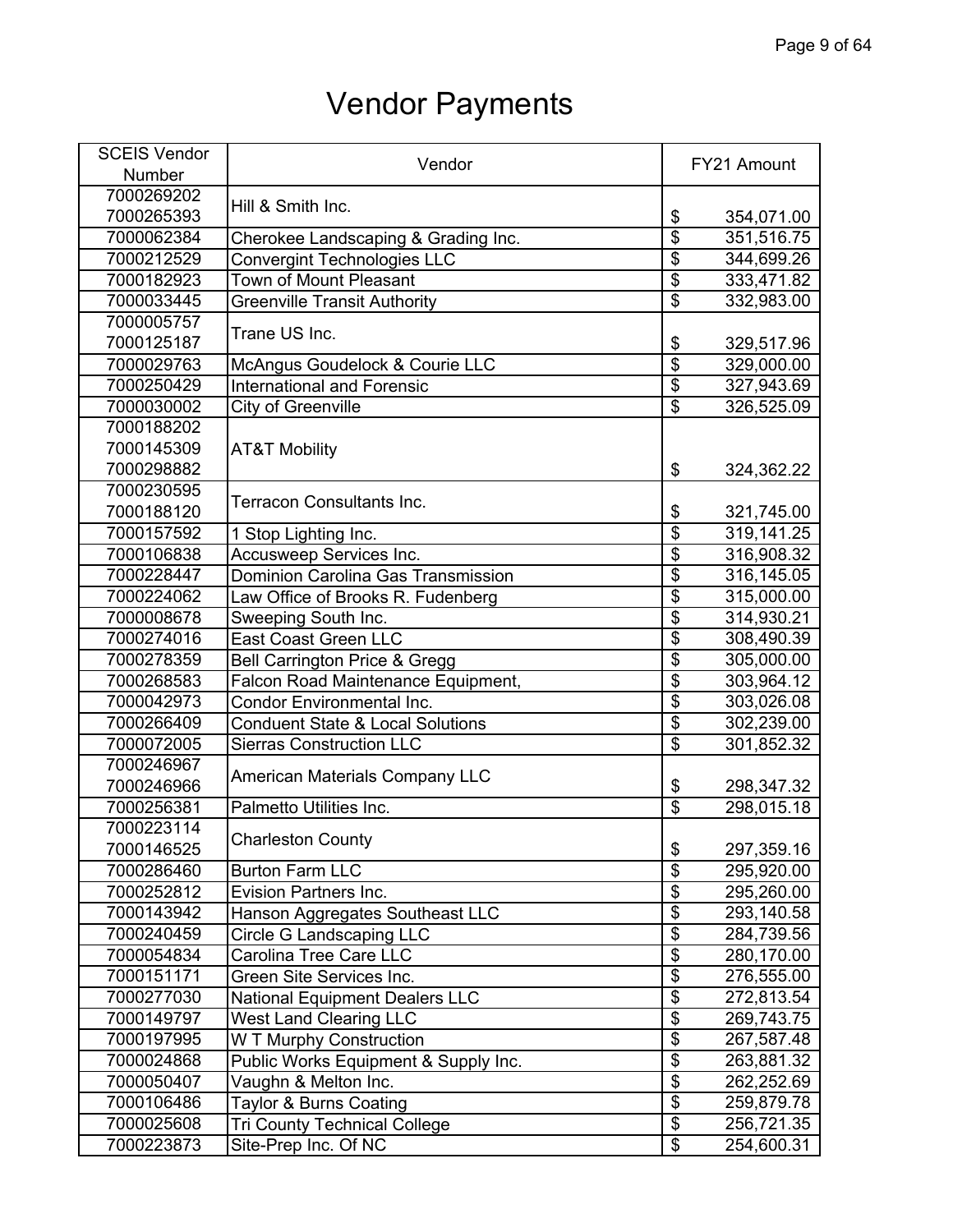# Vendor Payments

| SCEIS Vendor Number | Vendor | FY21 Amount |
|---|---|---|
| 7000269202 7000265393 | Hill & Smith Inc. | $ 354,071.00 |
| 7000062384 | Cherokee Landscaping & Grading Inc. | $ 351,516.75 |
| 7000212529 | Convergint Technologies LLC | $ 344,699.26 |
| 7000182923 | Town of Mount Pleasant | $ 333,471.82 |
| 7000033445 | Greenville Transit Authority | $ 332,983.00 |
| 7000005757 7000125187 | Trane US Inc. | $ 329,517.96 |
| 7000029763 | McAngus Goudelock & Courie LLC | $ 329,000.00 |
| 7000250429 | International and Forensic | $ 327,943.69 |
| 7000030002 | City of Greenville | $ 326,525.09 |
| 7000188202 7000145309 7000298882 | AT&T Mobility | $ 324,362.22 |
| 7000230595 7000188120 | Terracon Consultants Inc. | $ 321,745.00 |
| 7000157592 | 1 Stop Lighting Inc. | $ 319,141.25 |
| 7000106838 | Accusweep Services Inc. | $ 316,908.32 |
| 7000228447 | Dominion Carolina Gas Transmission | $ 316,145.05 |
| 7000224062 | Law Office of Brooks R. Fudenberg | $ 315,000.00 |
| 7000008678 | Sweeping South Inc. | $ 314,930.21 |
| 7000274016 | East Coast Green LLC | $ 308,490.39 |
| 7000278359 | Bell Carrington Price & Gregg | $ 305,000.00 |
| 7000268583 | Falcon Road Maintenance Equipment, | $ 303,964.12 |
| 7000042973 | Condor Environmental Inc. | $ 303,026.08 |
| 7000266409 | Conduent State & Local Solutions | $ 302,239.00 |
| 7000072005 | Sierras Construction LLC | $ 301,852.32 |
| 7000246967 7000246966 | American Materials Company LLC | $ 298,347.32 |
| 7000256381 | Palmetto Utilities Inc. | $ 298,015.18 |
| 7000223114 7000146525 | Charleston County | $ 297,359.16 |
| 7000286460 | Burton Farm LLC | $ 295,920.00 |
| 7000252812 | Evision Partners Inc. | $ 295,260.00 |
| 7000143942 | Hanson Aggregates Southeast LLC | $ 293,140.58 |
| 7000240459 | Circle G Landscaping LLC | $ 284,739.56 |
| 7000054834 | Carolina Tree Care LLC | $ 280,170.00 |
| 7000151171 | Green Site Services Inc. | $ 276,555.00 |
| 7000277030 | National Equipment Dealers LLC | $ 272,813.54 |
| 7000149797 | West Land Clearing LLC | $ 269,743.75 |
| 7000197995 | W T Murphy Construction | $ 267,587.48 |
| 7000024868 | Public Works Equipment & Supply Inc. | $ 263,881.32 |
| 7000050407 | Vaughn & Melton Inc. | $ 262,252.69 |
| 7000106486 | Taylor & Burns Coating | $ 259,879.78 |
| 7000025608 | Tri County Technical College | $ 256,721.35 |
| 7000223873 | Site-Prep Inc. Of NC | $ 254,600.31 |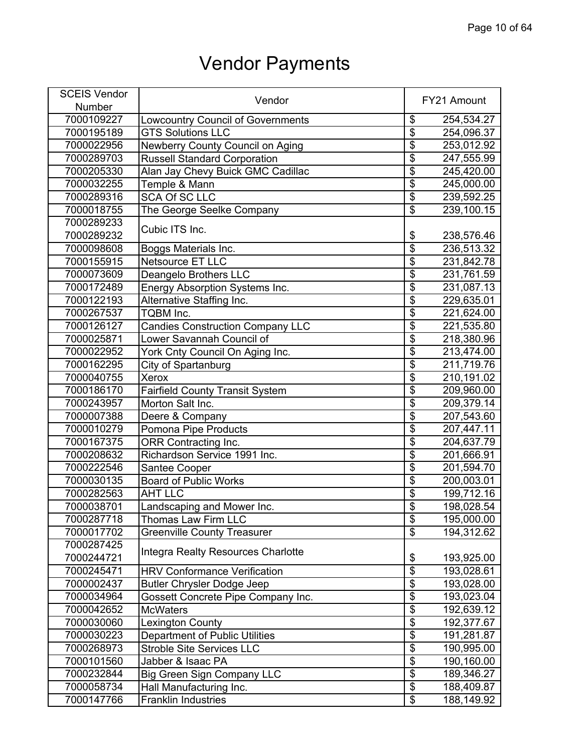# Vendor Payments

| SCEIS Vendor Number | Vendor | FY21 Amount |
|---|---|---|
| 7000109227 | Lowcountry Council of Governments | $ 254,534.27 |
| 7000195189 | GTS Solutions LLC | $ 254,096.37 |
| 7000022956 | Newberry County Council on Aging | $ 253,012.92 |
| 7000289703 | Russell Standard Corporation | $ 247,555.99 |
| 7000205330 | Alan Jay Chevy Buick GMC Cadillac | $ 245,420.00 |
| 7000032255 | Temple & Mann | $ 245,000.00 |
| 7000289316 | SCA Of SC LLC | $ 239,592.25 |
| 7000018755 | The George Seelke Company | $ 239,100.15 |
| 7000289233 7000289232 | Cubic ITS Inc. | $ 238,576.46 |
| 7000098608 | Boggs Materials Inc. | $ 236,513.32 |
| 7000155915 | Netsource ET LLC | $ 231,842.78 |
| 7000073609 | Deangelo Brothers LLC | $ 231,761.59 |
| 7000172489 | Energy Absorption Systems Inc. | $ 231,087.13 |
| 7000122193 | Alternative Staffing Inc. | $ 229,635.01 |
| 7000267537 | TQBM Inc. | $ 221,624.00 |
| 7000126127 | Candies Construction Company LLC | $ 221,535.80 |
| 7000025871 | Lower Savannah Council of | $ 218,380.96 |
| 7000022952 | York Cnty Council On Aging Inc. | $ 213,474.00 |
| 7000162295 | City of Spartanburg | $ 211,719.76 |
| 7000040755 | Xerox | $ 210,191.02 |
| 7000186170 | Fairfield County Transit System | $ 209,960.00 |
| 7000243957 | Morton Salt Inc. | $ 209,379.14 |
| 7000007388 | Deere & Company | $ 207,543.60 |
| 7000010279 | Pomona Pipe Products | $ 207,447.11 |
| 7000167375 | ORR Contracting Inc. | $ 204,637.79 |
| 7000208632 | Richardson Service 1991 Inc. | $ 201,666.91 |
| 7000222546 | Santee Cooper | $ 201,594.70 |
| 7000030135 | Board of Public Works | $ 200,003.01 |
| 7000282563 | AHT LLC | $ 199,712.16 |
| 7000038701 | Landscaping and Mower Inc. | $ 198,028.54 |
| 7000287718 | Thomas Law Firm LLC | $ 195,000.00 |
| 7000017702 | Greenville County Treasurer | $ 194,312.62 |
| 7000287425 7000244721 | Integra Realty Resources Charlotte | $ 193,925.00 |
| 7000245471 | HRV Conformance Verification | $ 193,028.61 |
| 7000002437 | Butler Chrysler Dodge Jeep | $ 193,028.00 |
| 7000034964 | Gossett Concrete Pipe Company Inc. | $ 193,023.04 |
| 7000042652 | McWaters | $ 192,639.12 |
| 7000030060 | Lexington County | $ 192,377.67 |
| 7000030223 | Department of Public Utilities | $ 191,281.87 |
| 7000268973 | Stroble Site Services LLC | $ 190,995.00 |
| 7000101560 | Jabber & Isaac PA | $ 190,160.00 |
| 7000232844 | Big Green Sign Company LLC | $ 189,346.27 |
| 7000058734 | Hall Manufacturing Inc. | $ 188,409.87 |
| 7000147766 | Franklin Industries | $ 188,149.92 |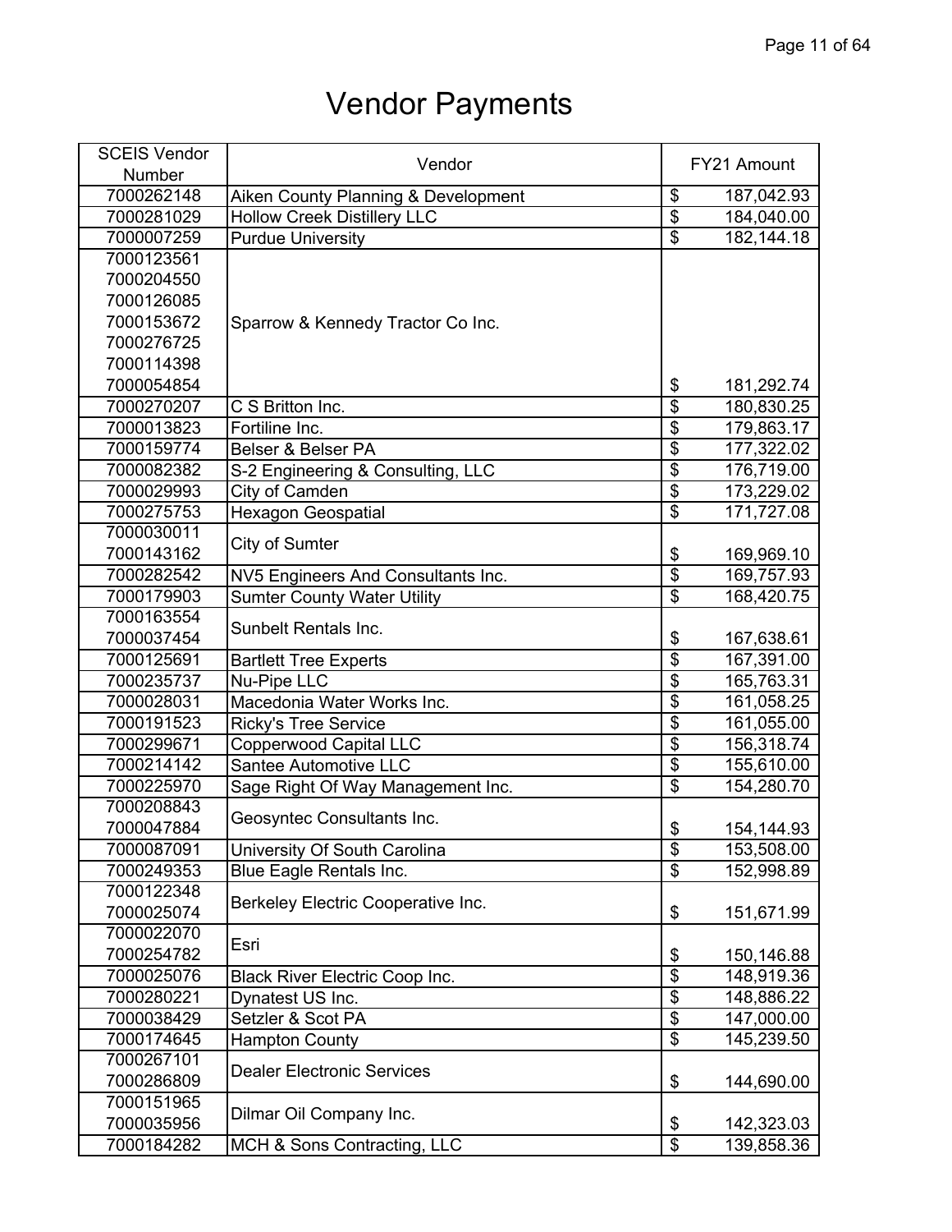# Vendor Payments

| SCEIS Vendor Number | Vendor | FY21 Amount |
|---|---|---|
| 7000262148 | Aiken County Planning & Development | $ 187,042.93 |
| 7000281029 | Hollow Creek Distillery LLC | $ 184,040.00 |
| 7000007259 | Purdue University | $ 182,144.18 |
| 7000123561<br>7000204550<br>7000126085<br>7000153672<br>7000276725<br>7000114398<br>7000054854 | Sparrow & Kennedy Tractor Co Inc. | $ 181,292.74 |
| 7000270207 | C S Britton Inc. | $ 180,830.25 |
| 7000013823 | Fortiline Inc. | $ 179,863.17 |
| 7000159774 | Belser & Belser PA | $ 177,322.02 |
| 7000082382 | S-2 Engineering & Consulting, LLC | $ 176,719.00 |
| 7000029993 | City of Camden | $ 173,229.02 |
| 7000275753 | Hexagon Geospatial | $ 171,727.08 |
| 7000030011<br>7000143162 | City of Sumter | $ 169,969.10 |
| 7000282542 | NV5 Engineers And Consultants Inc. | $ 169,757.93 |
| 7000179903 | Sumter County Water Utility | $ 168,420.75 |
| 7000163554<br>7000037454 | Sunbelt Rentals Inc. | $ 167,638.61 |
| 7000125691 | Bartlett Tree Experts | $ 167,391.00 |
| 7000235737 | Nu-Pipe LLC | $ 165,763.31 |
| 7000028031 | Macedonia Water Works Inc. | $ 161,058.25 |
| 7000191523 | Ricky's Tree Service | $ 161,055.00 |
| 7000299671 | Copperwood Capital LLC | $ 156,318.74 |
| 7000214142 | Santee Automotive LLC | $ 155,610.00 |
| 7000225970 | Sage Right Of Way Management Inc. | $ 154,280.70 |
| 7000208843<br>7000047884 | Geosyntec Consultants Inc. | $ 154,144.93 |
| 7000087091 | University Of South Carolina | $ 153,508.00 |
| 7000249353 | Blue Eagle Rentals Inc. | $ 152,998.89 |
| 7000122348<br>7000025074 | Berkeley Electric Cooperative Inc. | $ 151,671.99 |
| 7000022070<br>7000254782 | Esri | $ 150,146.88 |
| 7000025076 | Black River Electric Coop Inc. | $ 148,919.36 |
| 7000280221 | Dynatest US Inc. | $ 148,886.22 |
| 7000038429 | Setzler & Scot PA | $ 147,000.00 |
| 7000174645 | Hampton County | $ 145,239.50 |
| 7000267101<br>7000286809 | Dealer Electronic Services | $ 144,690.00 |
| 7000151965<br>7000035956 | Dilmar Oil Company Inc. | $ 142,323.03 |
| 7000184282 | MCH & Sons Contracting, LLC | $ 139,858.36 |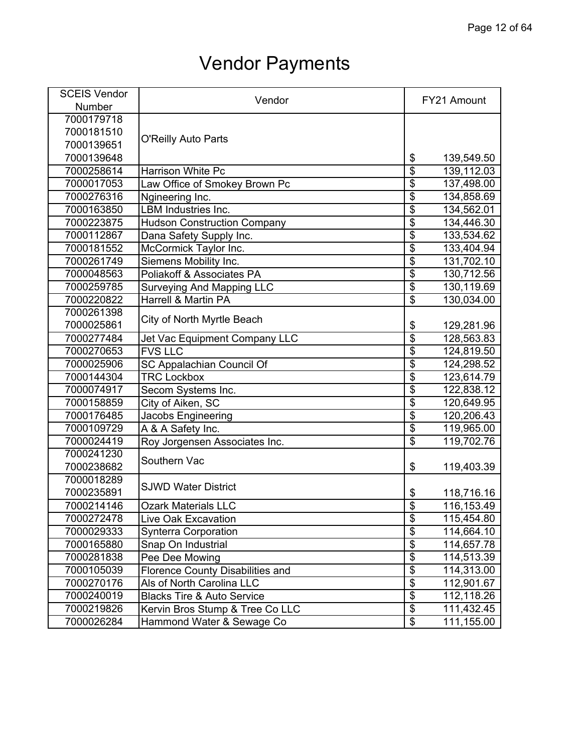# Vendor Payments

| SCEIS Vendor Number | Vendor | FY21 Amount |
|---|---|---|
| 7000179718<br>7000181510<br>7000139651<br>7000139648 | O'Reilly Auto Parts | $ 139,549.50 |
| 7000258614 | Harrison White Pc | $ 139,112.03 |
| 7000017053 | Law Office of Smokey Brown Pc | $ 137,498.00 |
| 7000276316 | Ngineering Inc. | $ 134,858.69 |
| 7000163850 | LBM Industries Inc. | $ 134,562.01 |
| 7000223875 | Hudson Construction Company | $ 134,446.30 |
| 7000112867 | Dana Safety Supply Inc. | $ 133,534.62 |
| 7000181552 | McCormick Taylor Inc. | $ 133,404.94 |
| 7000261749 | Siemens Mobility Inc. | $ 131,702.10 |
| 7000048563 | Poliakoff & Associates PA | $ 130,712.56 |
| 7000259785 | Surveying And Mapping LLC | $ 130,119.69 |
| 7000220822 | Harrell & Martin PA | $ 130,034.00 |
| 7000261398<br>7000025861 | City of North Myrtle Beach | $ 129,281.96 |
| 7000277484 | Jet Vac Equipment Company LLC | $ 128,563.83 |
| 7000270653 | FVS LLC | $ 124,819.50 |
| 7000025906 | SC Appalachian Council Of | $ 124,298.52 |
| 7000144304 | TRC Lockbox | $ 123,614.79 |
| 7000074917 | Secom Systems Inc. | $ 122,838.12 |
| 7000158859 | City of Aiken, SC | $ 120,649.95 |
| 7000176485 | Jacobs Engineering | $ 120,206.43 |
| 7000109729 | A & A Safety Inc. | $ 119,965.00 |
| 7000024419 | Roy Jorgensen Associates Inc. | $ 119,702.76 |
| 7000241230<br>7000238682 | Southern Vac | $ 119,403.39 |
| 7000018289<br>7000235891 | SJWD Water District | $ 118,716.16 |
| 7000214146 | Ozark Materials LLC | $ 116,153.49 |
| 7000272478 | Live Oak Excavation | $ 115,454.80 |
| 7000029333 | Synterra Corporation | $ 114,664.10 |
| 7000165880 | Snap On Industrial | $ 114,657.78 |
| 7000281838 | Pee Dee Mowing | $ 114,513.39 |
| 7000105039 | Florence County Disabilities and | $ 114,313.00 |
| 7000270176 | Als of North Carolina LLC | $ 112,901.67 |
| 7000240019 | Blacks Tire & Auto Service | $ 112,118.26 |
| 7000219826 | Kervin Bros Stump & Tree Co LLC | $ 111,432.45 |
| 7000026284 | Hammond Water & Sewage Co | $ 111,155.00 |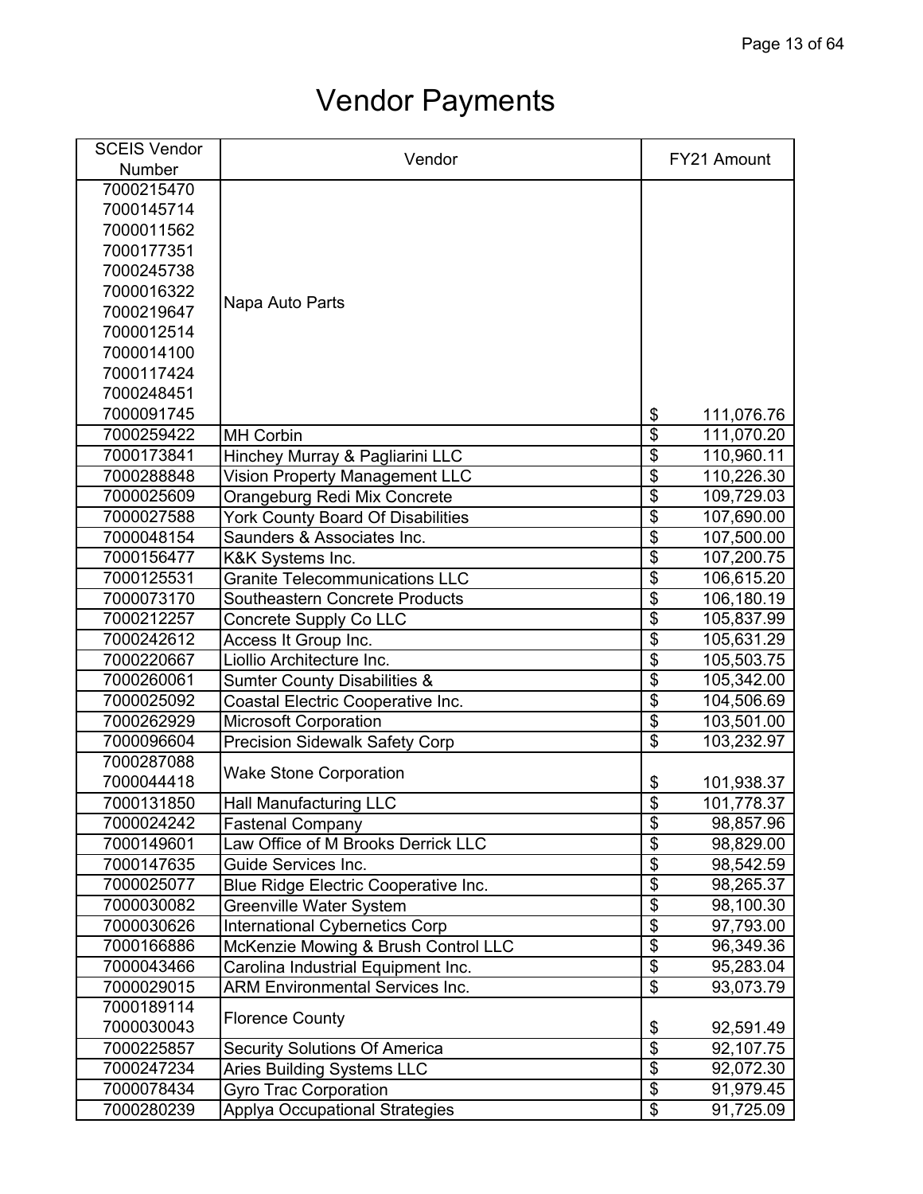# Vendor Payments

| SCEIS Vendor Number | Vendor | FY21 Amount |
|---|---|---|
| 7000215470<br>7000145714<br>7000011562<br>7000177351<br>7000245738<br>7000016322<br>7000219647<br>7000012514<br>7000014100<br>7000117424<br>7000248451<br>7000091745 | Napa Auto Parts | $ 111,076.76 |
| 7000259422 | MH Corbin | $ 111,070.20 |
| 7000173841 | Hinchey Murray & Pagliarini LLC | $ 110,960.11 |
| 7000288848 | Vision Property Management LLC | $ 110,226.30 |
| 7000025609 | Orangeburg Redi Mix Concrete | $ 109,729.03 |
| 7000027588 | York County Board Of Disabilities | $ 107,690.00 |
| 7000048154 | Saunders & Associates Inc. | $ 107,500.00 |
| 7000156477 | K&K Systems Inc. | $ 107,200.75 |
| 7000125531 | Granite Telecommunications LLC | $ 106,615.20 |
| 7000073170 | Southeastern Concrete Products | $ 106,180.19 |
| 7000212257 | Concrete Supply Co LLC | $ 105,837.99 |
| 7000242612 | Access It Group Inc. | $ 105,631.29 |
| 7000220667 | Liollio Architecture Inc. | $ 105,503.75 |
| 7000260061 | Sumter County Disabilities & | $ 105,342.00 |
| 7000025092 | Coastal Electric Cooperative Inc. | $ 104,506.69 |
| 7000262929 | Microsoft Corporation | $ 103,501.00 |
| 7000096604 | Precision Sidewalk Safety Corp | $ 103,232.97 |
| 7000287088<br>7000044418 | Wake Stone Corporation | $ 101,938.37 |
| 7000131850 | Hall Manufacturing LLC | $ 101,778.37 |
| 7000024242 | Fastenal Company | $ 98,857.96 |
| 7000149601 | Law Office of M Brooks Derrick LLC | $ 98,829.00 |
| 7000147635 | Guide Services Inc. | $ 98,542.59 |
| 7000025077 | Blue Ridge Electric Cooperative Inc. | $ 98,265.37 |
| 7000030082 | Greenville Water System | $ 98,100.30 |
| 7000030626 | International Cybernetics Corp | $ 97,793.00 |
| 7000166886 | McKenzie Mowing & Brush Control LLC | $ 96,349.36 |
| 7000043466 | Carolina Industrial Equipment Inc. | $ 95,283.04 |
| 7000029015 | ARM Environmental Services Inc. | $ 93,073.79 |
| 7000189114<br>7000030043 | Florence County | $ 92,591.49 |
| 7000225857 | Security Solutions Of America | $ 92,107.75 |
| 7000247234 | Aries Building Systems LLC | $ 92,072.30 |
| 7000078434 | Gyro Trac Corporation | $ 91,979.45 |
| 7000280239 | Applya Occupational Strategies | $ 91,725.09 |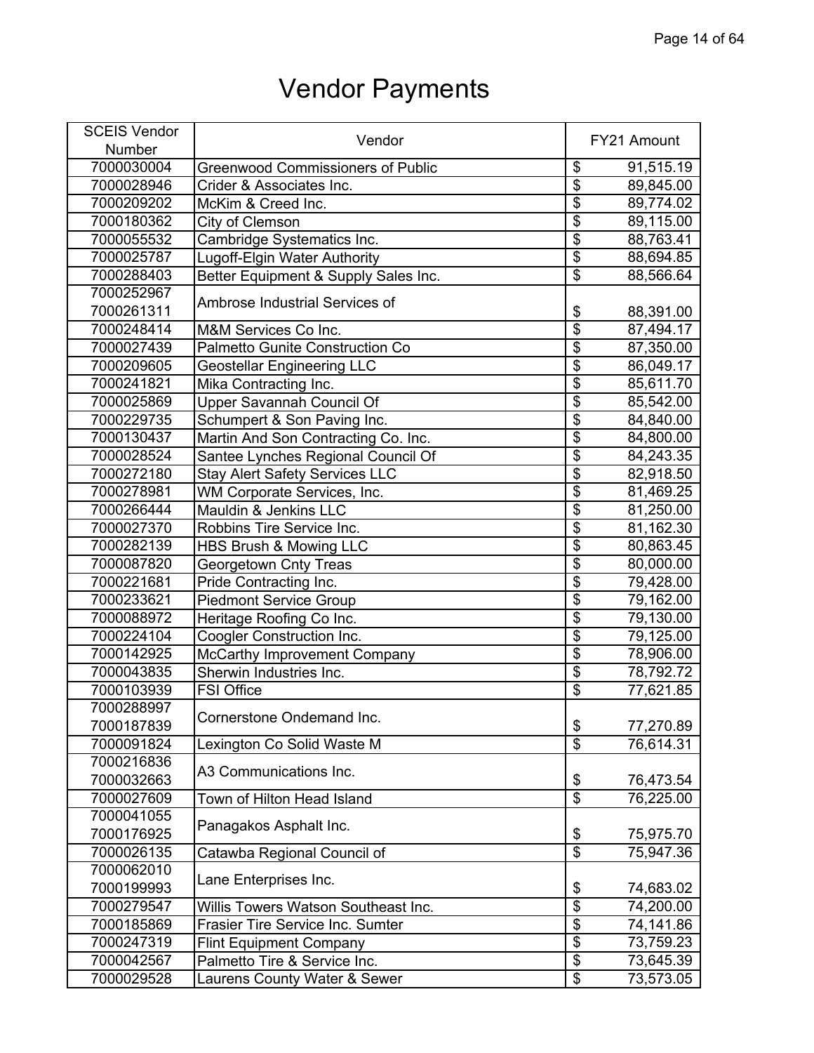# Vendor Payments

| SCEIS Vendor Number | Vendor | FY21 Amount |
|---|---|---|
| 7000030004 | Greenwood Commissioners of Public | $ 91,515.19 |
| 7000028946 | Crider & Associates Inc. | $ 89,845.00 |
| 7000209202 | McKim & Creed Inc. | $ 89,774.02 |
| 7000180362 | City of Clemson | $ 89,115.00 |
| 7000055532 | Cambridge Systematics Inc. | $ 88,763.41 |
| 7000025787 | Lugoff-Elgin Water Authority | $ 88,694.85 |
| 7000288403 | Better Equipment & Supply Sales Inc. | $ 88,566.64 |
| 7000252967<br>7000261311 | Ambrose Industrial Services of | $ 88,391.00 |
| 7000248414 | M&M Services Co Inc. | $ 87,494.17 |
| 7000027439 | Palmetto Gunite Construction Co | $ 87,350.00 |
| 7000209605 | Geostellar Engineering LLC | $ 86,049.17 |
| 7000241821 | Mika Contracting Inc. | $ 85,611.70 |
| 7000025869 | Upper Savannah Council Of | $ 85,542.00 |
| 7000229735 | Schumpert & Son Paving Inc. | $ 84,840.00 |
| 7000130437 | Martin And Son Contracting Co. Inc. | $ 84,800.00 |
| 7000028524 | Santee Lynches Regional Council Of | $ 84,243.35 |
| 7000272180 | Stay Alert Safety Services LLC | $ 82,918.50 |
| 7000278981 | WM Corporate Services, Inc. | $ 81,469.25 |
| 7000266444 | Mauldin & Jenkins LLC | $ 81,250.00 |
| 7000027370 | Robbins Tire Service Inc. | $ 81,162.30 |
| 7000282139 | HBS Brush & Mowing LLC | $ 80,863.45 |
| 7000087820 | Georgetown Cnty Treas | $ 80,000.00 |
| 7000221681 | Pride Contracting Inc. | $ 79,428.00 |
| 7000233621 | Piedmont Service Group | $ 79,162.00 |
| 7000088972 | Heritage Roofing Co Inc. | $ 79,130.00 |
| 7000224104 | Coogler Construction Inc. | $ 79,125.00 |
| 7000142925 | McCarthy Improvement Company | $ 78,906.00 |
| 7000043835 | Sherwin Industries Inc. | $ 78,792.72 |
| 7000103939 | FSI Office | $ 77,621.85 |
| 7000288997<br>7000187839 | Cornerstone Ondemand Inc. | $ 77,270.89 |
| 7000091824 | Lexington Co Solid Waste M | $ 76,614.31 |
| 7000216836<br>7000032663 | A3 Communications Inc. | $ 76,473.54 |
| 7000027609 | Town of Hilton Head Island | $ 76,225.00 |
| 7000041055<br>7000176925 | Panagakos Asphalt Inc. | $ 75,975.70 |
| 7000026135 | Catawba Regional Council of | $ 75,947.36 |
| 7000062010<br>7000199993 | Lane Enterprises Inc. | $ 74,683.02 |
| 7000279547 | Willis Towers Watson Southeast Inc. | $ 74,200.00 |
| 7000185869 | Frasier Tire Service Inc. Sumter | $ 74,141.86 |
| 7000247319 | Flint Equipment Company | $ 73,759.23 |
| 7000042567 | Palmetto Tire & Service Inc. | $ 73,645.39 |
| 7000029528 | Laurens County Water & Sewer | $ 73,573.05 |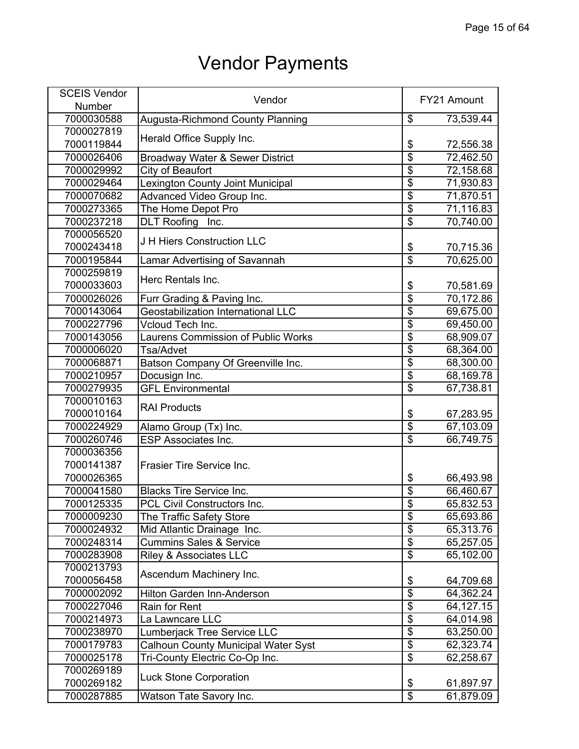# Vendor Payments

| SCEIS Vendor Number | Vendor | FY21 Amount |
|---|---|---|
| 7000030588 | Augusta-Richmond County Planning | $ 73,539.44 |
| 7000027819<br>7000119844 | Herald Office Supply Inc. | $ 72,556.38 |
| 7000026406 | Broadway Water & Sewer District | $ 72,462.50 |
| 7000029992 | City of Beaufort | $ 72,158.68 |
| 7000029464 | Lexington County Joint Municipal | $ 71,930.83 |
| 7000070682 | Advanced Video Group Inc. | $ 71,870.51 |
| 7000273365 | The Home Depot Pro | $ 71,116.83 |
| 7000237218 | DLT Roofing Inc. | $ 70,740.00 |
| 7000056520<br>7000243418 | J H Hiers Construction LLC | $ 70,715.36 |
| 7000195844 | Lamar Advertising of Savannah | $ 70,625.00 |
| 7000259819<br>7000033603 | Herc Rentals Inc. | $ 70,581.69 |
| 7000026026 | Furr Grading & Paving Inc. | $ 70,172.86 |
| 7000143064 | Geostabilization International LLC | $ 69,675.00 |
| 7000227796 | Vcloud Tech Inc. | $ 69,450.00 |
| 7000143056 | Laurens Commission of Public Works | $ 68,909.07 |
| 7000006020 | Tsa/Advet | $ 68,364.00 |
| 7000068871 | Batson Company Of Greenville Inc. | $ 68,300.00 |
| 7000210957 | Docusign Inc. | $ 68,169.78 |
| 7000279935 | GFL Environmental | $ 67,738.81 |
| 7000010163<br>7000010164 | RAI Products | $ 67,283.95 |
| 7000224929 | Alamo Group (Tx) Inc. | $ 67,103.09 |
| 7000260746 | ESP Associates Inc. | $ 66,749.75 |
| 7000036356<br>7000141387<br>7000026365 | Frasier Tire Service Inc. | $ 66,493.98 |
| 7000041580 | Blacks Tire Service Inc. | $ 66,460.67 |
| 7000125335 | PCL Civil Constructors Inc. | $ 65,832.53 |
| 7000009230 | The Traffic Safety Store | $ 65,693.86 |
| 7000024932 | Mid Atlantic Drainage Inc. | $ 65,313.76 |
| 7000248314 | Cummins Sales & Service | $ 65,257.05 |
| 7000283908 | Riley & Associates LLC | $ 65,102.00 |
| 7000213793<br>7000056458 | Ascendum Machinery Inc. | $ 64,709.68 |
| 7000002092 | Hilton Garden Inn-Anderson | $ 64,362.24 |
| 7000227046 | Rain for Rent | $ 64,127.15 |
| 7000214973 | La Lawncare LLC | $ 64,014.98 |
| 7000238970 | Lumberjack Tree Service LLC | $ 63,250.00 |
| 7000179783 | Calhoun County Municipal Water Syst | $ 62,323.74 |
| 7000025178 | Tri-County Electric Co-Op Inc. | $ 62,258.67 |
| 7000269189<br>7000269182 | Luck Stone Corporation | $ 61,897.97 |
| 7000287885 | Watson Tate Savory Inc. | $ 61,879.09 |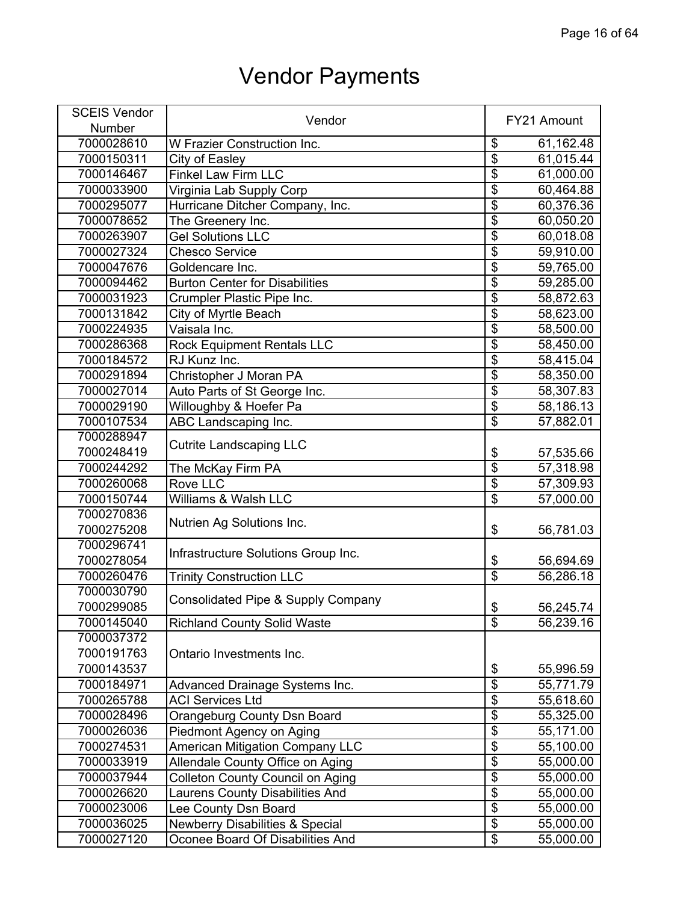# Vendor Payments

| SCEIS Vendor Number | Vendor | FY21 Amount |
|---|---|---|
| 7000028610 | W Frazier Construction Inc. | $ 61,162.48 |
| 7000150311 | City of Easley | $ 61,015.44 |
| 7000146467 | Finkel Law Firm LLC | $ 61,000.00 |
| 7000033900 | Virginia Lab Supply Corp | $ 60,464.88 |
| 7000295077 | Hurricane Ditcher Company, Inc. | $ 60,376.36 |
| 7000078652 | The Greenery Inc. | $ 60,050.20 |
| 7000263907 | Gel Solutions LLC | $ 60,018.08 |
| 7000027324 | Chesco Service | $ 59,910.00 |
| 7000047676 | Goldencare Inc. | $ 59,765.00 |
| 7000094462 | Burton Center for Disabilities | $ 59,285.00 |
| 7000031923 | Crumpler Plastic Pipe Inc. | $ 58,872.63 |
| 7000131842 | City of Myrtle Beach | $ 58,623.00 |
| 7000224935 | Vaisala Inc. | $ 58,500.00 |
| 7000286368 | Rock Equipment Rentals LLC | $ 58,450.00 |
| 7000184572 | RJ Kunz Inc. | $ 58,415.04 |
| 7000291894 | Christopher J Moran PA | $ 58,350.00 |
| 7000027014 | Auto Parts of St George Inc. | $ 58,307.83 |
| 7000029190 | Willoughby & Hoefer Pa | $ 58,186.13 |
| 7000107534 | ABC Landscaping Inc. | $ 57,882.01 |
| 7000288947<br>7000248419 | Cutrite Landscaping LLC | $ 57,535.66 |
| 7000244292 | The McKay Firm PA | $ 57,318.98 |
| 7000260068 | Rove LLC | $ 57,309.93 |
| 7000150744 | Williams & Walsh LLC | $ 57,000.00 |
| 7000270836<br>7000275208 | Nutrien Ag Solutions Inc. | $ 56,781.03 |
| 7000296741<br>7000278054 | Infrastructure Solutions Group Inc. | $ 56,694.69 |
| 7000260476 | Trinity Construction LLC | $ 56,286.18 |
| 7000030790<br>7000299085 | Consolidated Pipe & Supply Company | $ 56,245.74 |
| 7000145040 | Richland County Solid Waste | $ 56,239.16 |
| 7000037372<br>7000191763<br>7000143537 | Ontario Investments Inc. | $ 55,996.59 |
| 7000184971 | Advanced Drainage Systems Inc. | $ 55,771.79 |
| 7000265788 | ACI Services Ltd | $ 55,618.60 |
| 7000028496 | Orangeburg County Dsn Board | $ 55,325.00 |
| 7000026036 | Piedmont Agency on Aging | $ 55,171.00 |
| 7000274531 | American Mitigation Company LLC | $ 55,100.00 |
| 7000033919 | Allendale County Office on Aging | $ 55,000.00 |
| 7000037944 | Colleton County Council on Aging | $ 55,000.00 |
| 7000026620 | Laurens County Disabilities And | $ 55,000.00 |
| 7000023006 | Lee County Dsn Board | $ 55,000.00 |
| 7000036025 | Newberry Disabilities & Special | $ 55,000.00 |
| 7000027120 | Oconee Board Of Disabilities And | $ 55,000.00 |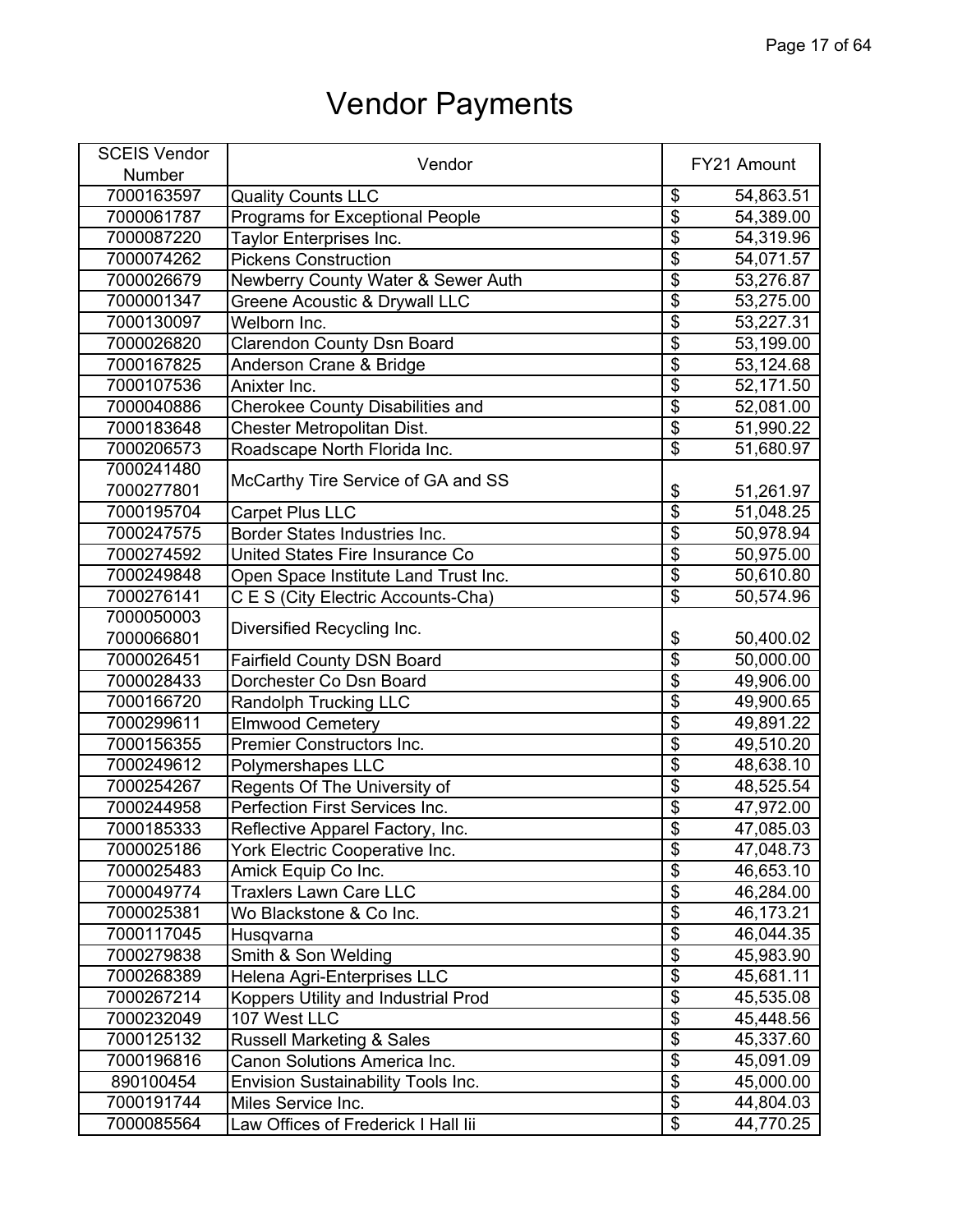# Vendor Payments

| SCEIS Vendor Number | Vendor | FY21 Amount |
|---|---|---|
| 7000163597 | Quality Counts LLC | $ 54,863.51 |
| 7000061787 | Programs for Exceptional People | $ 54,389.00 |
| 7000087220 | Taylor Enterprises Inc. | $ 54,319.96 |
| 7000074262 | Pickens Construction | $ 54,071.57 |
| 7000026679 | Newberry County Water & Sewer Auth | $ 53,276.87 |
| 7000001347 | Greene Acoustic & Drywall LLC | $ 53,275.00 |
| 7000130097 | Welborn Inc. | $ 53,227.31 |
| 7000026820 | Clarendon County Dsn Board | $ 53,199.00 |
| 7000167825 | Anderson Crane & Bridge | $ 53,124.68 |
| 7000107536 | Anixter Inc. | $ 52,171.50 |
| 7000040886 | Cherokee County Disabilities and | $ 52,081.00 |
| 7000183648 | Chester Metropolitan Dist. | $ 51,990.22 |
| 7000206573 | Roadscape North Florida Inc. | $ 51,680.97 |
| 7000241480 7000277801 | McCarthy Tire Service of GA and SS | $ 51,261.97 |
| 7000195704 | Carpet Plus LLC | $ 51,048.25 |
| 7000247575 | Border States Industries Inc. | $ 50,978.94 |
| 7000274592 | United States Fire Insurance Co | $ 50,975.00 |
| 7000249848 | Open Space Institute Land Trust Inc. | $ 50,610.80 |
| 7000276141 | C E S (City Electric Accounts-Cha) | $ 50,574.96 |
| 7000050003 7000066801 | Diversified Recycling Inc. | $ 50,400.02 |
| 7000026451 | Fairfield County DSN Board | $ 50,000.00 |
| 7000028433 | Dorchester Co Dsn Board | $ 49,906.00 |
| 7000166720 | Randolph Trucking LLC | $ 49,900.65 |
| 7000299611 | Elmwood Cemetery | $ 49,891.22 |
| 7000156355 | Premier Constructors Inc. | $ 49,510.20 |
| 7000249612 | Polymershapes LLC | $ 48,638.10 |
| 7000254267 | Regents Of The University of | $ 48,525.54 |
| 7000244958 | Perfection First Services Inc. | $ 47,972.00 |
| 7000185333 | Reflective Apparel Factory, Inc. | $ 47,085.03 |
| 7000025186 | York Electric Cooperative Inc. | $ 47,048.73 |
| 7000025483 | Amick Equip Co Inc. | $ 46,653.10 |
| 7000049774 | Traxlers Lawn Care LLC | $ 46,284.00 |
| 7000025381 | Wo Blackstone & Co Inc. | $ 46,173.21 |
| 7000117045 | Husqvarna | $ 46,044.35 |
| 7000279838 | Smith & Son Welding | $ 45,983.90 |
| 7000268389 | Helena Agri-Enterprises LLC | $ 45,681.11 |
| 7000267214 | Koppers Utility and Industrial Prod | $ 45,535.08 |
| 7000232049 | 107 West LLC | $ 45,448.56 |
| 7000125132 | Russell Marketing & Sales | $ 45,337.60 |
| 7000196816 | Canon Solutions America Inc. | $ 45,091.09 |
| 890100454 | Envision Sustainability Tools Inc. | $ 45,000.00 |
| 7000191744 | Miles Service Inc. | $ 44,804.03 |
| 7000085564 | Law Offices of Frederick I Hall Iii | $ 44,770.25 |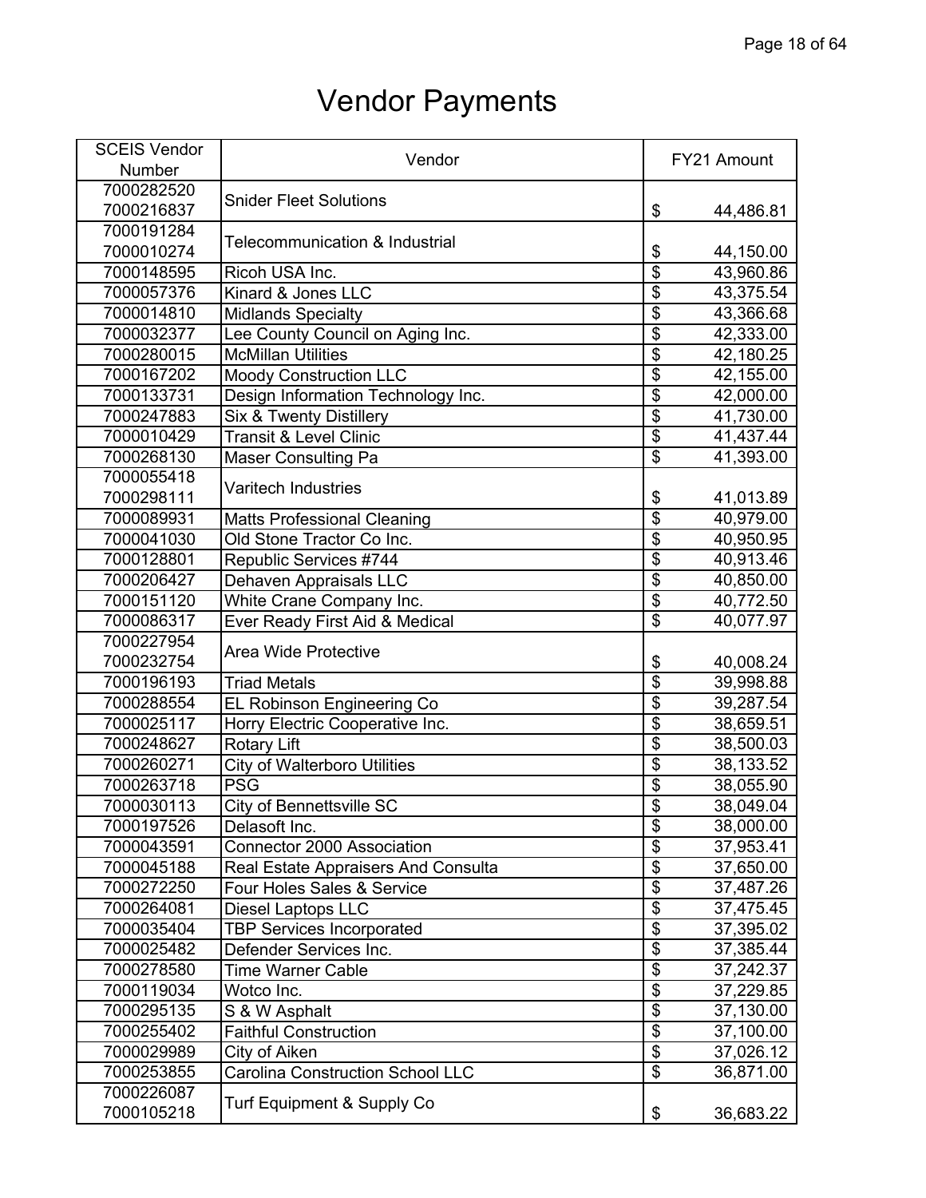# Vendor Payments

| SCEIS Vendor Number | Vendor | FY21 Amount |
|---|---|---|
| 7000282520<br>7000216837 | Snider Fleet Solutions | $ 44,486.81 |
| 7000191284<br>7000010274 | Telecommunication & Industrial | $ 44,150.00 |
| 7000148595 | Ricoh USA Inc. | $ 43,960.86 |
| 7000057376 | Kinard & Jones LLC | $ 43,375.54 |
| 7000014810 | Midlands Specialty | $ 43,366.68 |
| 7000032377 | Lee County Council on Aging Inc. | $ 42,333.00 |
| 7000280015 | McMillan Utilities | $ 42,180.25 |
| 7000167202 | Moody Construction LLC | $ 42,155.00 |
| 7000133731 | Design Information Technology Inc. | $ 42,000.00 |
| 7000247883 | Six & Twenty Distillery | $ 41,730.00 |
| 7000010429 | Transit & Level Clinic | $ 41,437.44 |
| 7000268130 | Maser Consulting Pa | $ 41,393.00 |
| 7000055418<br>7000298111 | Varitech Industries | $ 41,013.89 |
| 7000089931 | Matts Professional Cleaning | $ 40,979.00 |
| 7000041030 | Old Stone Tractor Co Inc. | $ 40,950.95 |
| 7000128801 | Republic Services #744 | $ 40,913.46 |
| 7000206427 | Dehaven Appraisals LLC | $ 40,850.00 |
| 7000151120 | White Crane Company Inc. | $ 40,772.50 |
| 7000086317 | Ever Ready First Aid & Medical | $ 40,077.97 |
| 7000227954<br>7000232754 | Area Wide Protective | $ 40,008.24 |
| 7000196193 | Triad Metals | $ 39,998.88 |
| 7000288554 | EL Robinson Engineering Co | $ 39,287.54 |
| 7000025117 | Horry Electric Cooperative Inc. | $ 38,659.51 |
| 7000248627 | Rotary Lift | $ 38,500.03 |
| 7000260271 | City of Walterboro Utilities | $ 38,133.52 |
| 7000263718 | PSG | $ 38,055.90 |
| 7000030113 | City of Bennettsville SC | $ 38,049.04 |
| 7000197526 | Delasoft Inc. | $ 38,000.00 |
| 7000043591 | Connector 2000 Association | $ 37,953.41 |
| 7000045188 | Real Estate Appraisers And Consulta | $ 37,650.00 |
| 7000272250 | Four Holes Sales & Service | $ 37,487.26 |
| 7000264081 | Diesel Laptops LLC | $ 37,475.45 |
| 7000035404 | TBP Services Incorporated | $ 37,395.02 |
| 7000025482 | Defender Services Inc. | $ 37,385.44 |
| 7000278580 | Time Warner Cable | $ 37,242.37 |
| 7000119034 | Wotco Inc. | $ 37,229.85 |
| 7000295135 | S & W Asphalt | $ 37,130.00 |
| 7000255402 | Faithful Construction | $ 37,100.00 |
| 7000029989 | City of Aiken | $ 37,026.12 |
| 7000253855 | Carolina Construction School LLC | $ 36,871.00 |
| 7000226087<br>7000105218 | Turf Equipment & Supply Co | $ 36,683.22 |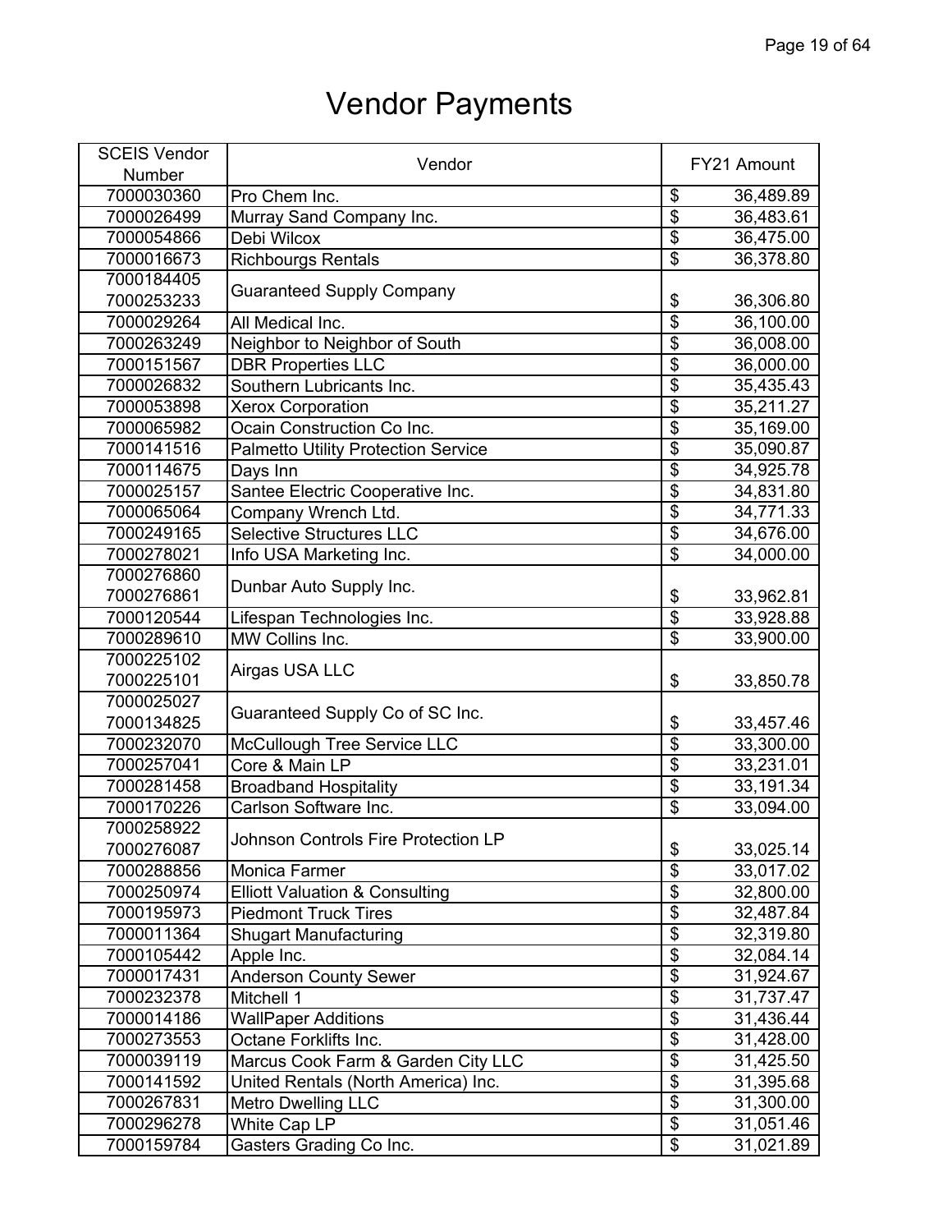# Vendor Payments

| SCEIS Vendor Number | Vendor | FY21 Amount |
|---|---|---|
| 7000030360 | Pro Chem Inc. | $ 36,489.89 |
| 7000026499 | Murray Sand Company Inc. | $ 36,483.61 |
| 7000054866 | Debi Wilcox | $ 36,475.00 |
| 7000016673 | Richbourgs Rentals | $ 36,378.80 |
| 7000184405<br>7000253233 | Guaranteed Supply Company | $ 36,306.80 |
| 7000029264 | All Medical Inc. | $ 36,100.00 |
| 7000263249 | Neighbor to Neighbor of South | $ 36,008.00 |
| 7000151567 | DBR Properties LLC | $ 36,000.00 |
| 7000026832 | Southern Lubricants Inc. | $ 35,435.43 |
| 7000053898 | Xerox Corporation | $ 35,211.27 |
| 7000065982 | Ocain Construction Co Inc. | $ 35,169.00 |
| 7000141516 | Palmetto Utility Protection Service | $ 35,090.87 |
| 7000114675 | Days Inn | $ 34,925.78 |
| 7000025157 | Santee Electric Cooperative Inc. | $ 34,831.80 |
| 7000065064 | Company Wrench Ltd. | $ 34,771.33 |
| 7000249165 | Selective Structures LLC | $ 34,676.00 |
| 7000278021 | Info USA Marketing Inc. | $ 34,000.00 |
| 7000276860<br>7000276861 | Dunbar Auto Supply Inc. | $ 33,962.81 |
| 7000120544 | Lifespan Technologies Inc. | $ 33,928.88 |
| 7000289610 | MW Collins Inc. | $ 33,900.00 |
| 7000225102<br>7000225101 | Airgas USA LLC | $ 33,850.78 |
| 7000025027<br>7000134825 | Guaranteed Supply Co of SC Inc. | $ 33,457.46 |
| 7000232070 | McCullough Tree Service LLC | $ 33,300.00 |
| 7000257041 | Core & Main LP | $ 33,231.01 |
| 7000281458 | Broadband Hospitality | $ 33,191.34 |
| 7000170226 | Carlson Software Inc. | $ 33,094.00 |
| 7000258922<br>7000276087 | Johnson Controls Fire Protection LP | $ 33,025.14 |
| 7000288856 | Monica Farmer | $ 33,017.02 |
| 7000250974 | Elliott Valuation & Consulting | $ 32,800.00 |
| 7000195973 | Piedmont Truck Tires | $ 32,487.84 |
| 7000011364 | Shugart Manufacturing | $ 32,319.80 |
| 7000105442 | Apple Inc. | $ 32,084.14 |
| 7000017431 | Anderson County Sewer | $ 31,924.67 |
| 7000232378 | Mitchell 1 | $ 31,737.47 |
| 7000014186 | WallPaper Additions | $ 31,436.44 |
| 7000273553 | Octane Forklifts Inc. | $ 31,428.00 |
| 7000039119 | Marcus Cook Farm & Garden City LLC | $ 31,425.50 |
| 7000141592 | United Rentals (North America) Inc. | $ 31,395.68 |
| 7000267831 | Metro Dwelling LLC | $ 31,300.00 |
| 7000296278 | White Cap LP | $ 31,051.46 |
| 7000159784 | Gasters Grading Co Inc. | $ 31,021.89 |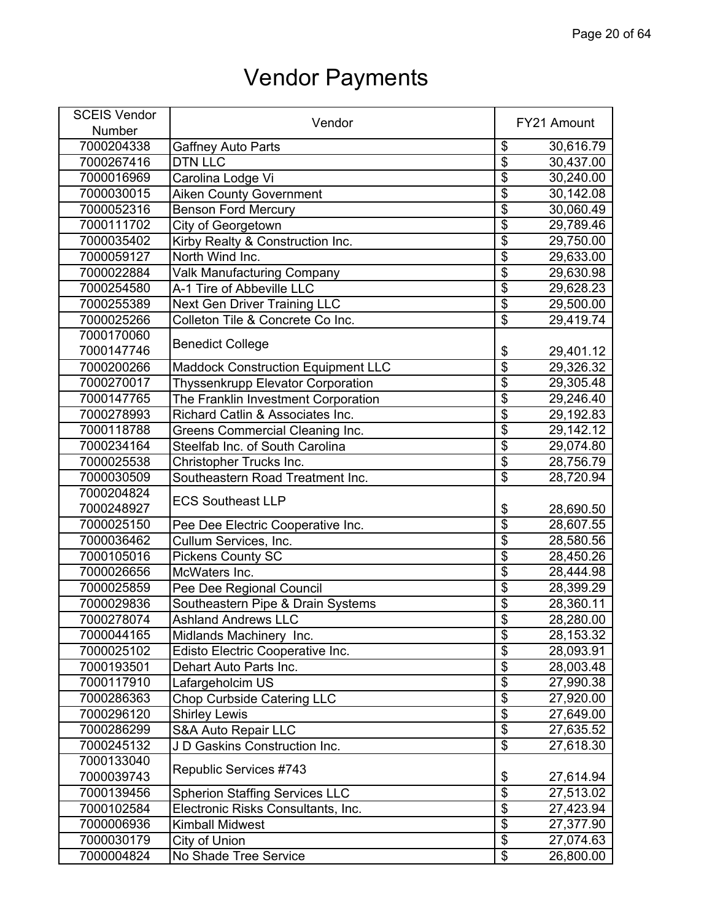# Vendor Payments

| SCEIS Vendor Number | Vendor | FY21 Amount |
|---|---|---|
| 7000204338 | Gaffney Auto Parts | $ 30,616.79 |
| 7000267416 | DTN LLC | $ 30,437.00 |
| 7000016969 | Carolina Lodge Vi | $ 30,240.00 |
| 7000030015 | Aiken County Government | $ 30,142.08 |
| 7000052316 | Benson Ford Mercury | $ 30,060.49 |
| 7000111702 | City of Georgetown | $ 29,789.46 |
| 7000035402 | Kirby Realty & Construction Inc. | $ 29,750.00 |
| 7000059127 | North Wind Inc. | $ 29,633.00 |
| 7000022884 | Valk Manufacturing Company | $ 29,630.98 |
| 7000254580 | A-1 Tire of Abbeville LLC | $ 29,628.23 |
| 7000255389 | Next Gen Driver Training LLC | $ 29,500.00 |
| 7000025266 | Colleton Tile & Concrete Co Inc. | $ 29,419.74 |
| 7000170060<br>7000147746 | Benedict College | $ 29,401.12 |
| 7000200266 | Maddock Construction Equipment LLC | $ 29,326.32 |
| 7000270017 | Thyssenkrupp Elevator Corporation | $ 29,305.48 |
| 7000147765 | The Franklin Investment Corporation | $ 29,246.40 |
| 7000278993 | Richard Catlin & Associates Inc. | $ 29,192.83 |
| 7000118788 | Greens Commercial Cleaning Inc. | $ 29,142.12 |
| 7000234164 | Steelfab Inc. of South Carolina | $ 29,074.80 |
| 7000025538 | Christopher Trucks Inc. | $ 28,756.79 |
| 7000030509 | Southeastern Road Treatment Inc. | $ 28,720.94 |
| 7000204824<br>7000248927 | ECS Southeast LLP | $ 28,690.50 |
| 7000025150 | Pee Dee Electric Cooperative Inc. | $ 28,607.55 |
| 7000036462 | Cullum Services, Inc. | $ 28,580.56 |
| 7000105016 | Pickens County SC | $ 28,450.26 |
| 7000026656 | McWaters Inc. | $ 28,444.98 |
| 7000025859 | Pee Dee Regional Council | $ 28,399.29 |
| 7000029836 | Southeastern Pipe & Drain Systems | $ 28,360.11 |
| 7000278074 | Ashland Andrews LLC | $ 28,280.00 |
| 7000044165 | Midlands Machinery Inc. | $ 28,153.32 |
| 7000025102 | Edisto Electric Cooperative Inc. | $ 28,093.91 |
| 7000193501 | Dehart Auto Parts Inc. | $ 28,003.48 |
| 7000117910 | Lafargeholcim US | $ 27,990.38 |
| 7000286363 | Chop Curbside Catering LLC | $ 27,920.00 |
| 7000296120 | Shirley Lewis | $ 27,649.00 |
| 7000286299 | S&A Auto Repair LLC | $ 27,635.52 |
| 7000245132 | J D Gaskins Construction Inc. | $ 27,618.30 |
| 7000133040<br>7000039743 | Republic Services #743 | $ 27,614.94 |
| 7000139456 | Spherion Staffing Services LLC | $ 27,513.02 |
| 7000102584 | Electronic Risks Consultants, Inc. | $ 27,423.94 |
| 7000006936 | Kimball Midwest | $ 27,377.90 |
| 7000030179 | City of Union | $ 27,074.63 |
| 7000004824 | No Shade Tree Service | $ 26,800.00 |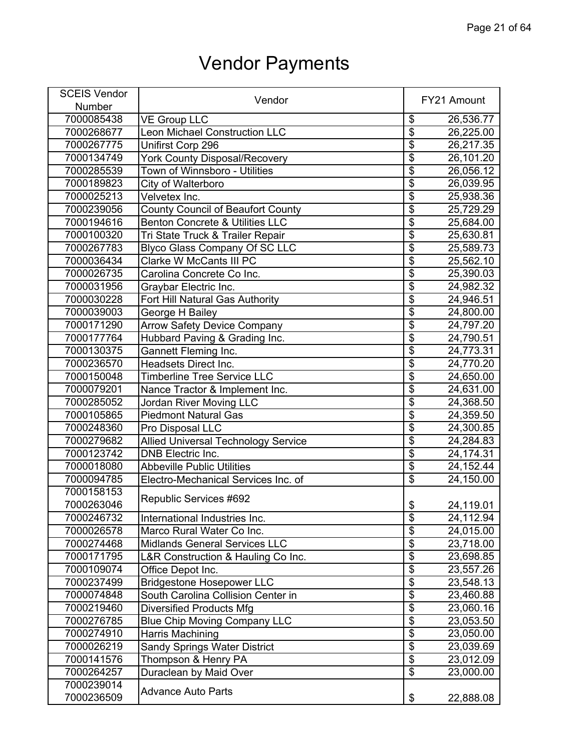# Vendor Payments

| SCEIS Vendor Number | Vendor | FY21 Amount |
|---|---|---|
| 7000085438 | VE Group LLC | $ 26,536.77 |
| 7000268677 | Leon Michael Construction LLC | $ 26,225.00 |
| 7000267775 | Unifirst Corp 296 | $ 26,217.35 |
| 7000134749 | York County Disposal/Recovery | $ 26,101.20 |
| 7000285539 | Town of Winnsboro - Utilities | $ 26,056.12 |
| 7000189823 | City of Walterboro | $ 26,039.95 |
| 7000025213 | Velvetex Inc. | $ 25,938.36 |
| 7000239056 | County Council of Beaufort County | $ 25,729.29 |
| 7000194616 | Benton Concrete & Utilities LLC | $ 25,684.00 |
| 7000100320 | Tri State Truck & Trailer Repair | $ 25,630.81 |
| 7000267783 | Blyco Glass Company Of SC LLC | $ 25,589.73 |
| 7000036434 | Clarke W McCants III PC | $ 25,562.10 |
| 7000026735 | Carolina Concrete Co Inc. | $ 25,390.03 |
| 7000031956 | Graybar Electric Inc. | $ 24,982.32 |
| 7000030228 | Fort Hill Natural Gas Authority | $ 24,946.51 |
| 7000039003 | George H Bailey | $ 24,800.00 |
| 7000171290 | Arrow Safety Device Company | $ 24,797.20 |
| 7000177764 | Hubbard Paving & Grading Inc. | $ 24,790.51 |
| 7000130375 | Gannett Fleming Inc. | $ 24,773.31 |
| 7000236570 | Headsets Direct Inc. | $ 24,770.20 |
| 7000150048 | Timberline Tree Service LLC | $ 24,650.00 |
| 7000079201 | Nance Tractor & Implement Inc. | $ 24,631.00 |
| 7000285052 | Jordan River Moving LLC | $ 24,368.50 |
| 7000105865 | Piedmont Natural Gas | $ 24,359.50 |
| 7000248360 | Pro Disposal LLC | $ 24,300.85 |
| 7000279682 | Allied Universal Technology Service | $ 24,284.83 |
| 7000123742 | DNB Electric Inc. | $ 24,174.31 |
| 7000018080 | Abbeville Public Utilities | $ 24,152.44 |
| 7000094785 | Electro-Mechanical Services Inc. of | $ 24,150.00 |
| 7000158153<br>7000263046 | Republic Services #692 | $ 24,119.01 |
| 7000246732 | International Industries Inc. | $ 24,112.94 |
| 7000026578 | Marco Rural Water Co Inc. | $ 24,015.00 |
| 7000274468 | Midlands General Services LLC | $ 23,718.00 |
| 7000171795 | L&R Construction & Hauling Co Inc. | $ 23,698.85 |
| 7000109074 | Office Depot Inc. | $ 23,557.26 |
| 7000237499 | Bridgestone Hosepower LLC | $ 23,548.13 |
| 7000074848 | South Carolina Collision Center in | $ 23,460.88 |
| 7000219460 | Diversified Products Mfg | $ 23,060.16 |
| 7000276785 | Blue Chip Moving Company LLC | $ 23,053.50 |
| 7000274910 | Harris Machining | $ 23,050.00 |
| 7000026219 | Sandy Springs Water District | $ 23,039.69 |
| 7000141576 | Thompson & Henry PA | $ 23,012.09 |
| 7000264257 | Duraclean by Maid Over | $ 23,000.00 |
| 7000239014<br>7000236509 | Advance Auto Parts | $ 22,888.08 |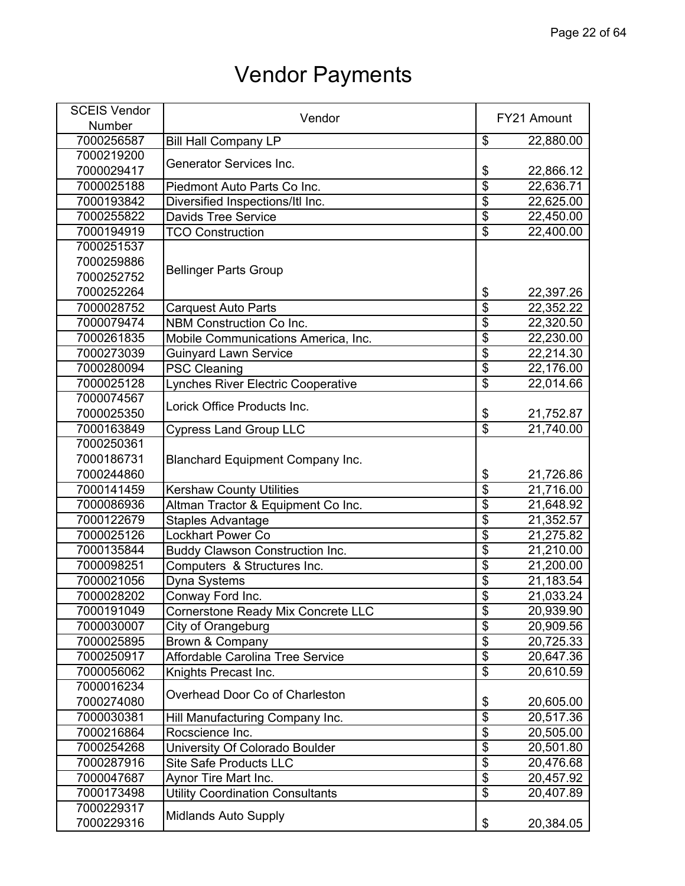# Vendor Payments

| SCEIS Vendor Number | Vendor | FY21 Amount |
|---|---|---|
| 7000256587 | Bill Hall Company LP | $ 22,880.00 |
| 7000219200<br>7000029417 | Generator Services Inc. | $ 22,866.12 |
| 7000025188 | Piedmont Auto Parts Co Inc. | $ 22,636.71 |
| 7000193842 | Diversified Inspections/Itl Inc. | $ 22,625.00 |
| 7000255822 | Davids Tree Service | $ 22,450.00 |
| 7000194919 | TCO Construction | $ 22,400.00 |
| 7000251537<br>7000259886<br>7000252752<br>7000252264 | Bellinger Parts Group | $ 22,397.26 |
| 7000028752 | Carquest Auto Parts | $ 22,352.22 |
| 7000079474 | NBM Construction Co Inc. | $ 22,320.50 |
| 7000261835 | Mobile Communications America, Inc. | $ 22,230.00 |
| 7000273039 | Guinyard Lawn Service | $ 22,214.30 |
| 7000280094 | PSC Cleaning | $ 22,176.00 |
| 7000025128 | Lynches River Electric Cooperative | $ 22,014.66 |
| 7000074567<br>7000025350 | Lorick Office Products Inc. | $ 21,752.87 |
| 7000163849 | Cypress Land Group LLC | $ 21,740.00 |
| 7000250361<br>7000186731<br>7000244860 | Blanchard Equipment Company Inc. | $ 21,726.86 |
| 7000141459 | Kershaw County Utilities | $ 21,716.00 |
| 7000086936 | Altman Tractor & Equipment Co Inc. | $ 21,648.92 |
| 7000122679 | Staples Advantage | $ 21,352.57 |
| 7000025126 | Lockhart Power Co | $ 21,275.82 |
| 7000135844 | Buddy Clawson Construction Inc. | $ 21,210.00 |
| 7000098251 | Computers & Structures Inc. | $ 21,200.00 |
| 7000021056 | Dyna Systems | $ 21,183.54 |
| 7000028202 | Conway Ford Inc. | $ 21,033.24 |
| 7000191049 | Cornerstone Ready Mix Concrete LLC | $ 20,939.90 |
| 7000030007 | City of Orangeburg | $ 20,909.56 |
| 7000025895 | Brown & Company | $ 20,725.33 |
| 7000250917 | Affordable Carolina Tree Service | $ 20,647.36 |
| 7000056062 | Knights Precast Inc. | $ 20,610.59 |
| 7000016234<br>7000274080 | Overhead Door Co of Charleston | $ 20,605.00 |
| 7000030381 | Hill Manufacturing Company Inc. | $ 20,517.36 |
| 7000216864 | Rocscience Inc. | $ 20,505.00 |
| 7000254268 | University Of Colorado Boulder | $ 20,501.80 |
| 7000287916 | Site Safe Products LLC | $ 20,476.68 |
| 7000047687 | Aynor Tire Mart Inc. | $ 20,457.92 |
| 7000173498 | Utility Coordination Consultants | $ 20,407.89 |
| 7000229317<br>7000229316 | Midlands Auto Supply | $ 20,384.05 |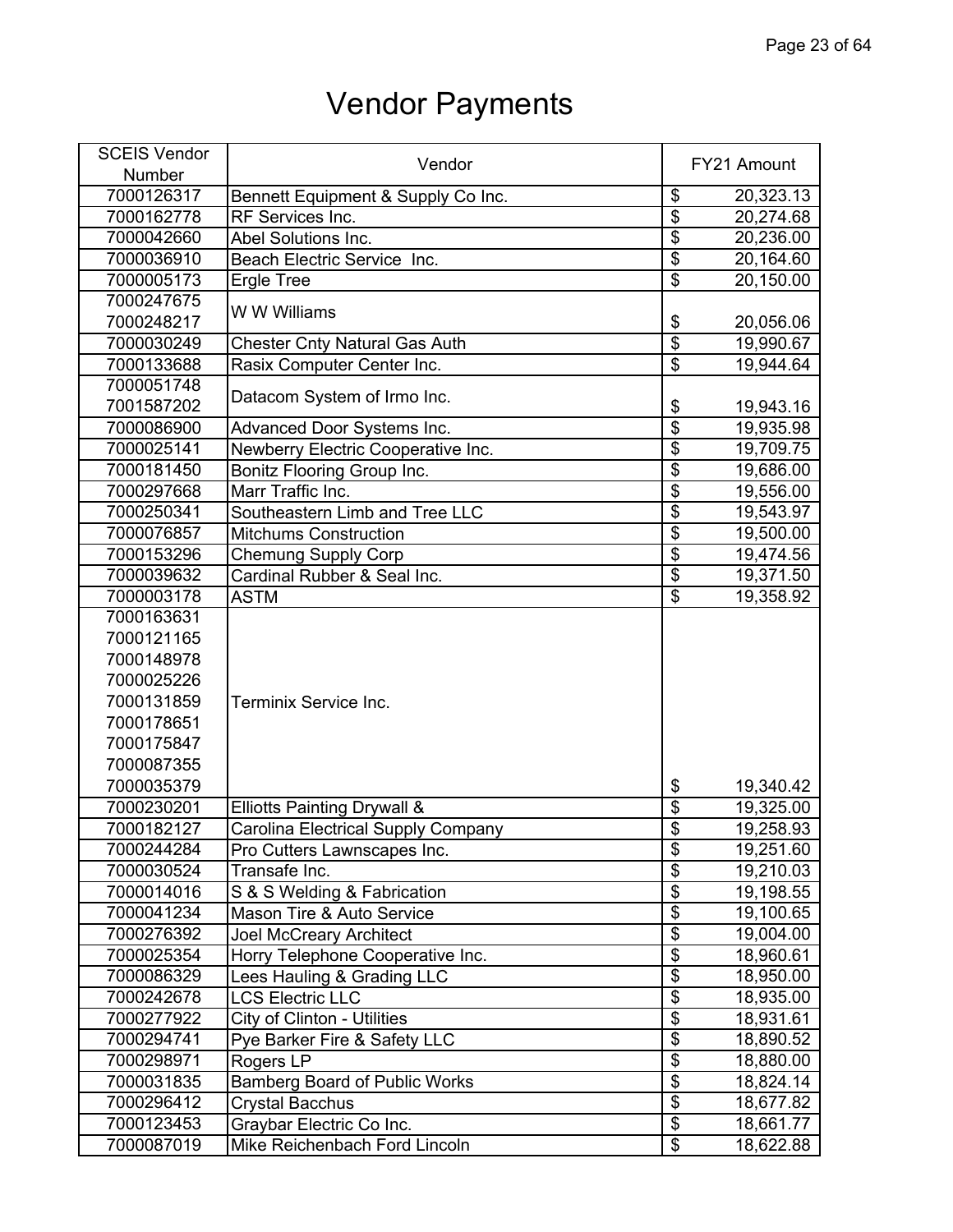# Vendor Payments

| SCEIS Vendor Number | Vendor | FY21 Amount |
|---|---|---|
| 7000126317 | Bennett Equipment & Supply Co Inc. | $ 20,323.13 |
| 7000162778 | RF Services Inc. | $ 20,274.68 |
| 7000042660 | Abel Solutions Inc. | $ 20,236.00 |
| 7000036910 | Beach Electric Service Inc. | $ 20,164.60 |
| 7000005173 | Ergle Tree | $ 20,150.00 |
| 7000247675 7000248217 | W W Williams | $ 20,056.06 |
| 7000030249 | Chester Cnty Natural Gas Auth | $ 19,990.67 |
| 7000133688 | Rasix Computer Center Inc. | $ 19,944.64 |
| 7000051748 7001587202 | Datacom System of Irmo Inc. | $ 19,943.16 |
| 7000086900 | Advanced Door Systems Inc. | $ 19,935.98 |
| 7000025141 | Newberry Electric Cooperative Inc. | $ 19,709.75 |
| 7000181450 | Bonitz Flooring Group Inc. | $ 19,686.00 |
| 7000297668 | Marr Traffic Inc. | $ 19,556.00 |
| 7000250341 | Southeastern Limb and Tree LLC | $ 19,543.97 |
| 7000076857 | Mitchums Construction | $ 19,500.00 |
| 7000153296 | Chemung Supply Corp | $ 19,474.56 |
| 7000039632 | Cardinal Rubber & Seal Inc. | $ 19,371.50 |
| 7000003178 | ASTM | $ 19,358.92 |
| 7000163631 7000121165 7000148978 7000025226 7000131859 7000178651 7000175847 7000087355 7000035379 | Terminix Service Inc. | $ 19,340.42 |
| 7000230201 | Elliotts Painting Drywall & | $ 19,325.00 |
| 7000182127 | Carolina Electrical Supply Company | $ 19,258.93 |
| 7000244284 | Pro Cutters Lawnscapes Inc. | $ 19,251.60 |
| 7000030524 | Transafe Inc. | $ 19,210.03 |
| 7000014016 | S & S Welding & Fabrication | $ 19,198.55 |
| 7000041234 | Mason Tire & Auto Service | $ 19,100.65 |
| 7000276392 | Joel McCreary Architect | $ 19,004.00 |
| 7000025354 | Horry Telephone Cooperative Inc. | $ 18,960.61 |
| 7000086329 | Lees Hauling & Grading LLC | $ 18,950.00 |
| 7000242678 | LCS Electric LLC | $ 18,935.00 |
| 7000277922 | City of Clinton - Utilities | $ 18,931.61 |
| 7000294741 | Pye Barker Fire & Safety LLC | $ 18,890.52 |
| 7000298971 | Rogers LP | $ 18,880.00 |
| 7000031835 | Bamberg Board of Public Works | $ 18,824.14 |
| 7000296412 | Crystal Bacchus | $ 18,677.82 |
| 7000123453 | Graybar Electric Co Inc. | $ 18,661.77 |
| 7000087019 | Mike Reichenbach Ford Lincoln | $ 18,622.88 |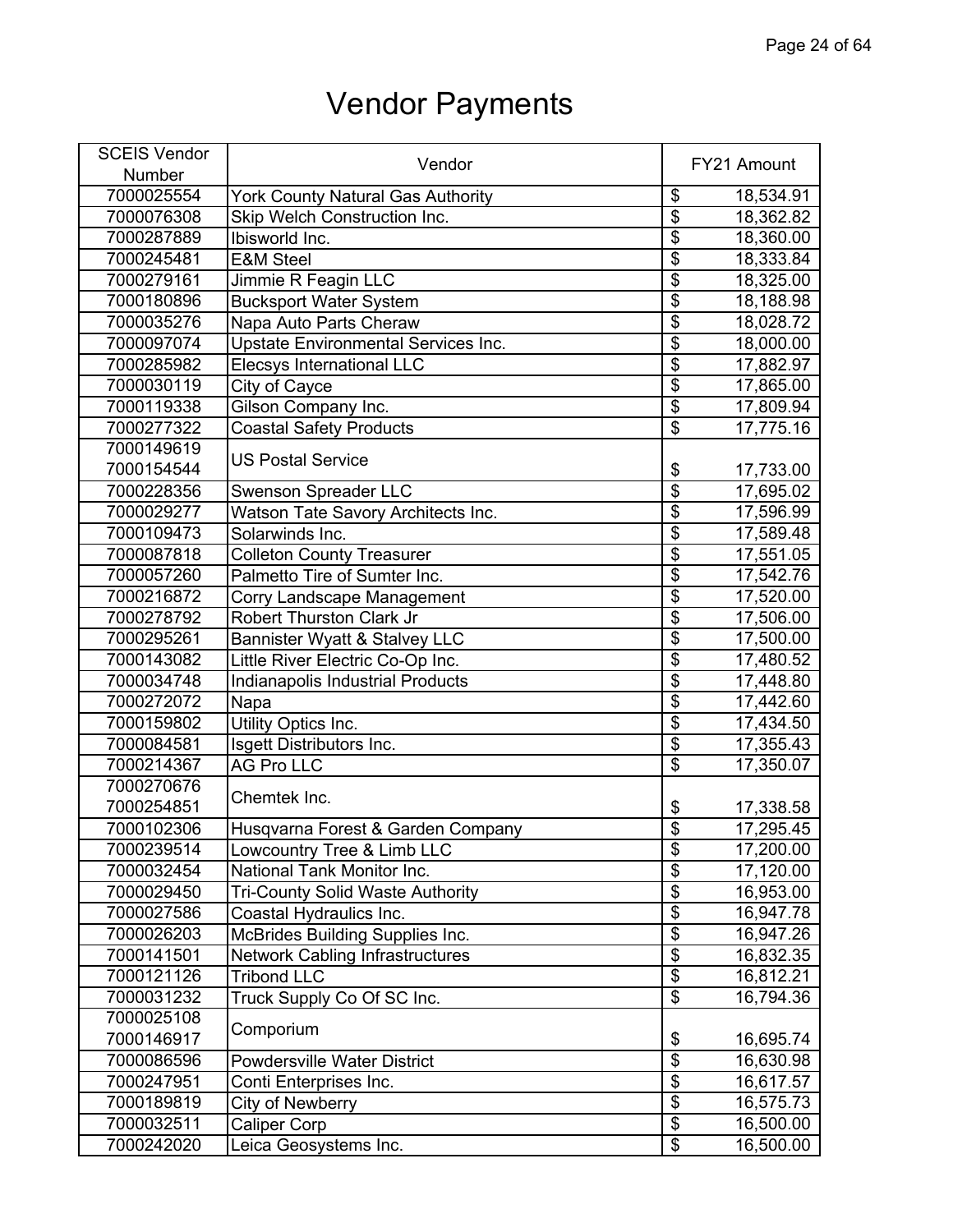# Vendor Payments

| SCEIS Vendor Number | Vendor | FY21 Amount |
|---|---|---|
| 7000025554 | York County Natural Gas Authority | $ 18,534.91 |
| 7000076308 | Skip Welch Construction Inc. | $ 18,362.82 |
| 7000287889 | Ibisworld Inc. | $ 18,360.00 |
| 7000245481 | E&M Steel | $ 18,333.84 |
| 7000279161 | Jimmie R Feagin LLC | $ 18,325.00 |
| 7000180896 | Bucksport Water System | $ 18,188.98 |
| 7000035276 | Napa Auto Parts Cheraw | $ 18,028.72 |
| 7000097074 | Upstate Environmental Services Inc. | $ 18,000.00 |
| 7000285982 | Elecsys International LLC | $ 17,882.97 |
| 7000030119 | City of Cayce | $ 17,865.00 |
| 7000119338 | Gilson Company Inc. | $ 17,809.94 |
| 7000277322 | Coastal Safety Products | $ 17,775.16 |
| 7000149619<br>7000154544 | US Postal Service | $ 17,733.00 |
| 7000228356 | Swenson Spreader LLC | $ 17,695.02 |
| 7000029277 | Watson Tate Savory Architects Inc. | $ 17,596.99 |
| 7000109473 | Solarwinds Inc. | $ 17,589.48 |
| 7000087818 | Colleton County Treasurer | $ 17,551.05 |
| 7000057260 | Palmetto Tire of Sumter Inc. | $ 17,542.76 |
| 7000216872 | Corry Landscape Management | $ 17,520.00 |
| 7000278792 | Robert Thurston Clark Jr | $ 17,506.00 |
| 7000295261 | Bannister Wyatt & Stalvey LLC | $ 17,500.00 |
| 7000143082 | Little River Electric Co-Op Inc. | $ 17,480.52 |
| 7000034748 | Indianapolis Industrial Products | $ 17,448.80 |
| 7000272072 | Napa | $ 17,442.60 |
| 7000159802 | Utility Optics Inc. | $ 17,434.50 |
| 7000084581 | Isgett Distributors Inc. | $ 17,355.43 |
| 7000214367 | AG Pro LLC | $ 17,350.07 |
| 7000270676<br>7000254851 | Chemtek Inc. | $ 17,338.58 |
| 7000102306 | Husqvarna Forest & Garden Company | $ 17,295.45 |
| 7000239514 | Lowcountry Tree & Limb LLC | $ 17,200.00 |
| 7000032454 | National Tank Monitor Inc. | $ 17,120.00 |
| 7000029450 | Tri-County Solid Waste Authority | $ 16,953.00 |
| 7000027586 | Coastal Hydraulics Inc. | $ 16,947.78 |
| 7000026203 | McBrides Building Supplies Inc. | $ 16,947.26 |
| 7000141501 | Network Cabling Infrastructures | $ 16,832.35 |
| 7000121126 | Tribond LLC | $ 16,812.21 |
| 7000031232 | Truck Supply Co Of SC Inc. | $ 16,794.36 |
| 7000025108<br>7000146917 | Comporium | $ 16,695.74 |
| 7000086596 | Powdersville Water District | $ 16,630.98 |
| 7000247951 | Conti Enterprises Inc. | $ 16,617.57 |
| 7000189819 | City of Newberry | $ 16,575.73 |
| 7000032511 | Caliper Corp | $ 16,500.00 |
| 7000242020 | Leica Geosystems Inc. | $ 16,500.00 |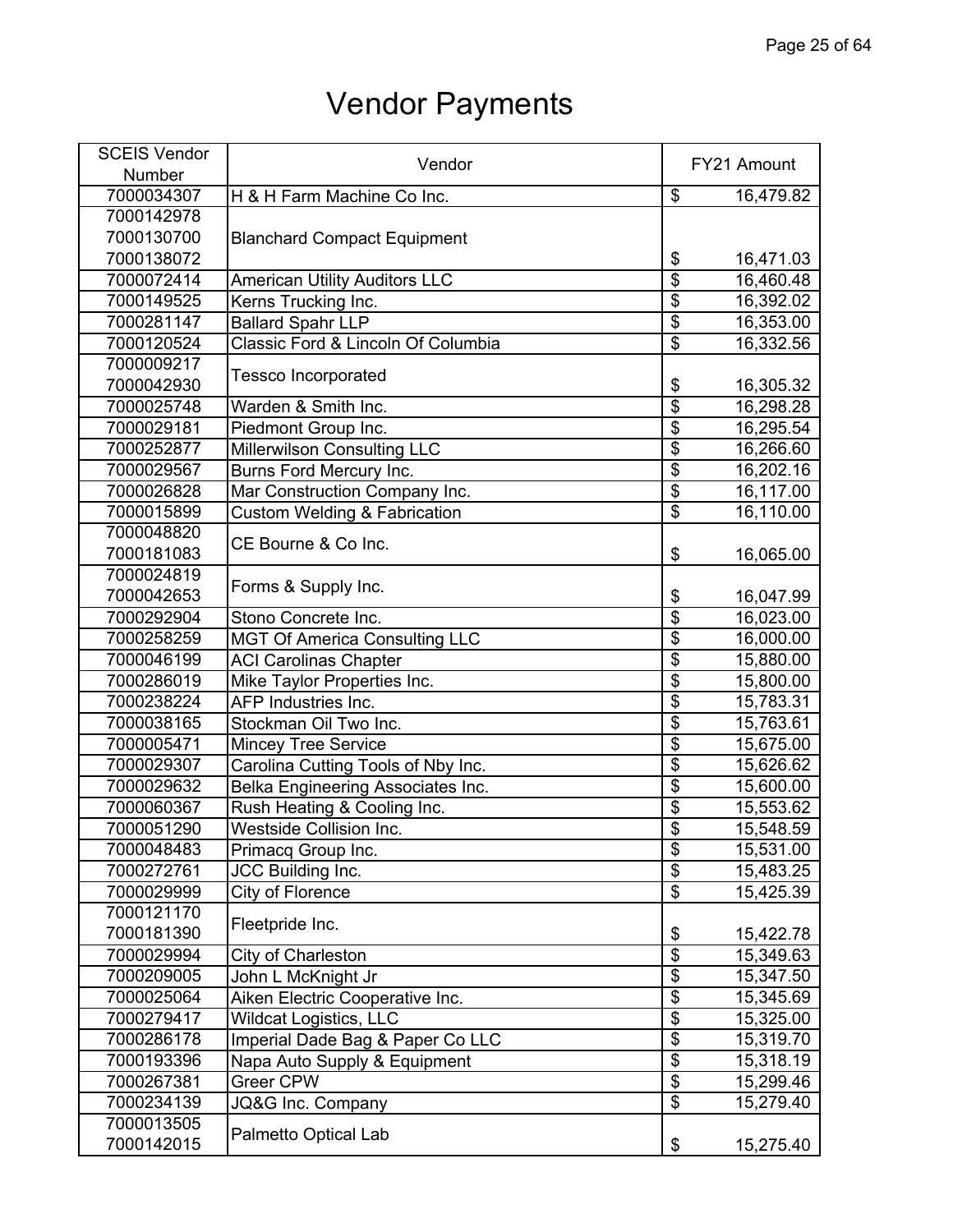# Vendor Payments

| SCEIS Vendor Number | Vendor | FY21 Amount |
|---|---|---|
| 7000034307 | H & H Farm Machine Co Inc. | $ 16,479.82 |
| 7000142978<br>7000130700<br>7000138072 | Blanchard Compact Equipment | $ 16,471.03 |
| 7000072414 | American Utility Auditors LLC | $ 16,460.48 |
| 7000149525 | Kerns Trucking Inc. | $ 16,392.02 |
| 7000281147 | Ballard Spahr LLP | $ 16,353.00 |
| 7000120524 | Classic Ford & Lincoln Of Columbia | $ 16,332.56 |
| 7000009217<br>7000042930 | Tessco Incorporated | $ 16,305.32 |
| 7000025748 | Warden & Smith Inc. | $ 16,298.28 |
| 7000029181 | Piedmont Group Inc. | $ 16,295.54 |
| 7000252877 | Millerwilson Consulting LLC | $ 16,266.60 |
| 7000029567 | Burns Ford Mercury Inc. | $ 16,202.16 |
| 7000026828 | Mar Construction Company Inc. | $ 16,117.00 |
| 7000015899 | Custom Welding & Fabrication | $ 16,110.00 |
| 7000048820<br>7000181083 | CE Bourne & Co Inc. | $ 16,065.00 |
| 7000024819<br>7000042653 | Forms & Supply Inc. | $ 16,047.99 |
| 7000292904 | Stono Concrete Inc. | $ 16,023.00 |
| 7000258259 | MGT Of America Consulting LLC | $ 16,000.00 |
| 7000046199 | ACI Carolinas Chapter | $ 15,880.00 |
| 7000286019 | Mike Taylor Properties Inc. | $ 15,800.00 |
| 7000238224 | AFP Industries Inc. | $ 15,783.31 |
| 7000038165 | Stockman Oil Two Inc. | $ 15,763.61 |
| 7000005471 | Mincey Tree Service | $ 15,675.00 |
| 7000029307 | Carolina Cutting Tools of Nby Inc. | $ 15,626.62 |
| 7000029632 | Belka Engineering Associates Inc. | $ 15,600.00 |
| 7000060367 | Rush Heating & Cooling Inc. | $ 15,553.62 |
| 7000051290 | Westside Collision Inc. | $ 15,548.59 |
| 7000048483 | Primacq Group Inc. | $ 15,531.00 |
| 7000272761 | JCC Building Inc. | $ 15,483.25 |
| 7000029999 | City of Florence | $ 15,425.39 |
| 7000121170<br>7000181390 | Fleetpride Inc. | $ 15,422.78 |
| 7000029994 | City of Charleston | $ 15,349.63 |
| 7000209005 | John L McKnight Jr | $ 15,347.50 |
| 7000025064 | Aiken Electric Cooperative Inc. | $ 15,345.69 |
| 7000279417 | Wildcat Logistics, LLC | $ 15,325.00 |
| 7000286178 | Imperial Dade Bag & Paper Co LLC | $ 15,319.70 |
| 7000193396 | Napa Auto Supply & Equipment | $ 15,318.19 |
| 7000267381 | Greer CPW | $ 15,299.46 |
| 7000234139 | JQ&G Inc. Company | $ 15,279.40 |
| 7000013505<br>7000142015 | Palmetto Optical Lab | $ 15,275.40 |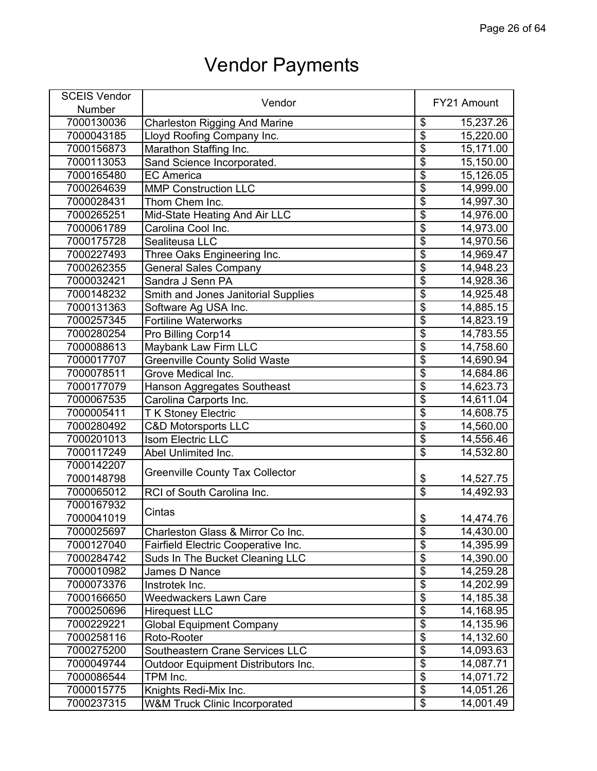# Vendor Payments

| SCEIS Vendor Number | Vendor | FY21 Amount |
|---|---|---|
| 7000130036 | Charleston Rigging And Marine | $ 15,237.26 |
| 7000043185 | Lloyd Roofing Company Inc. | $ 15,220.00 |
| 7000156873 | Marathon Staffing Inc. | $ 15,171.00 |
| 7000113053 | Sand Science Incorporated. | $ 15,150.00 |
| 7000165480 | EC America | $ 15,126.05 |
| 7000264639 | MMP Construction LLC | $ 14,999.00 |
| 7000028431 | Thom Chem Inc. | $ 14,997.30 |
| 7000265251 | Mid-State Heating And Air LLC | $ 14,976.00 |
| 7000061789 | Carolina Cool Inc. | $ 14,973.00 |
| 7000175728 | Sealiteusa LLC | $ 14,970.56 |
| 7000227493 | Three Oaks Engineering Inc. | $ 14,969.47 |
| 7000262355 | General Sales Company | $ 14,948.23 |
| 7000032421 | Sandra J Senn PA | $ 14,928.36 |
| 7000148232 | Smith and Jones Janitorial Supplies | $ 14,925.48 |
| 7000131363 | Software Ag USA Inc. | $ 14,885.15 |
| 7000257345 | Fortiline Waterworks | $ 14,823.19 |
| 7000280254 | Pro Billing Corp14 | $ 14,783.55 |
| 7000088613 | Maybank Law Firm LLC | $ 14,758.60 |
| 7000017707 | Greenville County Solid Waste | $ 14,690.94 |
| 7000078511 | Grove Medical Inc. | $ 14,684.86 |
| 7000177079 | Hanson Aggregates Southeast | $ 14,623.73 |
| 7000067535 | Carolina Carports Inc. | $ 14,611.04 |
| 7000005411 | T K Stoney Electric | $ 14,608.75 |
| 7000280492 | C&D Motorsports LLC | $ 14,560.00 |
| 7000201013 | Isom Electric LLC | $ 14,556.46 |
| 7000117249 | Abel Unlimited Inc. | $ 14,532.80 |
| 7000142207<br>7000148798 | Greenville County Tax Collector | $ 14,527.75 |
| 7000065012 | RCI of South Carolina Inc. | $ 14,492.93 |
| 7000167932<br>7000041019 | Cintas | $ 14,474.76 |
| 7000025697 | Charleston Glass & Mirror Co Inc. | $ 14,430.00 |
| 7000127040 | Fairfield Electric Cooperative Inc. | $ 14,395.99 |
| 7000284742 | Suds In The Bucket Cleaning LLC | $ 14,390.00 |
| 7000010982 | James D Nance | $ 14,259.28 |
| 7000073376 | Instrotek Inc. | $ 14,202.99 |
| 7000166650 | Weedwackers Lawn Care | $ 14,185.38 |
| 7000250696 | Hirequest LLC | $ 14,168.95 |
| 7000229221 | Global Equipment Company | $ 14,135.96 |
| 7000258116 | Roto-Rooter | $ 14,132.60 |
| 7000275200 | Southeastern Crane Services LLC | $ 14,093.63 |
| 7000049744 | Outdoor Equipment Distributors Inc. | $ 14,087.71 |
| 7000086544 | TPM Inc. | $ 14,071.72 |
| 7000015775 | Knights Redi-Mix Inc. | $ 14,051.26 |
| 7000237315 | W&M Truck Clinic Incorporated | $ 14,001.49 |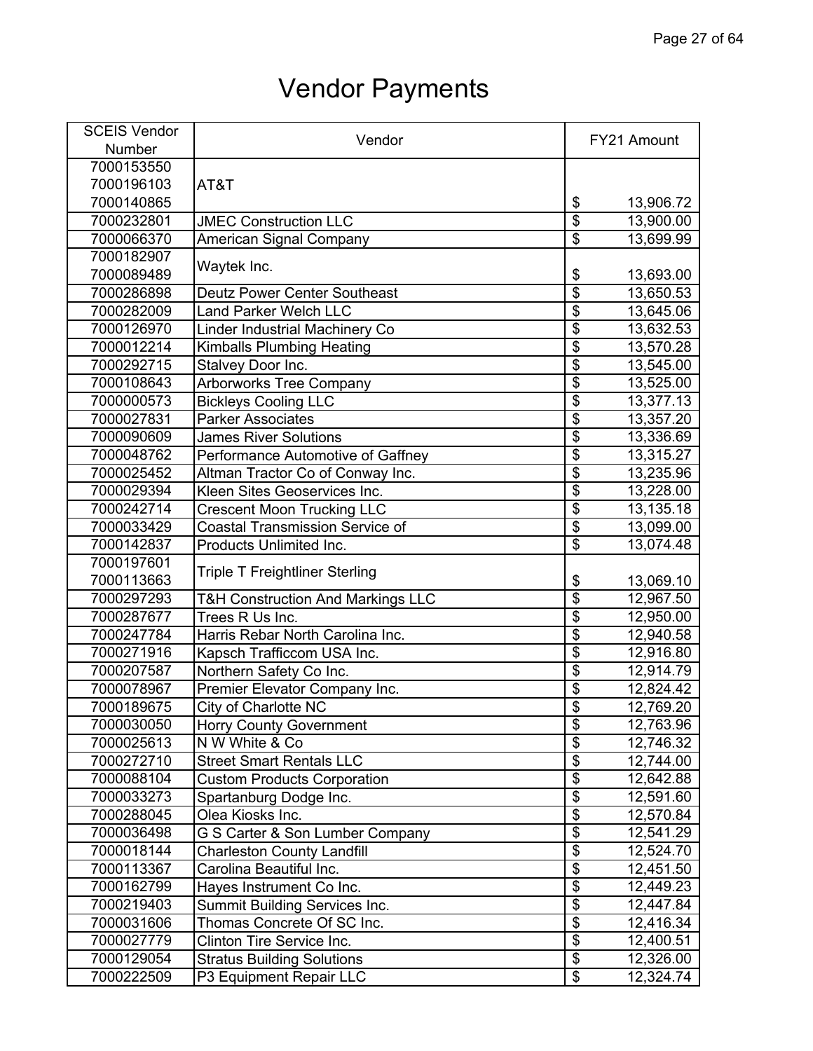# Vendor Payments

| SCEIS Vendor Number | Vendor | FY21 Amount |
|---|---|---|
| 7000153550<br>7000196103<br>7000140865 | AT&T | $ 13,906.72 |
| 7000232801 | JMEC Construction LLC | $ 13,900.00 |
| 7000066370 | American Signal Company | $ 13,699.99 |
| 7000182907<br>7000089489 | Waytek Inc. | $ 13,693.00 |
| 7000286898 | Deutz Power Center Southeast | $ 13,650.53 |
| 7000282009 | Land Parker Welch LLC | $ 13,645.06 |
| 7000126970 | Linder Industrial Machinery Co | $ 13,632.53 |
| 7000012214 | Kimballs Plumbing Heating | $ 13,570.28 |
| 7000292715 | Stalvey Door Inc. | $ 13,545.00 |
| 7000108643 | Arborworks Tree Company | $ 13,525.00 |
| 7000000573 | Bickleys Cooling LLC | $ 13,377.13 |
| 7000027831 | Parker Associates | $ 13,357.20 |
| 7000090609 | James River Solutions | $ 13,336.69 |
| 7000048762 | Performance Automotive of Gaffney | $ 13,315.27 |
| 7000025452 | Altman Tractor Co of Conway Inc. | $ 13,235.96 |
| 7000029394 | Kleen Sites Geoservices Inc. | $ 13,228.00 |
| 7000242714 | Crescent Moon Trucking LLC | $ 13,135.18 |
| 7000033429 | Coastal Transmission Service of | $ 13,099.00 |
| 7000142837 | Products Unlimited Inc. | $ 13,074.48 |
| 7000197601<br>7000113663 | Triple T Freightliner Sterling | $ 13,069.10 |
| 7000297293 | T&H Construction And Markings LLC | $ 12,967.50 |
| 7000287677 | Trees R Us Inc. | $ 12,950.00 |
| 7000247784 | Harris Rebar North Carolina Inc. | $ 12,940.58 |
| 7000271916 | Kapsch Trafficcom USA Inc. | $ 12,916.80 |
| 7000207587 | Northern Safety Co Inc. | $ 12,914.79 |
| 7000078967 | Premier Elevator Company Inc. | $ 12,824.42 |
| 7000189675 | City of Charlotte NC | $ 12,769.20 |
| 7000030050 | Horry County Government | $ 12,763.96 |
| 7000025613 | N W White & Co | $ 12,746.32 |
| 7000272710 | Street Smart Rentals LLC | $ 12,744.00 |
| 7000088104 | Custom Products Corporation | $ 12,642.88 |
| 7000033273 | Spartanburg Dodge Inc. | $ 12,591.60 |
| 7000288045 | Olea Kiosks Inc. | $ 12,570.84 |
| 7000036498 | G S Carter & Son Lumber Company | $ 12,541.29 |
| 7000018144 | Charleston County Landfill | $ 12,524.70 |
| 7000113367 | Carolina Beautiful Inc. | $ 12,451.50 |
| 7000162799 | Hayes Instrument Co Inc. | $ 12,449.23 |
| 7000219403 | Summit Building Services Inc. | $ 12,447.84 |
| 7000031606 | Thomas Concrete Of SC Inc. | $ 12,416.34 |
| 7000027779 | Clinton Tire Service Inc. | $ 12,400.51 |
| 7000129054 | Stratus Building Solutions | $ 12,326.00 |
| 7000222509 | P3 Equipment Repair LLC | $ 12,324.74 |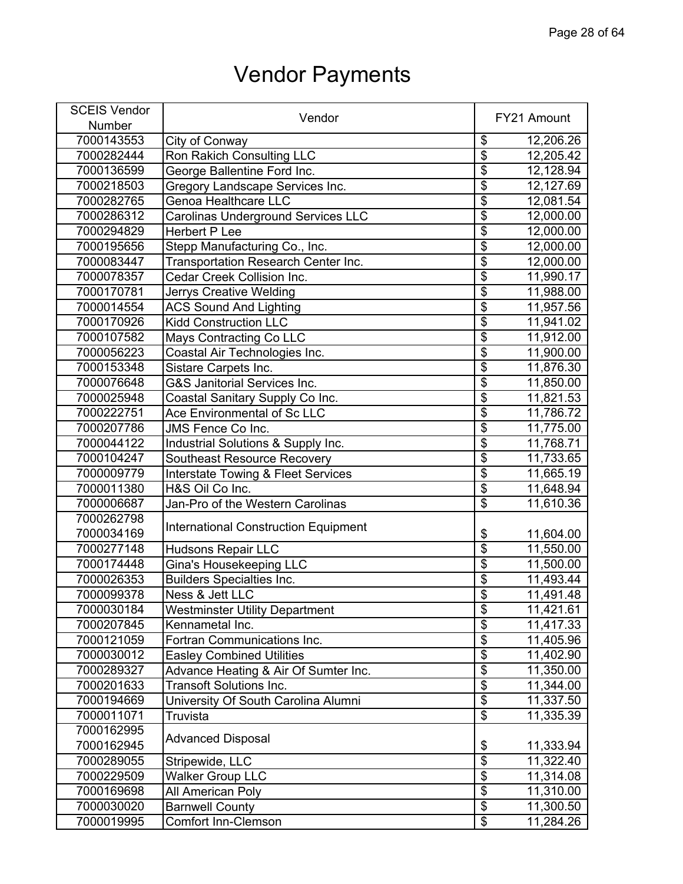# Vendor Payments

| SCEIS Vendor Number | Vendor | FY21 Amount |
|---|---|---|
| 7000143553 | City of Conway | $ 12,206.26 |
| 7000282444 | Ron Rakich Consulting LLC | $ 12,205.42 |
| 7000136599 | George Ballentine Ford Inc. | $ 12,128.94 |
| 7000218503 | Gregory Landscape Services Inc. | $ 12,127.69 |
| 7000282765 | Genoa Healthcare LLC | $ 12,081.54 |
| 7000286312 | Carolinas Underground Services LLC | $ 12,000.00 |
| 7000294829 | Herbert P Lee | $ 12,000.00 |
| 7000195656 | Stepp Manufacturing Co., Inc. | $ 12,000.00 |
| 7000083447 | Transportation Research Center Inc. | $ 12,000.00 |
| 7000078357 | Cedar Creek Collision Inc. | $ 11,990.17 |
| 7000170781 | Jerrys Creative Welding | $ 11,988.00 |
| 7000014554 | ACS Sound And Lighting | $ 11,957.56 |
| 7000170926 | Kidd Construction LLC | $ 11,941.02 |
| 7000107582 | Mays Contracting Co LLC | $ 11,912.00 |
| 7000056223 | Coastal Air Technologies Inc. | $ 11,900.00 |
| 7000153348 | Sistare Carpets Inc. | $ 11,876.30 |
| 7000076648 | G&S Janitorial Services Inc. | $ 11,850.00 |
| 7000025948 | Coastal Sanitary Supply Co Inc. | $ 11,821.53 |
| 7000222751 | Ace Environmental of Sc LLC | $ 11,786.72 |
| 7000207786 | JMS Fence Co Inc. | $ 11,775.00 |
| 7000044122 | Industrial Solutions & Supply Inc. | $ 11,768.71 |
| 7000104247 | Southeast Resource Recovery | $ 11,733.65 |
| 7000009779 | Interstate Towing & Fleet Services | $ 11,665.19 |
| 7000011380 | H&S Oil Co Inc. | $ 11,648.94 |
| 7000006687 | Jan-Pro of the Western Carolinas | $ 11,610.36 |
| 7000262798<br>7000034169 | International Construction Equipment | $ 11,604.00 |
| 7000277148 | Hudsons Repair LLC | $ 11,550.00 |
| 7000174448 | Gina's Housekeeping LLC | $ 11,500.00 |
| 7000026353 | Builders Specialties Inc. | $ 11,493.44 |
| 7000099378 | Ness & Jett LLC | $ 11,491.48 |
| 7000030184 | Westminster Utility Department | $ 11,421.61 |
| 7000207845 | Kennametal Inc. | $ 11,417.33 |
| 7000121059 | Fortran Communications Inc. | $ 11,405.96 |
| 7000030012 | Easley Combined Utilities | $ 11,402.90 |
| 7000289327 | Advance Heating & Air Of Sumter Inc. | $ 11,350.00 |
| 7000201633 | Transoft Solutions Inc. | $ 11,344.00 |
| 7000194669 | University Of South Carolina Alumni | $ 11,337.50 |
| 7000011071 | Truvista | $ 11,335.39 |
| 7000162995<br>7000162945 | Advanced Disposal | $ 11,333.94 |
| 7000289055 | Stripewide, LLC | $ 11,322.40 |
| 7000229509 | Walker Group LLC | $ 11,314.08 |
| 7000169698 | All American Poly | $ 11,310.00 |
| 7000030020 | Barnwell County | $ 11,300.50 |
| 7000019995 | Comfort Inn-Clemson | $ 11,284.26 |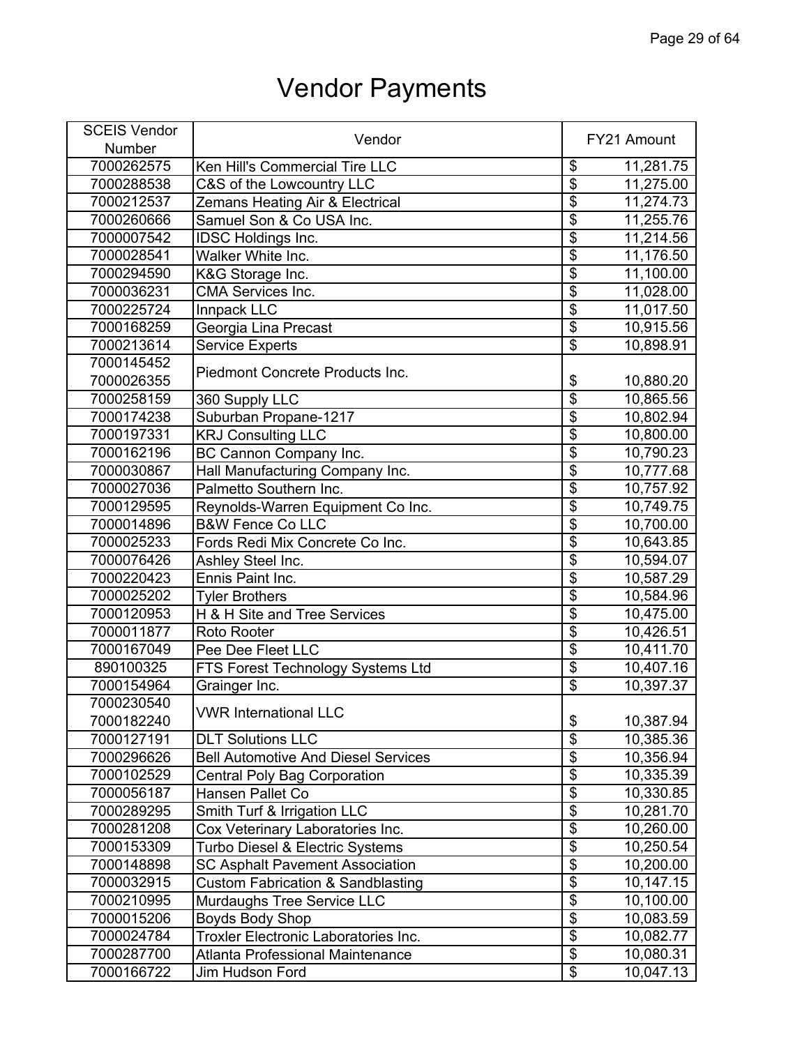# Vendor Payments

| SCEIS Vendor Number | Vendor | FY21 Amount |
|---|---|---|
| 7000262575 | Ken Hill's Commercial Tire LLC | $ 11,281.75 |
| 7000288538 | C&S of the Lowcountry LLC | $ 11,275.00 |
| 7000212537 | Zemans Heating Air & Electrical | $ 11,274.73 |
| 7000260666 | Samuel Son & Co USA Inc. | $ 11,255.76 |
| 7000007542 | IDSC Holdings Inc. | $ 11,214.56 |
| 7000028541 | Walker White Inc. | $ 11,176.50 |
| 7000294590 | K&G Storage Inc. | $ 11,100.00 |
| 7000036231 | CMA Services Inc. | $ 11,028.00 |
| 7000225724 | Innpack LLC | $ 11,017.50 |
| 7000168259 | Georgia Lina Precast | $ 10,915.56 |
| 7000213614 | Service Experts | $ 10,898.91 |
| 7000145452<br>7000026355 | Piedmont Concrete Products Inc. | $ 10,880.20 |
| 7000258159 | 360 Supply LLC | $ 10,865.56 |
| 7000174238 | Suburban Propane-1217 | $ 10,802.94 |
| 7000197331 | KRJ Consulting LLC | $ 10,800.00 |
| 7000162196 | BC Cannon Company Inc. | $ 10,790.23 |
| 7000030867 | Hall Manufacturing Company Inc. | $ 10,777.68 |
| 7000027036 | Palmetto Southern Inc. | $ 10,757.92 |
| 7000129595 | Reynolds-Warren Equipment Co Inc. | $ 10,749.75 |
| 7000014896 | B&W Fence Co LLC | $ 10,700.00 |
| 7000025233 | Fords Redi Mix Concrete Co Inc. | $ 10,643.85 |
| 7000076426 | Ashley Steel Inc. | $ 10,594.07 |
| 7000220423 | Ennis Paint Inc. | $ 10,587.29 |
| 7000025202 | Tyler Brothers | $ 10,584.96 |
| 7000120953 | H & H Site and Tree Services | $ 10,475.00 |
| 7000011877 | Roto Rooter | $ 10,426.51 |
| 7000167049 | Pee Dee Fleet LLC | $ 10,411.70 |
| 890100325 | FTS Forest Technology Systems Ltd | $ 10,407.16 |
| 7000154964 | Grainger Inc. | $ 10,397.37 |
| 7000230540<br>7000182240 | VWR International LLC | $ 10,387.94 |
| 7000127191 | DLT Solutions LLC | $ 10,385.36 |
| 7000296626 | Bell Automotive And Diesel Services | $ 10,356.94 |
| 7000102529 | Central Poly Bag Corporation | $ 10,335.39 |
| 7000056187 | Hansen Pallet Co | $ 10,330.85 |
| 7000289295 | Smith Turf & Irrigation LLC | $ 10,281.70 |
| 7000281208 | Cox Veterinary Laboratories Inc. | $ 10,260.00 |
| 7000153309 | Turbo Diesel & Electric Systems | $ 10,250.54 |
| 7000148898 | SC Asphalt Pavement Association | $ 10,200.00 |
| 7000032915 | Custom Fabrication & Sandblasting | $ 10,147.15 |
| 7000210995 | Murdaughs Tree Service LLC | $ 10,100.00 |
| 7000015206 | Boyds Body Shop | $ 10,083.59 |
| 7000024784 | Troxler Electronic Laboratories Inc. | $ 10,082.77 |
| 7000287700 | Atlanta Professional Maintenance | $ 10,080.31 |
| 7000166722 | Jim Hudson Ford | $ 10,047.13 |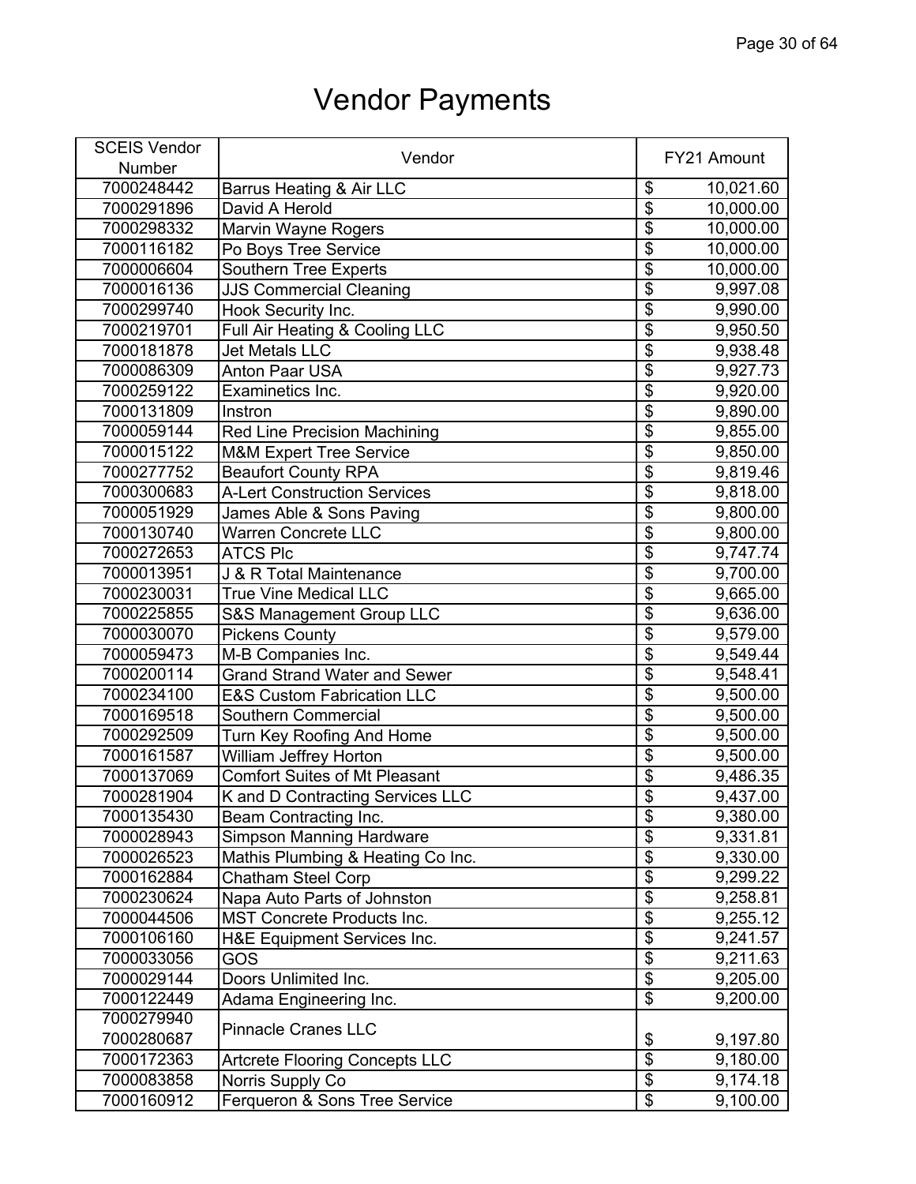# Vendor Payments

| SCEIS Vendor Number | Vendor | FY21 Amount |
|---|---|---|
| 7000248442 | Barrus Heating & Air LLC | $ 10,021.60 |
| 7000291896 | David A Herold | $ 10,000.00 |
| 7000298332 | Marvin Wayne Rogers | $ 10,000.00 |
| 7000116182 | Po Boys Tree Service | $ 10,000.00 |
| 7000006604 | Southern Tree Experts | $ 10,000.00 |
| 7000016136 | JJS Commercial Cleaning | $ 9,997.08 |
| 7000299740 | Hook Security Inc. | $ 9,990.00 |
| 7000219701 | Full Air Heating & Cooling LLC | $ 9,950.50 |
| 7000181878 | Jet Metals LLC | $ 9,938.48 |
| 7000086309 | Anton Paar USA | $ 9,927.73 |
| 7000259122 | Examinetics Inc. | $ 9,920.00 |
| 7000131809 | Instron | $ 9,890.00 |
| 7000059144 | Red Line Precision Machining | $ 9,855.00 |
| 7000015122 | M&M Expert Tree Service | $ 9,850.00 |
| 7000277752 | Beaufort County RPA | $ 9,819.46 |
| 7000300683 | A-Lert Construction Services | $ 9,818.00 |
| 7000051929 | James Able & Sons Paving | $ 9,800.00 |
| 7000130740 | Warren Concrete LLC | $ 9,800.00 |
| 7000272653 | ATCS Plc | $ 9,747.74 |
| 7000013951 | J & R Total Maintenance | $ 9,700.00 |
| 7000230031 | True Vine Medical LLC | $ 9,665.00 |
| 7000225855 | S&S Management Group LLC | $ 9,636.00 |
| 7000030070 | Pickens County | $ 9,579.00 |
| 7000059473 | M-B Companies Inc. | $ 9,549.44 |
| 7000200114 | Grand Strand Water and Sewer | $ 9,548.41 |
| 7000234100 | E&S Custom Fabrication LLC | $ 9,500.00 |
| 7000169518 | Southern Commercial | $ 9,500.00 |
| 7000292509 | Turn Key Roofing And Home | $ 9,500.00 |
| 7000161587 | William Jeffrey Horton | $ 9,500.00 |
| 7000137069 | Comfort Suites of Mt Pleasant | $ 9,486.35 |
| 7000281904 | K and D Contracting Services LLC | $ 9,437.00 |
| 7000135430 | Beam Contracting Inc. | $ 9,380.00 |
| 7000028943 | Simpson Manning Hardware | $ 9,331.81 |
| 7000026523 | Mathis Plumbing & Heating Co Inc. | $ 9,330.00 |
| 7000162884 | Chatham Steel Corp | $ 9,299.22 |
| 7000230624 | Napa Auto Parts of Johnston | $ 9,258.81 |
| 7000044506 | MST Concrete Products Inc. | $ 9,255.12 |
| 7000106160 | H&E Equipment Services Inc. | $ 9,241.57 |
| 7000033056 | GOS | $ 9,211.63 |
| 7000029144 | Doors Unlimited Inc. | $ 9,205.00 |
| 7000122449 | Adama Engineering Inc. | $ 9,200.00 |
| 7000279940 7000280687 | Pinnacle Cranes LLC | $ 9,197.80 |
| 7000172363 | Artcrete Flooring Concepts LLC | $ 9,180.00 |
| 7000083858 | Norris Supply Co | $ 9,174.18 |
| 7000160912 | Ferqueron & Sons Tree Service | $ 9,100.00 |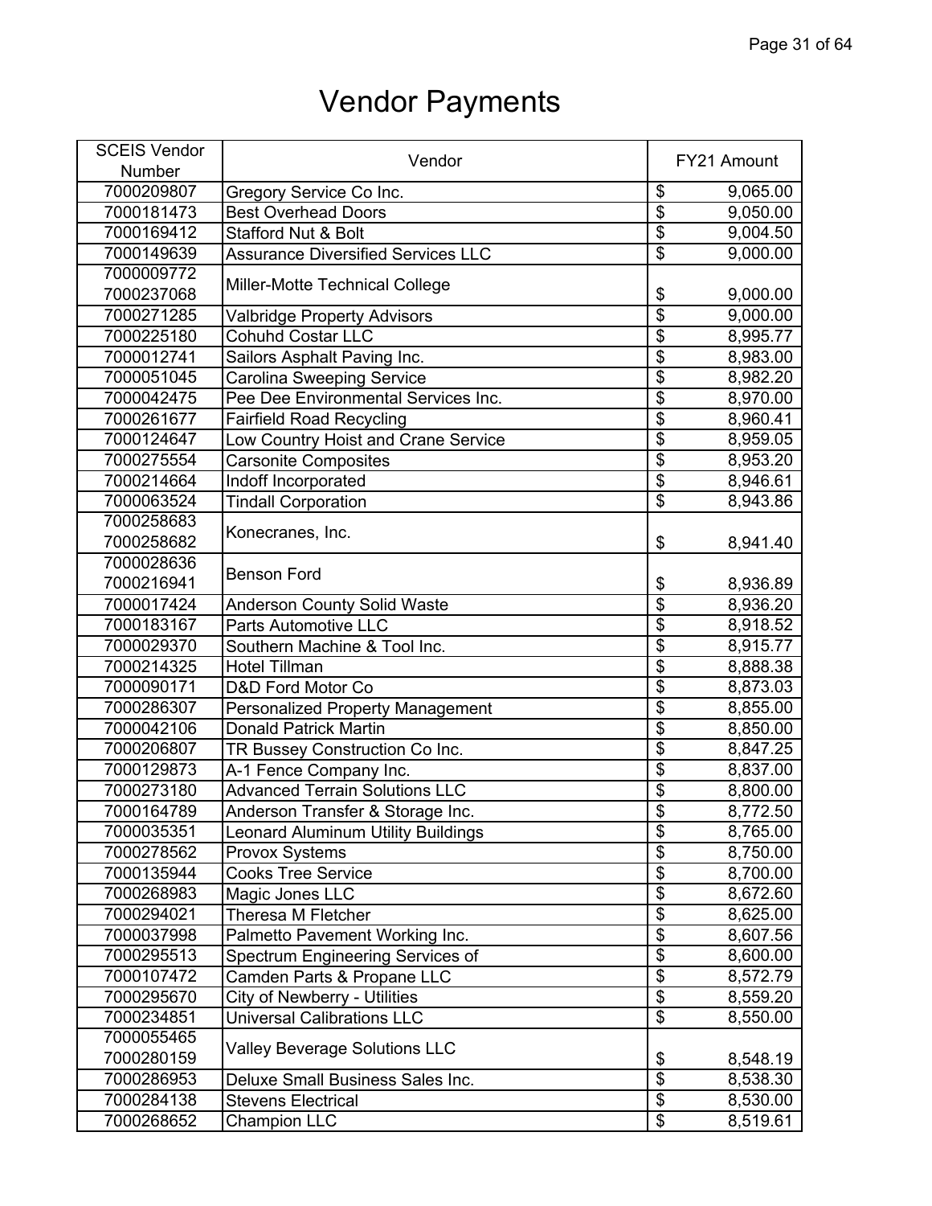# Vendor Payments

| SCEIS Vendor Number | Vendor | FY21 Amount |
|---|---|---|
| 7000209807 | Gregory Service Co Inc. | $ 9,065.00 |
| 7000181473 | Best Overhead Doors | $ 9,050.00 |
| 7000169412 | Stafford Nut & Bolt | $ 9,004.50 |
| 7000149639 | Assurance Diversified Services LLC | $ 9,000.00 |
| 7000009772 7000237068 | Miller-Motte Technical College | $ 9,000.00 |
| 7000271285 | Valbridge Property Advisors | $ 9,000.00 |
| 7000225180 | Cohuhd Costar LLC | $ 8,995.77 |
| 7000012741 | Sailors Asphalt Paving Inc. | $ 8,983.00 |
| 7000051045 | Carolina Sweeping Service | $ 8,982.20 |
| 7000042475 | Pee Dee Environmental Services Inc. | $ 8,970.00 |
| 7000261677 | Fairfield Road Recycling | $ 8,960.41 |
| 7000124647 | Low Country Hoist and Crane Service | $ 8,959.05 |
| 7000275554 | Carsonite Composites | $ 8,953.20 |
| 7000214664 | Indoff Incorporated | $ 8,946.61 |
| 7000063524 | Tindall Corporation | $ 8,943.86 |
| 7000258683 7000258682 | Konecranes, Inc. | $ 8,941.40 |
| 7000028636 7000216941 | Benson Ford | $ 8,936.89 |
| 7000017424 | Anderson County Solid Waste | $ 8,936.20 |
| 7000183167 | Parts Automotive LLC | $ 8,918.52 |
| 7000029370 | Southern Machine & Tool Inc. | $ 8,915.77 |
| 7000214325 | Hotel Tillman | $ 8,888.38 |
| 7000090171 | D&D Ford Motor Co | $ 8,873.03 |
| 7000286307 | Personalized Property Management | $ 8,855.00 |
| 7000042106 | Donald Patrick Martin | $ 8,850.00 |
| 7000206807 | TR Bussey Construction Co Inc. | $ 8,847.25 |
| 7000129873 | A-1 Fence Company Inc. | $ 8,837.00 |
| 7000273180 | Advanced Terrain Solutions LLC | $ 8,800.00 |
| 7000164789 | Anderson Transfer & Storage Inc. | $ 8,772.50 |
| 7000035351 | Leonard Aluminum Utility Buildings | $ 8,765.00 |
| 7000278562 | Provox Systems | $ 8,750.00 |
| 7000135944 | Cooks Tree Service | $ 8,700.00 |
| 7000268983 | Magic Jones LLC | $ 8,672.60 |
| 7000294021 | Theresa M Fletcher | $ 8,625.00 |
| 7000037998 | Palmetto Pavement Working Inc. | $ 8,607.56 |
| 7000295513 | Spectrum Engineering Services of | $ 8,600.00 |
| 7000107472 | Camden Parts & Propane LLC | $ 8,572.79 |
| 7000295670 | City of Newberry - Utilities | $ 8,559.20 |
| 7000234851 | Universal Calibrations LLC | $ 8,550.00 |
| 7000055465 7000280159 | Valley Beverage Solutions LLC | $ 8,548.19 |
| 7000286953 | Deluxe Small Business Sales Inc. | $ 8,538.30 |
| 7000284138 | Stevens Electrical | $ 8,530.00 |
| 7000268652 | Champion LLC | $ 8,519.61 |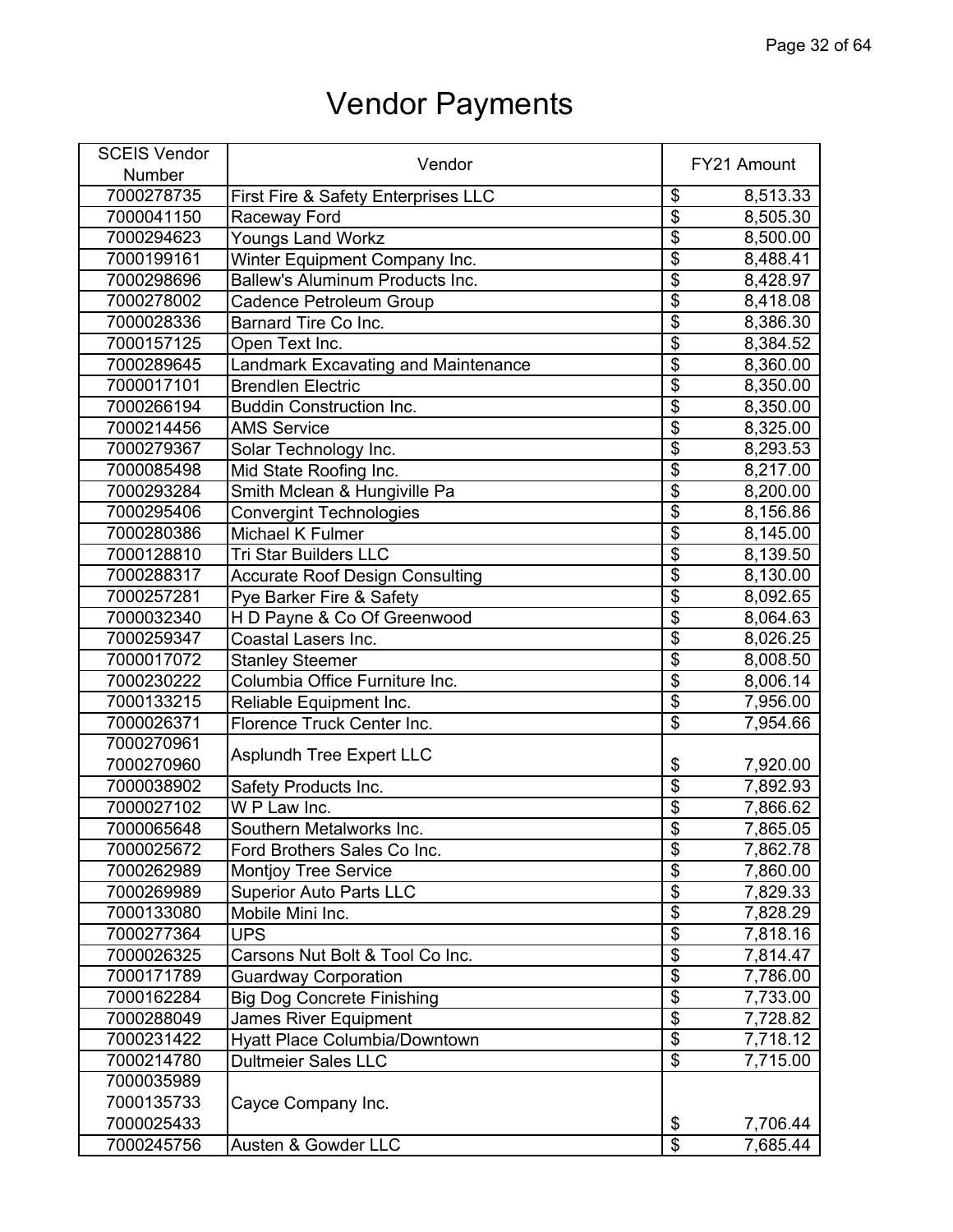# Vendor Payments

| SCEIS Vendor Number | Vendor | FY21 Amount |
|---|---|---|
| 7000278735 | First Fire & Safety Enterprises LLC | $ 8,513.33 |
| 7000041150 | Raceway Ford | $ 8,505.30 |
| 7000294623 | Youngs Land Workz | $ 8,500.00 |
| 7000199161 | Winter Equipment Company Inc. | $ 8,488.41 |
| 7000298696 | Ballew's Aluminum Products Inc. | $ 8,428.97 |
| 7000278002 | Cadence Petroleum Group | $ 8,418.08 |
| 7000028336 | Barnard Tire Co Inc. | $ 8,386.30 |
| 7000157125 | Open Text Inc. | $ 8,384.52 |
| 7000289645 | Landmark Excavating and Maintenance | $ 8,360.00 |
| 7000017101 | Brendlen Electric | $ 8,350.00 |
| 7000266194 | Buddin Construction Inc. | $ 8,350.00 |
| 7000214456 | AMS Service | $ 8,325.00 |
| 7000279367 | Solar Technology Inc. | $ 8,293.53 |
| 7000085498 | Mid State Roofing Inc. | $ 8,217.00 |
| 7000293284 | Smith Mclean & Hungiville Pa | $ 8,200.00 |
| 7000295406 | Convergint Technologies | $ 8,156.86 |
| 7000280386 | Michael K Fulmer | $ 8,145.00 |
| 7000128810 | Tri Star Builders LLC | $ 8,139.50 |
| 7000288317 | Accurate Roof Design Consulting | $ 8,130.00 |
| 7000257281 | Pye Barker Fire & Safety | $ 8,092.65 |
| 7000032340 | H D Payne & Co Of Greenwood | $ 8,064.63 |
| 7000259347 | Coastal Lasers Inc. | $ 8,026.25 |
| 7000017072 | Stanley Steemer | $ 8,008.50 |
| 7000230222 | Columbia Office Furniture Inc. | $ 8,006.14 |
| 7000133215 | Reliable Equipment Inc. | $ 7,956.00 |
| 7000026371 | Florence Truck Center Inc. | $ 7,954.66 |
| 7000270961<br>7000270960 | Asplundh Tree Expert LLC | $ 7,920.00 |
| 7000038902 | Safety Products Inc. | $ 7,892.93 |
| 7000027102 | W P Law Inc. | $ 7,866.62 |
| 7000065648 | Southern Metalworks Inc. | $ 7,865.05 |
| 7000025672 | Ford Brothers Sales Co Inc. | $ 7,862.78 |
| 7000262989 | Montjoy Tree Service | $ 7,860.00 |
| 7000269989 | Superior Auto Parts LLC | $ 7,829.33 |
| 7000133080 | Mobile Mini Inc. | $ 7,828.29 |
| 7000277364 | UPS | $ 7,818.16 |
| 7000026325 | Carsons Nut Bolt & Tool Co Inc. | $ 7,814.47 |
| 7000171789 | Guardway Corporation | $ 7,786.00 |
| 7000162284 | Big Dog Concrete Finishing | $ 7,733.00 |
| 7000288049 | James River Equipment | $ 7,728.82 |
| 7000231422 | Hyatt Place Columbia/Downtown | $ 7,718.12 |
| 7000214780 | Dultmeier Sales LLC | $ 7,715.00 |
| 7000035989<br>7000135733<br>7000025433 | Cayce Company Inc. | $ 7,706.44 |
| 7000245756 | Austen & Gowder LLC | $ 7,685.44 |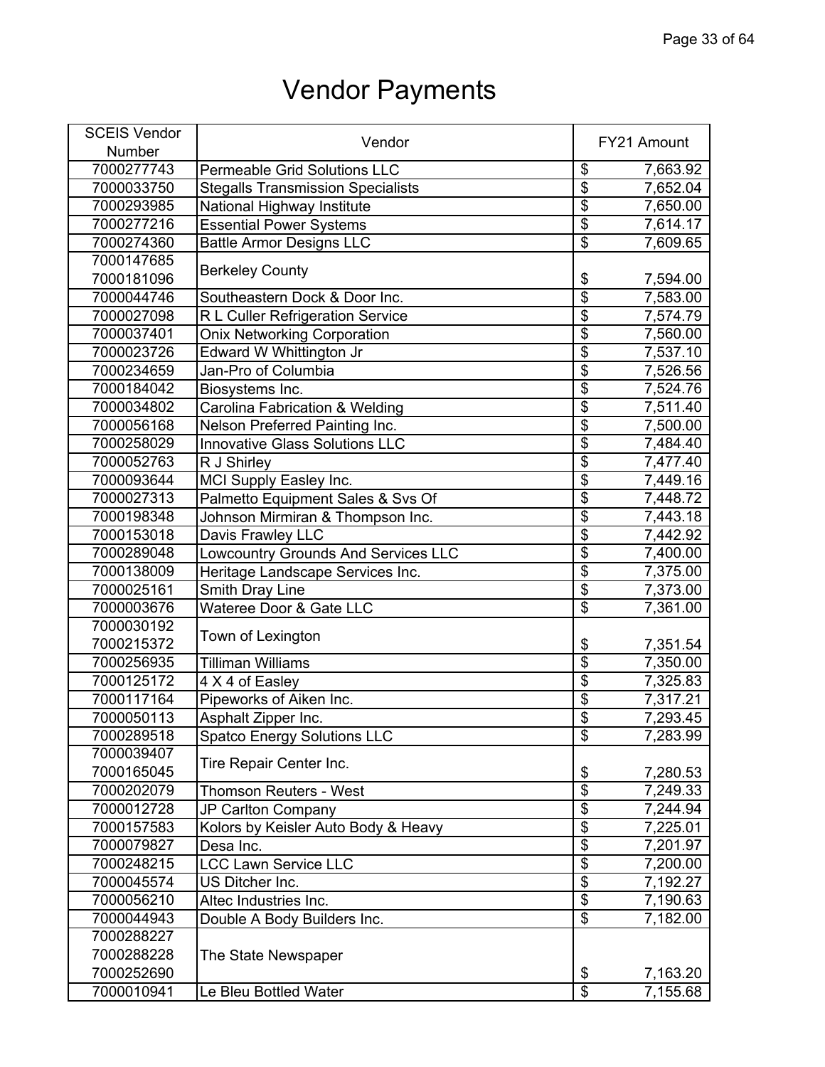# Vendor Payments

| SCEIS Vendor Number | Vendor | FY21 Amount |
|---|---|---|
| 7000277743 | Permeable Grid Solutions LLC | $ 7,663.92 |
| 7000033750 | Stegalls Transmission Specialists | $ 7,652.04 |
| 7000293985 | National Highway Institute | $ 7,650.00 |
| 7000277216 | Essential Power Systems | $ 7,614.17 |
| 7000274360 | Battle Armor Designs LLC | $ 7,609.65 |
| 7000147685<br>7000181096 | Berkeley County | $ 7,594.00 |
| 7000044746 | Southeastern Dock & Door Inc. | $ 7,583.00 |
| 7000027098 | R L Culler Refrigeration Service | $ 7,574.79 |
| 7000037401 | Onix Networking Corporation | $ 7,560.00 |
| 7000023726 | Edward W Whittington Jr | $ 7,537.10 |
| 7000234659 | Jan-Pro of Columbia | $ 7,526.56 |
| 7000184042 | Biosystems Inc. | $ 7,524.76 |
| 7000034802 | Carolina Fabrication & Welding | $ 7,511.40 |
| 7000056168 | Nelson Preferred Painting Inc. | $ 7,500.00 |
| 7000258029 | Innovative Glass Solutions LLC | $ 7,484.40 |
| 7000052763 | R J Shirley | $ 7,477.40 |
| 7000093644 | MCI Supply Easley Inc. | $ 7,449.16 |
| 7000027313 | Palmetto Equipment Sales & Svs Of | $ 7,448.72 |
| 7000198348 | Johnson Mirmiran & Thompson Inc. | $ 7,443.18 |
| 7000153018 | Davis Frawley LLC | $ 7,442.92 |
| 7000289048 | Lowcountry Grounds And Services LLC | $ 7,400.00 |
| 7000138009 | Heritage Landscape Services Inc. | $ 7,375.00 |
| 7000025161 | Smith Dray Line | $ 7,373.00 |
| 7000003676 | Wateree Door & Gate LLC | $ 7,361.00 |
| 7000030192<br>7000215372 | Town of Lexington | $ 7,351.54 |
| 7000256935 | Tilliman Williams | $ 7,350.00 |
| 7000125172 | 4 X 4 of Easley | $ 7,325.83 |
| 7000117164 | Pipeworks of Aiken Inc. | $ 7,317.21 |
| 7000050113 | Asphalt Zipper Inc. | $ 7,293.45 |
| 7000289518 | Spatco Energy Solutions LLC | $ 7,283.99 |
| 7000039407<br>7000165045 | Tire Repair Center Inc. | $ 7,280.53 |
| 7000202079 | Thomson Reuters - West | $ 7,249.33 |
| 7000012728 | JP Carlton Company | $ 7,244.94 |
| 7000157583 | Kolors by Keisler Auto Body & Heavy | $ 7,225.01 |
| 7000079827 | Desa Inc. | $ 7,201.97 |
| 7000248215 | LCC Lawn Service LLC | $ 7,200.00 |
| 7000045574 | US Ditcher Inc. | $ 7,192.27 |
| 7000056210 | Altec Industries Inc. | $ 7,190.63 |
| 7000044943 | Double A Body Builders Inc. | $ 7,182.00 |
| 7000288227<br>7000288228<br>7000252690 | The State Newspaper | $ 7,163.20 |
| 7000010941 | Le Bleu Bottled Water | $ 7,155.68 |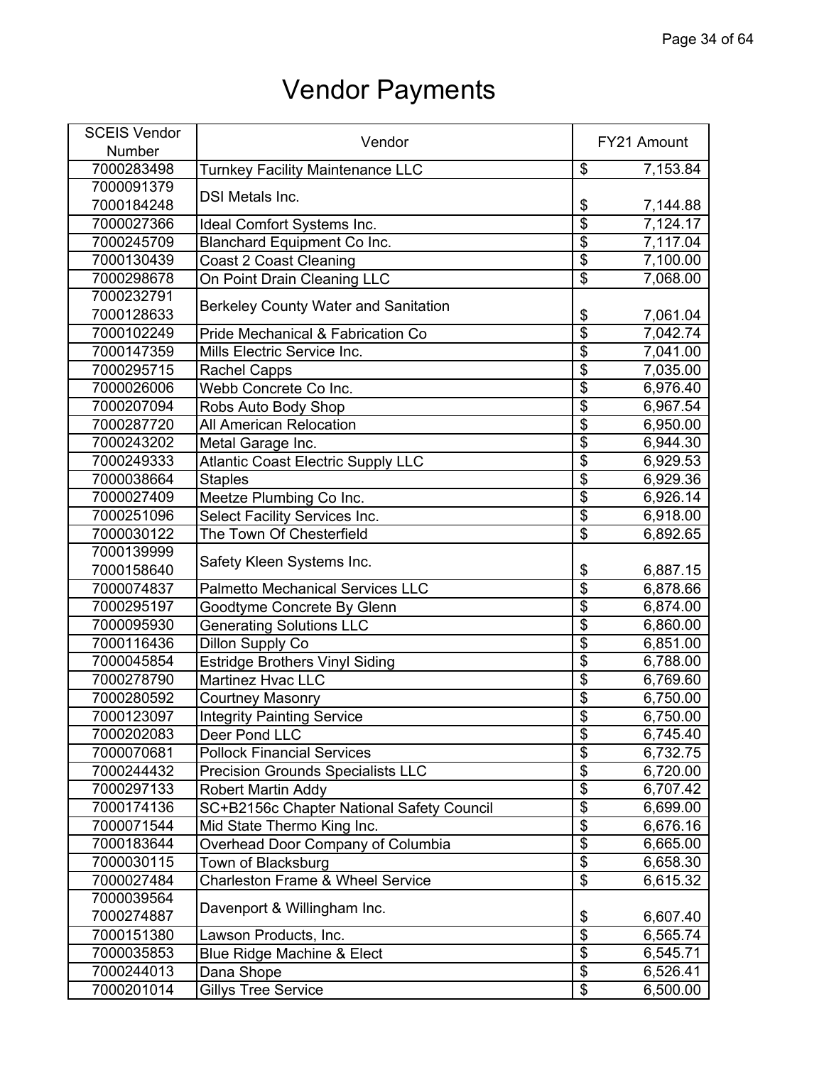# Vendor Payments

| SCEIS Vendor Number | Vendor | FY21 Amount |
|---|---|---|
| 7000283498 | Turnkey Facility Maintenance LLC | $ 7,153.84 |
| 7000091379<br>7000184248 | DSI Metals Inc. | $ 7,144.88 |
| 7000027366 | Ideal Comfort Systems Inc. | $ 7,124.17 |
| 7000245709 | Blanchard Equipment Co Inc. | $ 7,117.04 |
| 7000130439 | Coast 2 Coast Cleaning | $ 7,100.00 |
| 7000298678 | On Point Drain Cleaning LLC | $ 7,068.00 |
| 7000232791<br>7000128633 | Berkeley County Water and Sanitation | $ 7,061.04 |
| 7000102249 | Pride Mechanical & Fabrication Co | $ 7,042.74 |
| 7000147359 | Mills Electric Service Inc. | $ 7,041.00 |
| 7000295715 | Rachel Capps | $ 7,035.00 |
| 7000026006 | Webb Concrete Co Inc. | $ 6,976.40 |
| 7000207094 | Robs Auto Body Shop | $ 6,967.54 |
| 7000287720 | All American Relocation | $ 6,950.00 |
| 7000243202 | Metal Garage Inc. | $ 6,944.30 |
| 7000249333 | Atlantic Coast Electric Supply LLC | $ 6,929.53 |
| 7000038664 | Staples | $ 6,929.36 |
| 7000027409 | Meetze Plumbing Co Inc. | $ 6,926.14 |
| 7000251096 | Select Facility Services Inc. | $ 6,918.00 |
| 7000030122 | The Town Of Chesterfield | $ 6,892.65 |
| 7000139999<br>7000158640 | Safety Kleen Systems Inc. | $ 6,887.15 |
| 7000074837 | Palmetto Mechanical Services LLC | $ 6,878.66 |
| 7000295197 | Goodtyme Concrete By Glenn | $ 6,874.00 |
| 7000095930 | Generating Solutions LLC | $ 6,860.00 |
| 7000116436 | Dillon Supply Co | $ 6,851.00 |
| 7000045854 | Estridge Brothers Vinyl Siding | $ 6,788.00 |
| 7000278790 | Martinez Hvac LLC | $ 6,769.60 |
| 7000280592 | Courtney Masonry | $ 6,750.00 |
| 7000123097 | Integrity Painting Service | $ 6,750.00 |
| 7000202083 | Deer Pond LLC | $ 6,745.40 |
| 7000070681 | Pollock Financial Services | $ 6,732.75 |
| 7000244432 | Precision Grounds Specialists LLC | $ 6,720.00 |
| 7000297133 | Robert Martin Addy | $ 6,707.42 |
| 7000174136 | SC+B2156c Chapter National Safety Council | $ 6,699.00 |
| 7000071544 | Mid State Thermo King Inc. | $ 6,676.16 |
| 7000183644 | Overhead Door Company of Columbia | $ 6,665.00 |
| 7000030115 | Town of Blacksburg | $ 6,658.30 |
| 7000027484 | Charleston Frame & Wheel Service | $ 6,615.32 |
| 7000039564<br>7000274887 | Davenport & Willingham Inc. | $ 6,607.40 |
| 7000151380 | Lawson Products, Inc. | $ 6,565.74 |
| 7000035853 | Blue Ridge Machine & Elect | $ 6,545.71 |
| 7000244013 | Dana Shope | $ 6,526.41 |
| 7000201014 | Gillys Tree Service | $ 6,500.00 |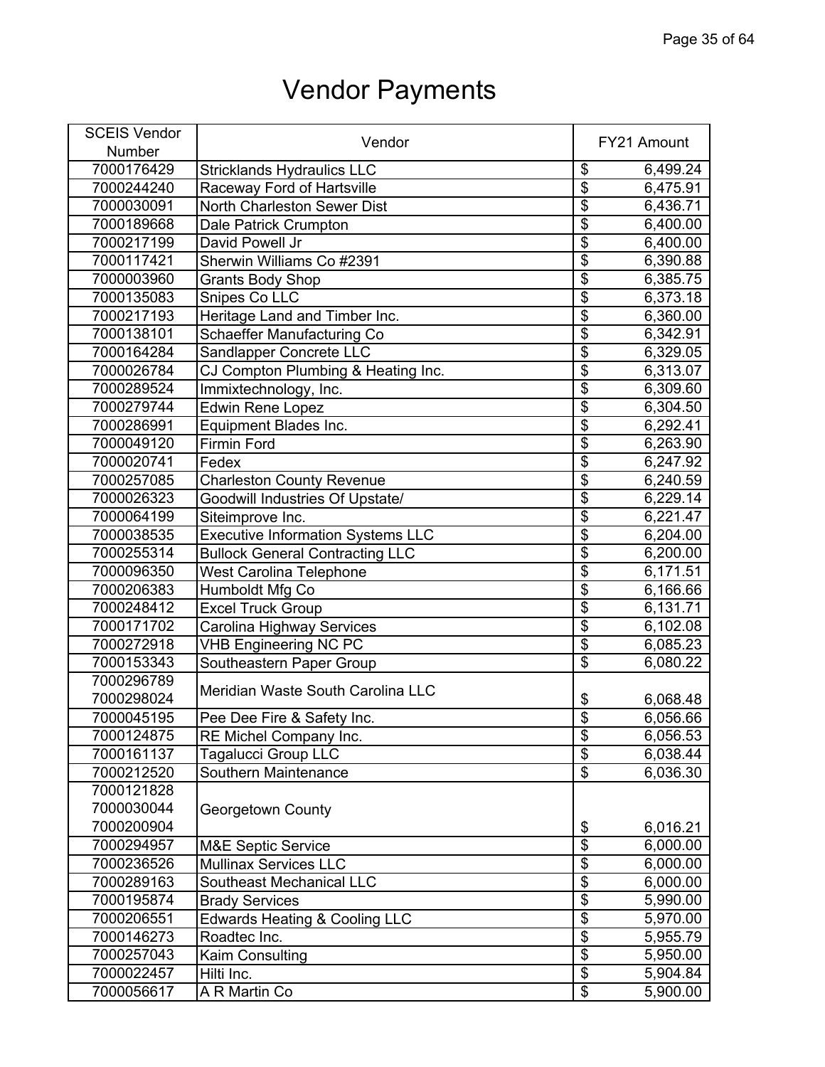# Vendor Payments

| SCEIS Vendor Number | Vendor | FY21 Amount |
|---|---|---|
| 7000176429 | Stricklands Hydraulics LLC | $ 6,499.24 |
| 7000244240 | Raceway Ford of Hartsville | $ 6,475.91 |
| 7000030091 | North Charleston Sewer Dist | $ 6,436.71 |
| 7000189668 | Dale Patrick Crumpton | $ 6,400.00 |
| 7000217199 | David Powell Jr | $ 6,400.00 |
| 7000117421 | Sherwin Williams Co #2391 | $ 6,390.88 |
| 7000003960 | Grants Body Shop | $ 6,385.75 |
| 7000135083 | Snipes Co LLC | $ 6,373.18 |
| 7000217193 | Heritage Land and Timber Inc. | $ 6,360.00 |
| 7000138101 | Schaeffer Manufacturing Co | $ 6,342.91 |
| 7000164284 | Sandlapper Concrete LLC | $ 6,329.05 |
| 7000026784 | CJ Compton Plumbing & Heating Inc. | $ 6,313.07 |
| 7000289524 | Immixtechnology, Inc. | $ 6,309.60 |
| 7000279744 | Edwin Rene Lopez | $ 6,304.50 |
| 7000286991 | Equipment Blades Inc. | $ 6,292.41 |
| 7000049120 | Firmin Ford | $ 6,263.90 |
| 7000020741 | Fedex | $ 6,247.92 |
| 7000257085 | Charleston County Revenue | $ 6,240.59 |
| 7000026323 | Goodwill Industries Of Upstate/ | $ 6,229.14 |
| 7000064199 | Siteimprove Inc. | $ 6,221.47 |
| 7000038535 | Executive Information Systems LLC | $ 6,204.00 |
| 7000255314 | Bullock General Contracting LLC | $ 6,200.00 |
| 7000096350 | West Carolina Telephone | $ 6,171.51 |
| 7000206383 | Humboldt Mfg Co | $ 6,166.66 |
| 7000248412 | Excel Truck Group | $ 6,131.71 |
| 7000171702 | Carolina Highway Services | $ 6,102.08 |
| 7000272918 | VHB Engineering NC PC | $ 6,085.23 |
| 7000153343 | Southeastern Paper Group | $ 6,080.22 |
| 7000296789<br>7000298024 | Meridian Waste South Carolina LLC | $ 6,068.48 |
| 7000045195 | Pee Dee Fire & Safety Inc. | $ 6,056.66 |
| 7000124875 | RE Michel Company Inc. | $ 6,056.53 |
| 7000161137 | Tagalucci Group LLC | $ 6,038.44 |
| 7000212520 | Southern Maintenance | $ 6,036.30 |
| 7000121828<br>7000030044<br>7000200904 | Georgetown County | $ 6,016.21 |
| 7000294957 | M&E Septic Service | $ 6,000.00 |
| 7000236526 | Mullinax Services LLC | $ 6,000.00 |
| 7000289163 | Southeast Mechanical LLC | $ 6,000.00 |
| 7000195874 | Brady Services | $ 5,990.00 |
| 7000206551 | Edwards Heating & Cooling LLC | $ 5,970.00 |
| 7000146273 | Roadtec Inc. | $ 5,955.79 |
| 7000257043 | Kaim Consulting | $ 5,950.00 |
| 7000022457 | Hilti Inc. | $ 5,904.84 |
| 7000056617 | A R Martin Co | $ 5,900.00 |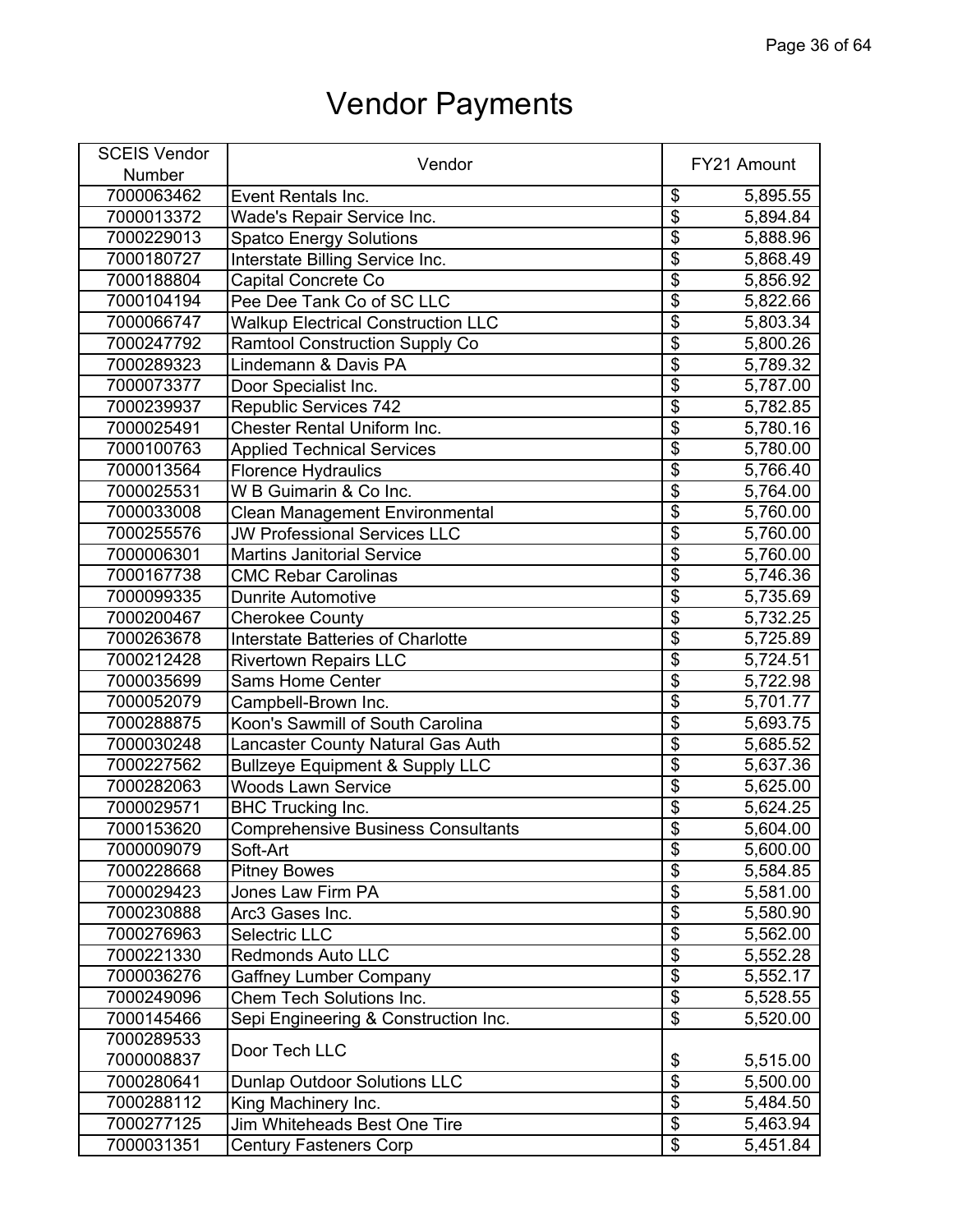# Vendor Payments

| SCEIS Vendor Number | Vendor | FY21 Amount |
|---|---|---|
| 7000063462 | Event Rentals Inc. | $ 5,895.55 |
| 7000013372 | Wade's Repair Service Inc. | $ 5,894.84 |
| 7000229013 | Spatco Energy Solutions | $ 5,888.96 |
| 7000180727 | Interstate Billing Service Inc. | $ 5,868.49 |
| 7000188804 | Capital Concrete Co | $ 5,856.92 |
| 7000104194 | Pee Dee Tank Co of SC LLC | $ 5,822.66 |
| 7000066747 | Walkup Electrical Construction LLC | $ 5,803.34 |
| 7000247792 | Ramtool Construction Supply Co | $ 5,800.26 |
| 7000289323 | Lindemann & Davis PA | $ 5,789.32 |
| 7000073377 | Door Specialist Inc. | $ 5,787.00 |
| 7000239937 | Republic Services 742 | $ 5,782.85 |
| 7000025491 | Chester Rental Uniform Inc. | $ 5,780.16 |
| 7000100763 | Applied Technical Services | $ 5,780.00 |
| 7000013564 | Florence Hydraulics | $ 5,766.40 |
| 7000025531 | W B Guimarin & Co Inc. | $ 5,764.00 |
| 7000033008 | Clean Management Environmental | $ 5,760.00 |
| 7000255576 | JW Professional Services LLC | $ 5,760.00 |
| 7000006301 | Martins Janitorial Service | $ 5,760.00 |
| 7000167738 | CMC Rebar Carolinas | $ 5,746.36 |
| 7000099335 | Dunrite Automotive | $ 5,735.69 |
| 7000200467 | Cherokee County | $ 5,732.25 |
| 7000263678 | Interstate Batteries of Charlotte | $ 5,725.89 |
| 7000212428 | Rivertown Repairs LLC | $ 5,724.51 |
| 7000035699 | Sams Home Center | $ 5,722.98 |
| 7000052079 | Campbell-Brown Inc. | $ 5,701.77 |
| 7000288875 | Koon's Sawmill of South Carolina | $ 5,693.75 |
| 7000030248 | Lancaster County Natural Gas Auth | $ 5,685.52 |
| 7000227562 | Bullzeye Equipment & Supply LLC | $ 5,637.36 |
| 7000282063 | Woods Lawn Service | $ 5,625.00 |
| 7000029571 | BHC Trucking Inc. | $ 5,624.25 |
| 7000153620 | Comprehensive Business Consultants | $ 5,604.00 |
| 7000009079 | Soft-Art | $ 5,600.00 |
| 7000228668 | Pitney Bowes | $ 5,584.85 |
| 7000029423 | Jones Law Firm PA | $ 5,581.00 |
| 7000230888 | Arc3 Gases Inc. | $ 5,580.90 |
| 7000276963 | Selectric LLC | $ 5,562.00 |
| 7000221330 | Redmonds Auto LLC | $ 5,552.28 |
| 7000036276 | Gaffney Lumber Company | $ 5,552.17 |
| 7000249096 | Chem Tech Solutions Inc. | $ 5,528.55 |
| 7000145466 | Sepi Engineering & Construction Inc. | $ 5,520.00 |
| 7000289533 7000008837 | Door Tech LLC | $ 5,515.00 |
| 7000280641 | Dunlap Outdoor Solutions LLC | $ 5,500.00 |
| 7000288112 | King Machinery Inc. | $ 5,484.50 |
| 7000277125 | Jim Whiteheads Best One Tire | $ 5,463.94 |
| 7000031351 | Century Fasteners Corp | $ 5,451.84 |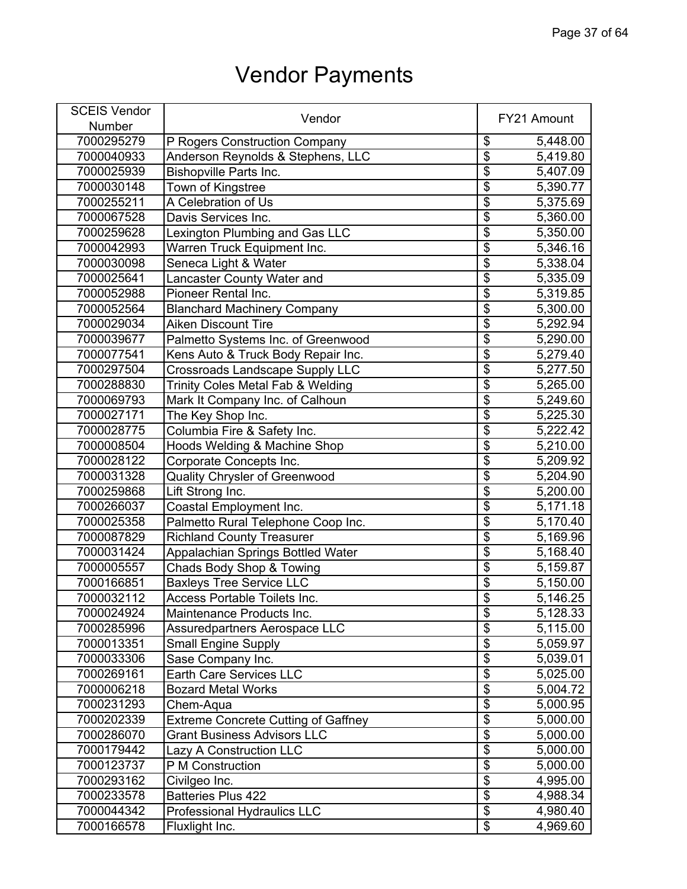# Vendor Payments

| SCEIS Vendor Number | Vendor | FY21 Amount |
|---|---|---|
| 7000295279 | P Rogers Construction Company | $ 5,448.00 |
| 7000040933 | Anderson Reynolds & Stephens, LLC | $ 5,419.80 |
| 7000025939 | Bishopville Parts Inc. | $ 5,407.09 |
| 7000030148 | Town of Kingstree | $ 5,390.77 |
| 7000255211 | A Celebration of Us | $ 5,375.69 |
| 7000067528 | Davis Services Inc. | $ 5,360.00 |
| 7000259628 | Lexington Plumbing and Gas LLC | $ 5,350.00 |
| 7000042993 | Warren Truck Equipment Inc. | $ 5,346.16 |
| 7000030098 | Seneca Light & Water | $ 5,338.04 |
| 7000025641 | Lancaster County Water and | $ 5,335.09 |
| 7000052988 | Pioneer Rental Inc. | $ 5,319.85 |
| 7000052564 | Blanchard Machinery Company | $ 5,300.00 |
| 7000029034 | Aiken Discount Tire | $ 5,292.94 |
| 7000039677 | Palmetto Systems Inc. of Greenwood | $ 5,290.00 |
| 7000077541 | Kens Auto & Truck Body Repair Inc. | $ 5,279.40 |
| 7000297504 | Crossroads Landscape Supply LLC | $ 5,277.50 |
| 7000288830 | Trinity Coles Metal Fab & Welding | $ 5,265.00 |
| 7000069793 | Mark It Company Inc. of Calhoun | $ 5,249.60 |
| 7000027171 | The Key Shop Inc. | $ 5,225.30 |
| 7000028775 | Columbia Fire & Safety Inc. | $ 5,222.42 |
| 7000008504 | Hoods Welding & Machine Shop | $ 5,210.00 |
| 7000028122 | Corporate Concepts Inc. | $ 5,209.92 |
| 7000031328 | Quality Chrysler of Greenwood | $ 5,204.90 |
| 7000259868 | Lift Strong Inc. | $ 5,200.00 |
| 7000266037 | Coastal Employment Inc. | $ 5,171.18 |
| 7000025358 | Palmetto Rural Telephone Coop Inc. | $ 5,170.40 |
| 7000087829 | Richland County Treasurer | $ 5,169.96 |
| 7000031424 | Appalachian Springs Bottled Water | $ 5,168.40 |
| 7000005557 | Chads Body Shop & Towing | $ 5,159.87 |
| 7000166851 | Baxleys Tree Service LLC | $ 5,150.00 |
| 7000032112 | Access Portable Toilets Inc. | $ 5,146.25 |
| 7000024924 | Maintenance Products Inc. | $ 5,128.33 |
| 7000285996 | Assuredpartners Aerospace LLC | $ 5,115.00 |
| 7000013351 | Small Engine Supply | $ 5,059.97 |
| 7000033306 | Sase Company Inc. | $ 5,039.01 |
| 7000269161 | Earth Care Services LLC | $ 5,025.00 |
| 7000006218 | Bozard Metal Works | $ 5,004.72 |
| 7000231293 | Chem-Aqua | $ 5,000.95 |
| 7000202339 | Extreme Concrete Cutting of Gaffney | $ 5,000.00 |
| 7000286070 | Grant Business Advisors LLC | $ 5,000.00 |
| 7000179442 | Lazy A Construction LLC | $ 5,000.00 |
| 7000123737 | P M Construction | $ 5,000.00 |
| 7000293162 | Civilgeo Inc. | $ 4,995.00 |
| 7000233578 | Batteries Plus 422 | $ 4,988.34 |
| 7000044342 | Professional Hydraulics LLC | $ 4,980.40 |
| 7000166578 | Fluxlight Inc. | $ 4,969.60 |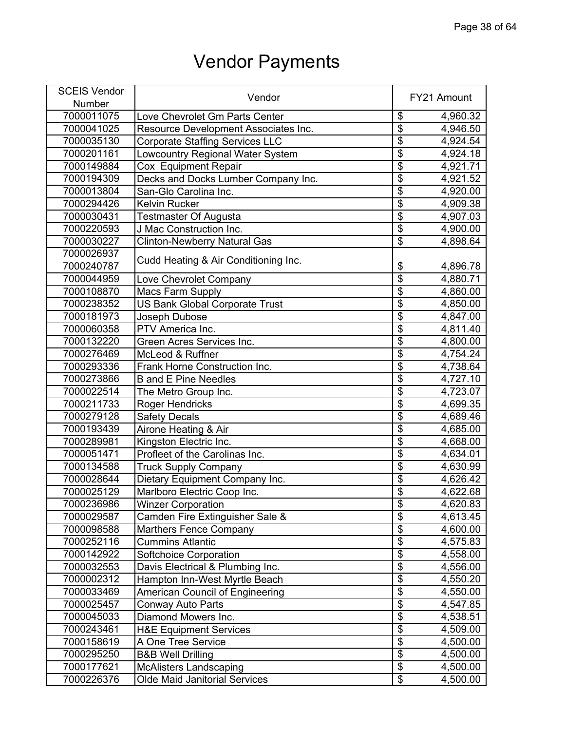# Vendor Payments

| SCEIS Vendor Number | Vendor | FY21 Amount |
|---|---|---|
| 7000011075 | Love Chevrolet Gm Parts Center | $ 4,960.32 |
| 7000041025 | Resource Development Associates Inc. | $ 4,946.50 |
| 7000035130 | Corporate Staffing Services LLC | $ 4,924.54 |
| 7000201161 | Lowcountry Regional Water System | $ 4,924.18 |
| 7000149884 | Cox Equipment Repair | $ 4,921.71 |
| 7000194309 | Decks and Docks Lumber Company Inc. | $ 4,921.52 |
| 7000013804 | San-Glo Carolina Inc. | $ 4,920.00 |
| 7000294426 | Kelvin Rucker | $ 4,909.38 |
| 7000030431 | Testmaster Of Augusta | $ 4,907.03 |
| 7000220593 | J Mac Construction Inc. | $ 4,900.00 |
| 7000030227 | Clinton-Newberry Natural Gas | $ 4,898.64 |
| 7000026937 7000240787 | Cudd Heating & Air Conditioning Inc. | $ 4,896.78 |
| 7000044959 | Love Chevrolet Company | $ 4,880.71 |
| 7000108870 | Macs Farm Supply | $ 4,860.00 |
| 7000238352 | US Bank Global Corporate Trust | $ 4,850.00 |
| 7000181973 | Joseph Dubose | $ 4,847.00 |
| 7000060358 | PTV America Inc. | $ 4,811.40 |
| 7000132220 | Green Acres Services Inc. | $ 4,800.00 |
| 7000276469 | McLeod & Ruffner | $ 4,754.24 |
| 7000293336 | Frank Horne Construction Inc. | $ 4,738.64 |
| 7000273866 | B and E Pine Needles | $ 4,727.10 |
| 7000022514 | The Metro Group Inc. | $ 4,723.07 |
| 7000211733 | Roger Hendricks | $ 4,699.35 |
| 7000279128 | Safety Decals | $ 4,689.46 |
| 7000193439 | Airone Heating & Air | $ 4,685.00 |
| 7000289981 | Kingston Electric Inc. | $ 4,668.00 |
| 7000051471 | Profleet of the Carolinas Inc. | $ 4,634.01 |
| 7000134588 | Truck Supply Company | $ 4,630.99 |
| 7000028644 | Dietary Equipment Company Inc. | $ 4,626.42 |
| 7000025129 | Marlboro Electric Coop Inc. | $ 4,622.68 |
| 7000236986 | Winzer Corporation | $ 4,620.83 |
| 7000029587 | Camden Fire Extinguisher Sale & | $ 4,613.45 |
| 7000098588 | Marthers Fence Company | $ 4,600.00 |
| 7000252116 | Cummins Atlantic | $ 4,575.83 |
| 7000142922 | Softchoice Corporation | $ 4,558.00 |
| 7000032553 | Davis Electrical & Plumbing Inc. | $ 4,556.00 |
| 7000002312 | Hampton Inn-West Myrtle Beach | $ 4,550.20 |
| 7000033469 | American Council of Engineering | $ 4,550.00 |
| 7000025457 | Conway Auto Parts | $ 4,547.85 |
| 7000045033 | Diamond Mowers Inc. | $ 4,538.51 |
| 7000243461 | H&E Equipment Services | $ 4,509.00 |
| 7000158619 | A One Tree Service | $ 4,500.00 |
| 7000295250 | B&B Well Drilling | $ 4,500.00 |
| 7000177621 | McAlisters Landscaping | $ 4,500.00 |
| 7000226376 | Olde Maid Janitorial Services | $ 4,500.00 |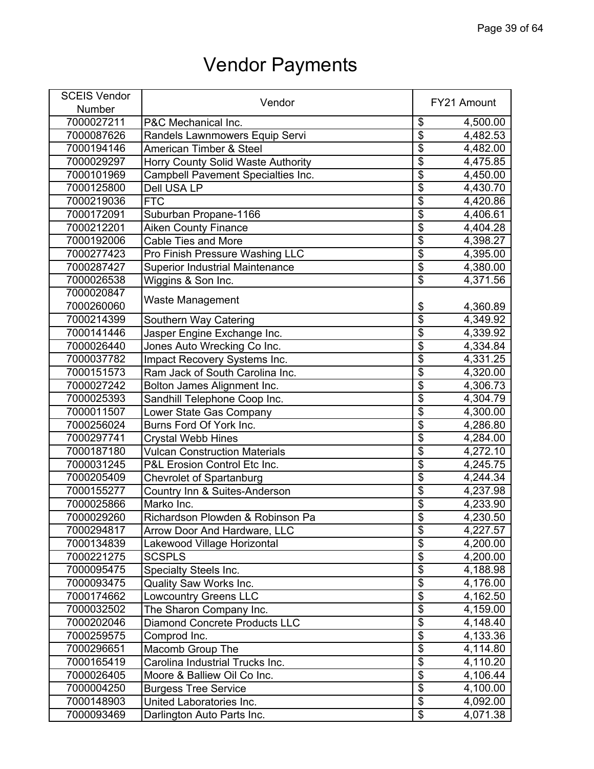# Vendor Payments

| SCEIS Vendor Number | Vendor | FY21 Amount |
|---|---|---|
| 7000027211 | P&C Mechanical Inc. | $ 4,500.00 |
| 7000087626 | Randels Lawnmowers Equip Servi | $ 4,482.53 |
| 7000194146 | American Timber & Steel | $ 4,482.00 |
| 7000029297 | Horry County Solid Waste Authority | $ 4,475.85 |
| 7000101969 | Campbell Pavement Specialties Inc. | $ 4,450.00 |
| 7000125800 | Dell USA LP | $ 4,430.70 |
| 7000219036 | FTC | $ 4,420.86 |
| 7000172091 | Suburban Propane-1166 | $ 4,406.61 |
| 7000212201 | Aiken County Finance | $ 4,404.28 |
| 7000192006 | Cable Ties and More | $ 4,398.27 |
| 7000277423 | Pro Finish Pressure Washing LLC | $ 4,395.00 |
| 7000287427 | Superior Industrial Maintenance | $ 4,380.00 |
| 7000026538 | Wiggins & Son Inc. | $ 4,371.56 |
| 7000020847 7000260060 | Waste Management | $ 4,360.89 |
| 7000214399 | Southern Way Catering | $ 4,349.92 |
| 7000141446 | Jasper Engine Exchange Inc. | $ 4,339.92 |
| 7000026440 | Jones Auto Wrecking Co Inc. | $ 4,334.84 |
| 7000037782 | Impact Recovery Systems Inc. | $ 4,331.25 |
| 7000151573 | Ram Jack of South Carolina Inc. | $ 4,320.00 |
| 7000027242 | Bolton James Alignment Inc. | $ 4,306.73 |
| 7000025393 | Sandhill Telephone Coop Inc. | $ 4,304.79 |
| 7000011507 | Lower State Gas Company | $ 4,300.00 |
| 7000256024 | Burns Ford Of York Inc. | $ 4,286.80 |
| 7000297741 | Crystal Webb Hines | $ 4,284.00 |
| 7000187180 | Vulcan Construction Materials | $ 4,272.10 |
| 7000031245 | P&L Erosion Control Etc Inc. | $ 4,245.75 |
| 7000205409 | Chevrolet of Spartanburg | $ 4,244.34 |
| 7000155277 | Country Inn & Suites-Anderson | $ 4,237.98 |
| 7000025866 | Marko Inc. | $ 4,233.90 |
| 7000029260 | Richardson Plowden & Robinson Pa | $ 4,230.50 |
| 7000294817 | Arrow Door And Hardware, LLC | $ 4,227.57 |
| 7000134839 | Lakewood Village Horizontal | $ 4,200.00 |
| 7000221275 | SCSPLS | $ 4,200.00 |
| 7000095475 | Specialty Steels Inc. | $ 4,188.98 |
| 7000093475 | Quality Saw Works Inc. | $ 4,176.00 |
| 7000174662 | Lowcountry Greens LLC | $ 4,162.50 |
| 7000032502 | The Sharon Company Inc. | $ 4,159.00 |
| 7000202046 | Diamond Concrete Products LLC | $ 4,148.40 |
| 7000259575 | Comprod Inc. | $ 4,133.36 |
| 7000296651 | Macomb Group The | $ 4,114.80 |
| 7000165419 | Carolina Industrial Trucks Inc. | $ 4,110.20 |
| 7000026405 | Moore & Balliew Oil Co Inc. | $ 4,106.44 |
| 7000004250 | Burgess Tree Service | $ 4,100.00 |
| 7000148903 | United Laboratories Inc. | $ 4,092.00 |
| 7000093469 | Darlington Auto Parts Inc. | $ 4,071.38 |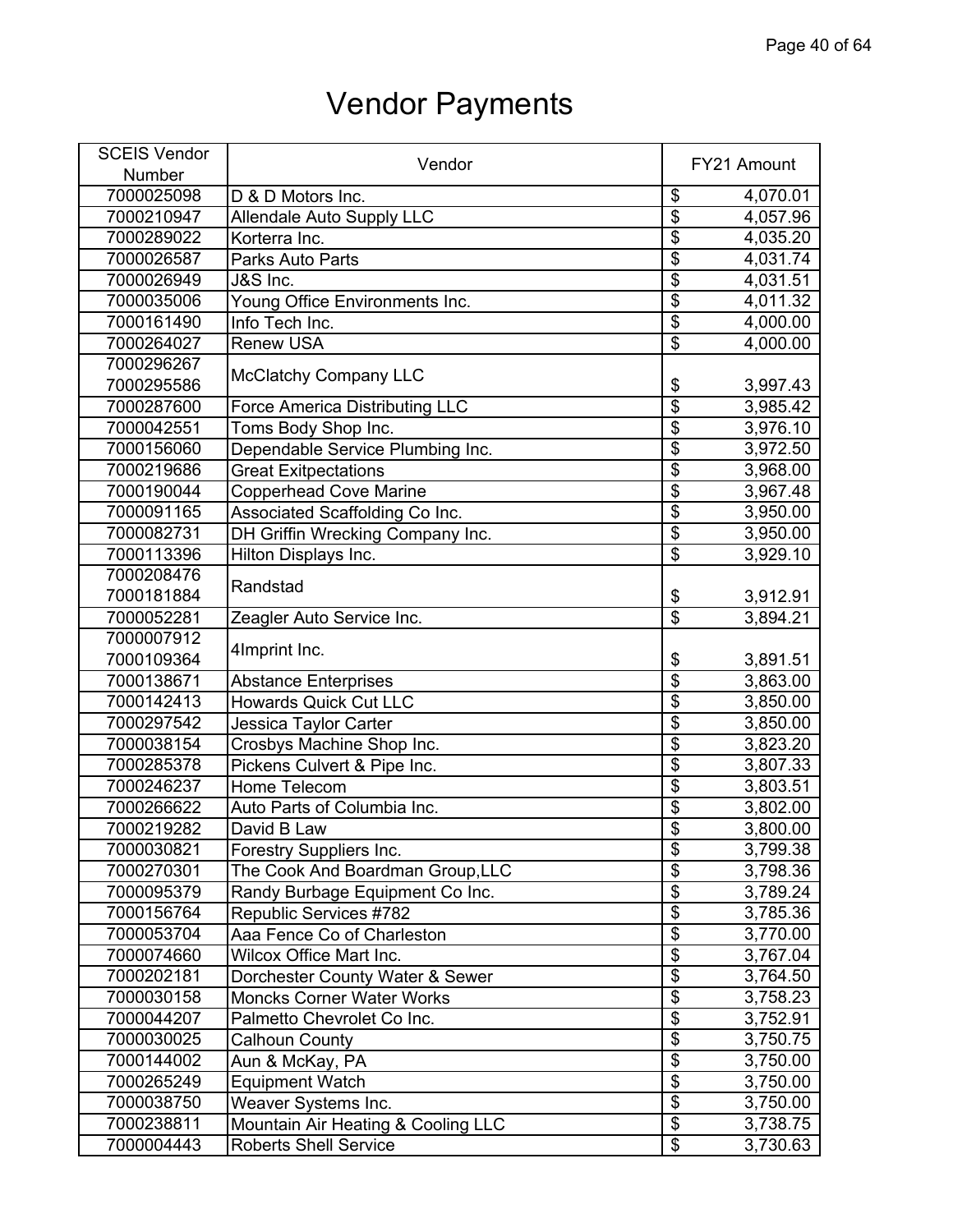# Vendor Payments

| SCEIS Vendor Number | Vendor | FY21 Amount |
|---|---|---|
| 7000025098 | D & D Motors Inc. | $ 4,070.01 |
| 7000210947 | Allendale Auto Supply LLC | $ 4,057.96 |
| 7000289022 | Korterra Inc. | $ 4,035.20 |
| 7000026587 | Parks Auto Parts | $ 4,031.74 |
| 7000026949 | J&S Inc. | $ 4,031.51 |
| 7000035006 | Young Office Environments Inc. | $ 4,011.32 |
| 7000161490 | Info Tech Inc. | $ 4,000.00 |
| 7000264027 | Renew USA | $ 4,000.00 |
| 7000296267 7000295586 | McClatchy Company LLC | $ 3,997.43 |
| 7000287600 | Force America Distributing LLC | $ 3,985.42 |
| 7000042551 | Toms Body Shop Inc. | $ 3,976.10 |
| 7000156060 | Dependable Service Plumbing Inc. | $ 3,972.50 |
| 7000219686 | Great Exitpectations | $ 3,968.00 |
| 7000190044 | Copperhead Cove Marine | $ 3,967.48 |
| 7000091165 | Associated Scaffolding Co Inc. | $ 3,950.00 |
| 7000082731 | DH Griffin Wrecking Company Inc. | $ 3,950.00 |
| 7000113396 | Hilton Displays Inc. | $ 3,929.10 |
| 7000208476 7000181884 | Randstad | $ 3,912.91 |
| 7000052281 | Zeagler Auto Service Inc. | $ 3,894.21 |
| 7000007912 7000109364 | 4Imprint Inc. | $ 3,891.51 |
| 7000138671 | Abstance Enterprises | $ 3,863.00 |
| 7000142413 | Howards Quick Cut LLC | $ 3,850.00 |
| 7000297542 | Jessica Taylor Carter | $ 3,850.00 |
| 7000038154 | Crosbys Machine Shop Inc. | $ 3,823.20 |
| 7000285378 | Pickens Culvert & Pipe Inc. | $ 3,807.33 |
| 7000246237 | Home Telecom | $ 3,803.51 |
| 7000266622 | Auto Parts of Columbia Inc. | $ 3,802.00 |
| 7000219282 | David B Law | $ 3,800.00 |
| 7000030821 | Forestry Suppliers Inc. | $ 3,799.38 |
| 7000270301 | The Cook And Boardman Group,LLC | $ 3,798.36 |
| 7000095379 | Randy Burbage Equipment Co Inc. | $ 3,789.24 |
| 7000156764 | Republic Services #782 | $ 3,785.36 |
| 7000053704 | Aaa Fence Co of Charleston | $ 3,770.00 |
| 7000074660 | Wilcox Office Mart Inc. | $ 3,767.04 |
| 7000202181 | Dorchester County Water & Sewer | $ 3,764.50 |
| 7000030158 | Moncks Corner Water Works | $ 3,758.23 |
| 7000044207 | Palmetto Chevrolet Co Inc. | $ 3,752.91 |
| 7000030025 | Calhoun County | $ 3,750.75 |
| 7000144002 | Aun & McKay, PA | $ 3,750.00 |
| 7000265249 | Equipment Watch | $ 3,750.00 |
| 7000038750 | Weaver Systems Inc. | $ 3,750.00 |
| 7000238811 | Mountain Air Heating & Cooling LLC | $ 3,738.75 |
| 7000004443 | Roberts Shell Service | $ 3,730.63 |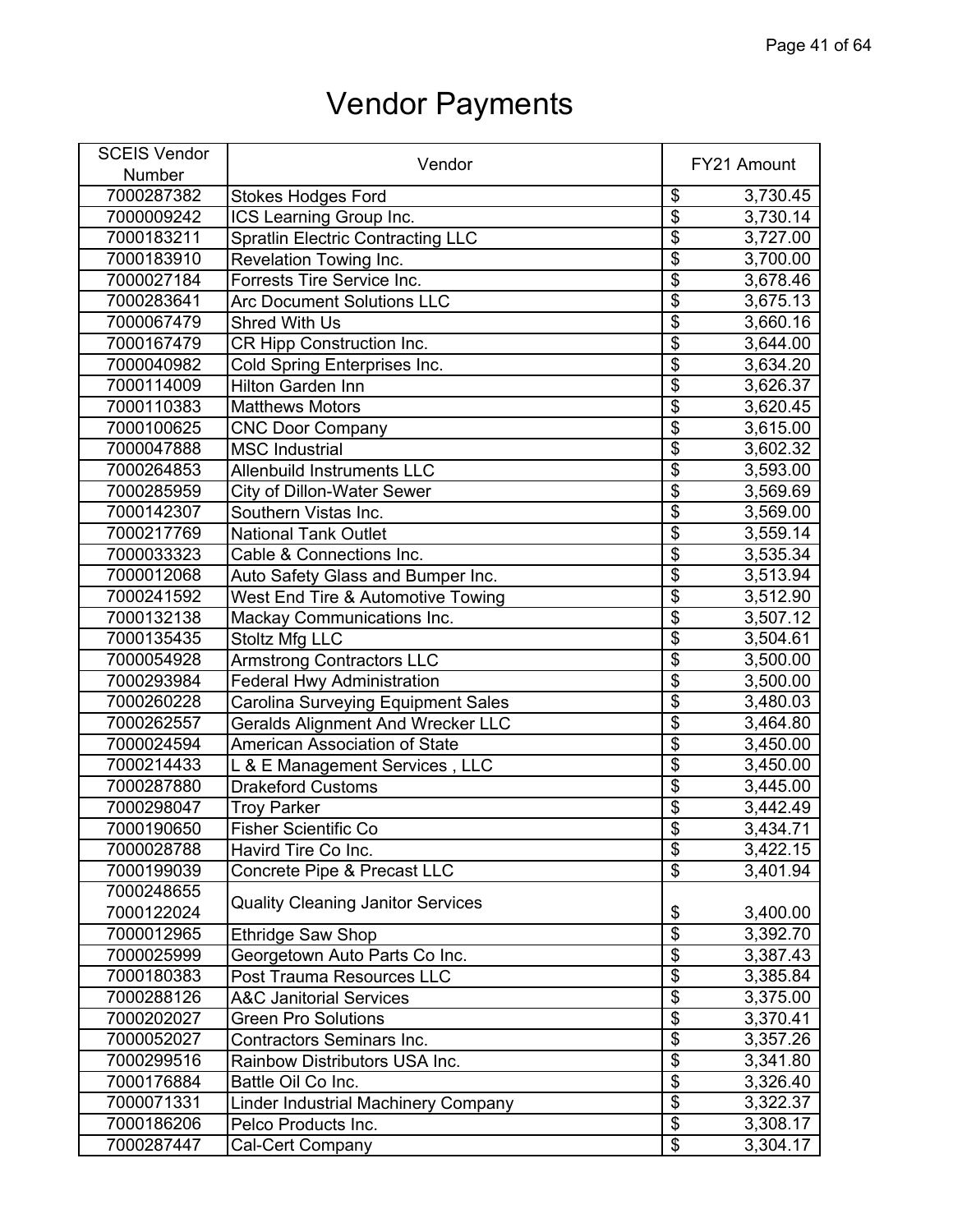# Vendor Payments

| SCEIS Vendor Number | Vendor | FY21 Amount |
|---|---|---|
| 7000287382 | Stokes Hodges Ford | $ 3,730.45 |
| 7000009242 | ICS Learning Group Inc. | $ 3,730.14 |
| 7000183211 | Spratlin Electric Contracting LLC | $ 3,727.00 |
| 7000183910 | Revelation Towing Inc. | $ 3,700.00 |
| 7000027184 | Forrests Tire Service Inc. | $ 3,678.46 |
| 7000283641 | Arc Document Solutions LLC | $ 3,675.13 |
| 7000067479 | Shred With Us | $ 3,660.16 |
| 7000167479 | CR Hipp Construction Inc. | $ 3,644.00 |
| 7000040982 | Cold Spring Enterprises Inc. | $ 3,634.20 |
| 7000114009 | Hilton Garden Inn | $ 3,626.37 |
| 7000110383 | Matthews Motors | $ 3,620.45 |
| 7000100625 | CNC Door Company | $ 3,615.00 |
| 7000047888 | MSC Industrial | $ 3,602.32 |
| 7000264853 | Allenbuild Instruments LLC | $ 3,593.00 |
| 7000285959 | City of Dillon-Water Sewer | $ 3,569.69 |
| 7000142307 | Southern Vistas Inc. | $ 3,569.00 |
| 7000217769 | National Tank Outlet | $ 3,559.14 |
| 7000033323 | Cable & Connections Inc. | $ 3,535.34 |
| 7000012068 | Auto Safety Glass and Bumper Inc. | $ 3,513.94 |
| 7000241592 | West End Tire & Automotive Towing | $ 3,512.90 |
| 7000132138 | Mackay Communications Inc. | $ 3,507.12 |
| 7000135435 | Stoltz Mfg LLC | $ 3,504.61 |
| 7000054928 | Armstrong Contractors LLC | $ 3,500.00 |
| 7000293984 | Federal Hwy Administration | $ 3,500.00 |
| 7000260228 | Carolina Surveying Equipment Sales | $ 3,480.03 |
| 7000262557 | Geralds Alignment And Wrecker LLC | $ 3,464.80 |
| 7000024594 | American Association of State | $ 3,450.00 |
| 7000214433 | L & E Management Services , LLC | $ 3,450.00 |
| 7000287880 | Drakeford Customs | $ 3,445.00 |
| 7000298047 | Troy Parker | $ 3,442.49 |
| 7000190650 | Fisher Scientific Co | $ 3,434.71 |
| 7000028788 | Havird Tire Co Inc. | $ 3,422.15 |
| 7000199039 | Concrete Pipe & Precast LLC | $ 3,401.94 |
| 7000248655 7000122024 | Quality Cleaning Janitor Services | $ 3,400.00 |
| 7000012965 | Ethridge Saw Shop | $ 3,392.70 |
| 7000025999 | Georgetown Auto Parts Co Inc. | $ 3,387.43 |
| 7000180383 | Post Trauma Resources LLC | $ 3,385.84 |
| 7000288126 | A&C Janitorial Services | $ 3,375.00 |
| 7000202027 | Green Pro Solutions | $ 3,370.41 |
| 7000052027 | Contractors Seminars Inc. | $ 3,357.26 |
| 7000299516 | Rainbow Distributors USA Inc. | $ 3,341.80 |
| 7000176884 | Battle Oil Co Inc. | $ 3,326.40 |
| 7000071331 | Linder Industrial Machinery Company | $ 3,322.37 |
| 7000186206 | Pelco Products Inc. | $ 3,308.17 |
| 7000287447 | Cal-Cert Company | $ 3,304.17 |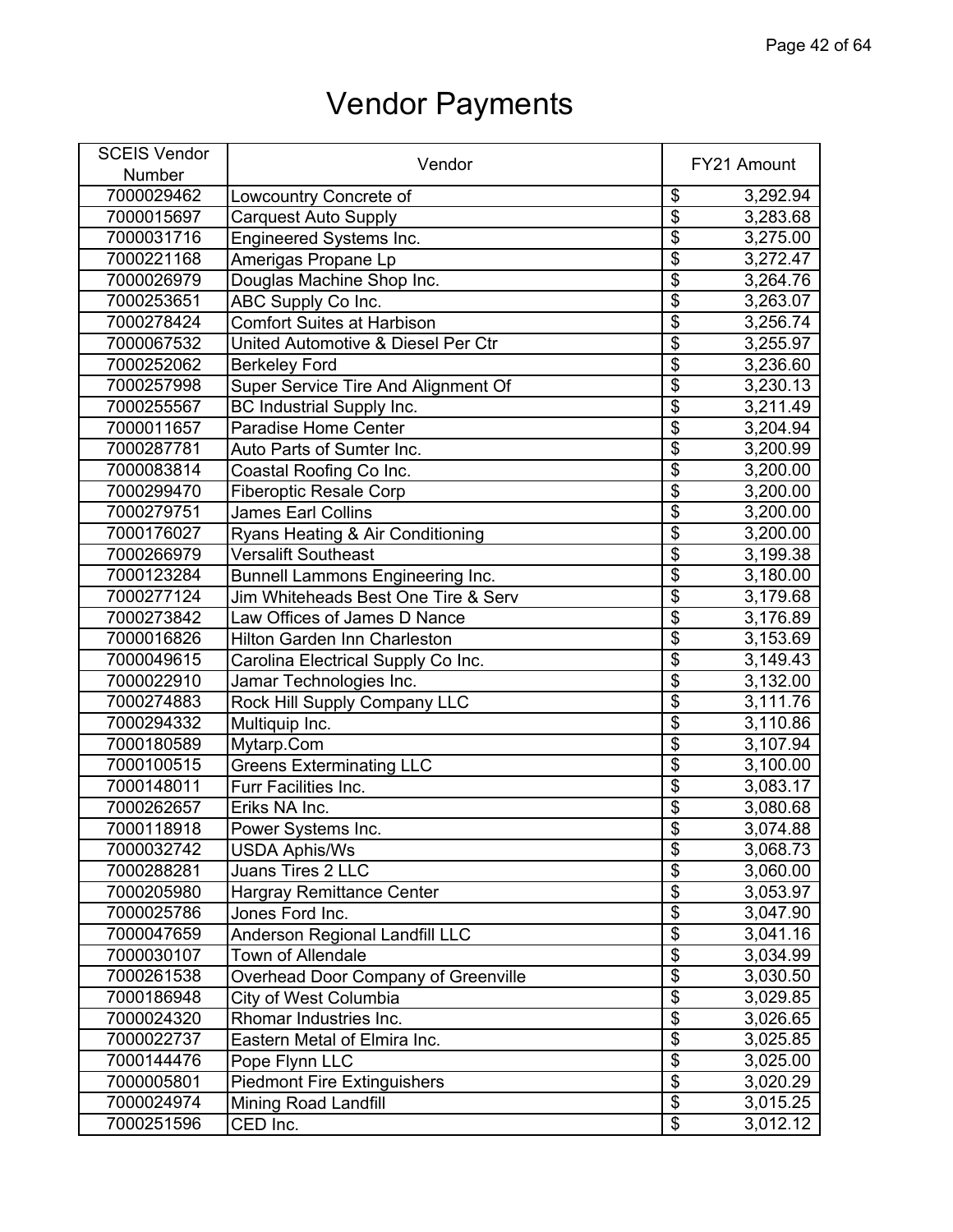# Vendor Payments

| SCEIS Vendor Number | Vendor | FY21 Amount |
|---|---|---|
| 7000029462 | Lowcountry Concrete of | $ 3,292.94 |
| 7000015697 | Carquest Auto Supply | $ 3,283.68 |
| 7000031716 | Engineered Systems Inc. | $ 3,275.00 |
| 7000221168 | Amerigas Propane Lp | $ 3,272.47 |
| 7000026979 | Douglas Machine Shop Inc. | $ 3,264.76 |
| 7000253651 | ABC Supply Co Inc. | $ 3,263.07 |
| 7000278424 | Comfort Suites at Harbison | $ 3,256.74 |
| 7000067532 | United Automotive & Diesel Per Ctr | $ 3,255.97 |
| 7000252062 | Berkeley Ford | $ 3,236.60 |
| 7000257998 | Super Service Tire And Alignment Of | $ 3,230.13 |
| 7000255567 | BC Industrial Supply Inc. | $ 3,211.49 |
| 7000011657 | Paradise Home Center | $ 3,204.94 |
| 7000287781 | Auto Parts of Sumter Inc. | $ 3,200.99 |
| 7000083814 | Coastal Roofing Co Inc. | $ 3,200.00 |
| 7000299470 | Fiberoptic Resale Corp | $ 3,200.00 |
| 7000279751 | James Earl Collins | $ 3,200.00 |
| 7000176027 | Ryans Heating & Air Conditioning | $ 3,200.00 |
| 7000266979 | Versalift Southeast | $ 3,199.38 |
| 7000123284 | Bunnell Lammons Engineering Inc. | $ 3,180.00 |
| 7000277124 | Jim Whiteheads Best One Tire & Serv | $ 3,179.68 |
| 7000273842 | Law Offices of James D Nance | $ 3,176.89 |
| 7000016826 | Hilton Garden Inn Charleston | $ 3,153.69 |
| 7000049615 | Carolina Electrical Supply Co Inc. | $ 3,149.43 |
| 7000022910 | Jamar Technologies Inc. | $ 3,132.00 |
| 7000274883 | Rock Hill Supply Company LLC | $ 3,111.76 |
| 7000294332 | Multiquip Inc. | $ 3,110.86 |
| 7000180589 | Mytarp.Com | $ 3,107.94 |
| 7000100515 | Greens Exterminating LLC | $ 3,100.00 |
| 7000148011 | Furr Facilities Inc. | $ 3,083.17 |
| 7000262657 | Eriks NA Inc. | $ 3,080.68 |
| 7000118918 | Power Systems Inc. | $ 3,074.88 |
| 7000032742 | USDA Aphis/Ws | $ 3,068.73 |
| 7000288281 | Juans Tires 2 LLC | $ 3,060.00 |
| 7000205980 | Hargray Remittance Center | $ 3,053.97 |
| 7000025786 | Jones Ford Inc. | $ 3,047.90 |
| 7000047659 | Anderson Regional Landfill LLC | $ 3,041.16 |
| 7000030107 | Town of Allendale | $ 3,034.99 |
| 7000261538 | Overhead Door Company of Greenville | $ 3,030.50 |
| 7000186948 | City of West Columbia | $ 3,029.85 |
| 7000024320 | Rhomar Industries Inc. | $ 3,026.65 |
| 7000022737 | Eastern Metal of Elmira Inc. | $ 3,025.85 |
| 7000144476 | Pope Flynn LLC | $ 3,025.00 |
| 7000005801 | Piedmont Fire Extinguishers | $ 3,020.29 |
| 7000024974 | Mining Road Landfill | $ 3,015.25 |
| 7000251596 | CED Inc. | $ 3,012.12 |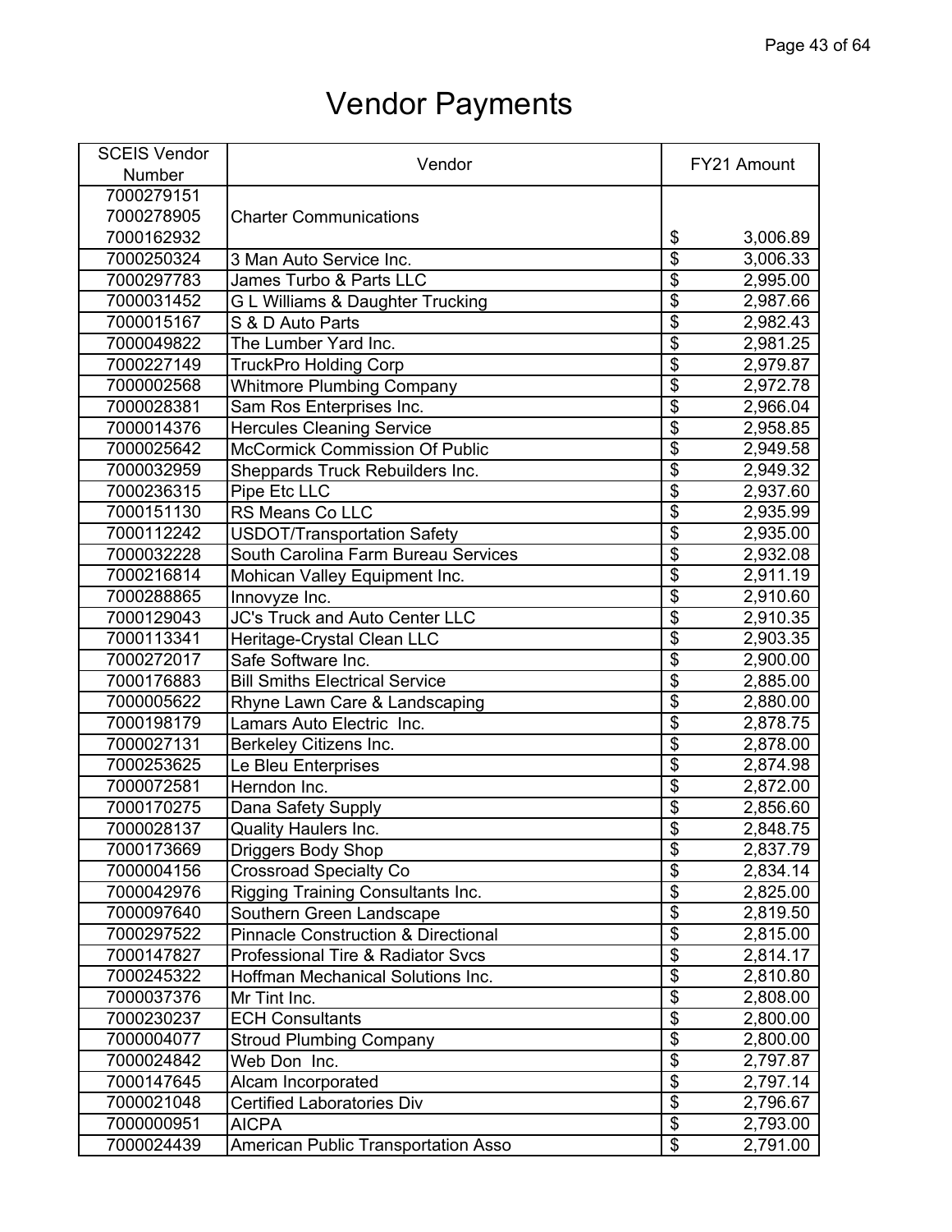# Vendor Payments

| SCEIS Vendor Number | Vendor | FY21 Amount |
|---|---|---|
| 7000279151<br>7000278905<br>7000162932 | Charter Communications | $ 3,006.89 |
| 7000250324 | 3 Man Auto Service Inc. | $ 3,006.33 |
| 7000297783 | James Turbo & Parts LLC | $ 2,995.00 |
| 7000031452 | G L Williams & Daughter Trucking | $ 2,987.66 |
| 7000015167 | S & D Auto Parts | $ 2,982.43 |
| 7000049822 | The Lumber Yard Inc. | $ 2,981.25 |
| 7000227149 | TruckPro Holding Corp | $ 2,979.87 |
| 7000002568 | Whitmore Plumbing Company | $ 2,972.78 |
| 7000028381 | Sam Ros Enterprises Inc. | $ 2,966.04 |
| 7000014376 | Hercules Cleaning Service | $ 2,958.85 |
| 7000025642 | McCormick Commission Of Public | $ 2,949.58 |
| 7000032959 | Sheppards Truck Rebuilders Inc. | $ 2,949.32 |
| 7000236315 | Pipe Etc LLC | $ 2,937.60 |
| 7000151130 | RS Means Co LLC | $ 2,935.99 |
| 7000112242 | USDOT/Transportation Safety | $ 2,935.00 |
| 7000032228 | South Carolina Farm Bureau Services | $ 2,932.08 |
| 7000216814 | Mohican Valley Equipment Inc. | $ 2,911.19 |
| 7000288865 | Innovyze Inc. | $ 2,910.60 |
| 7000129043 | JC's Truck and Auto Center LLC | $ 2,910.35 |
| 7000113341 | Heritage-Crystal Clean LLC | $ 2,903.35 |
| 7000272017 | Safe Software Inc. | $ 2,900.00 |
| 7000176883 | Bill Smiths Electrical Service | $ 2,885.00 |
| 7000005622 | Rhyne Lawn Care & Landscaping | $ 2,880.00 |
| 7000198179 | Lamars Auto Electric Inc. | $ 2,878.75 |
| 7000027131 | Berkeley Citizens Inc. | $ 2,878.00 |
| 7000253625 | Le Bleu Enterprises | $ 2,874.98 |
| 7000072581 | Herndon Inc. | $ 2,872.00 |
| 7000170275 | Dana Safety Supply | $ 2,856.60 |
| 7000028137 | Quality Haulers Inc. | $ 2,848.75 |
| 7000173669 | Driggers Body Shop | $ 2,837.79 |
| 7000004156 | Crossroad Specialty Co | $ 2,834.14 |
| 7000042976 | Rigging Training Consultants Inc. | $ 2,825.00 |
| 7000097640 | Southern Green Landscape | $ 2,819.50 |
| 7000297522 | Pinnacle Construction & Directional | $ 2,815.00 |
| 7000147827 | Professional Tire & Radiator Svcs | $ 2,814.17 |
| 7000245322 | Hoffman Mechanical Solutions Inc. | $ 2,810.80 |
| 7000037376 | Mr Tint Inc. | $ 2,808.00 |
| 7000230237 | ECH Consultants | $ 2,800.00 |
| 7000004077 | Stroud Plumbing Company | $ 2,800.00 |
| 7000024842 | Web Don Inc. | $ 2,797.87 |
| 7000147645 | Alcam Incorporated | $ 2,797.14 |
| 7000021048 | Certified Laboratories Div | $ 2,796.67 |
| 7000000951 | AICPA | $ 2,793.00 |
| 7000024439 | American Public Transportation Asso | $ 2,791.00 |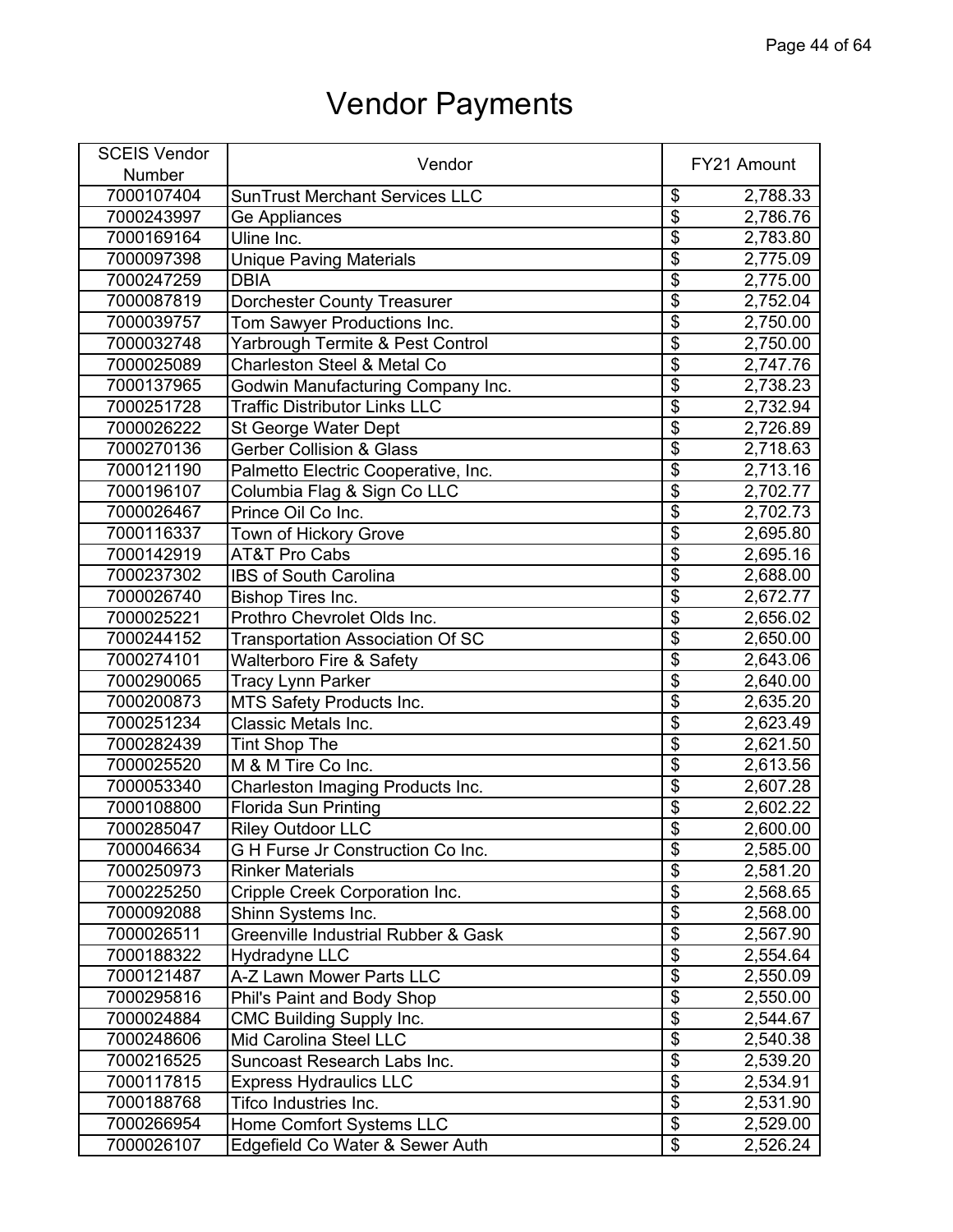# Vendor Payments

| SCEIS Vendor Number | Vendor | FY21 Amount |
|---|---|---|
| 7000107404 | SunTrust Merchant Services LLC | $ 2,788.33 |
| 7000243997 | Ge Appliances | $ 2,786.76 |
| 7000169164 | Uline Inc. | $ 2,783.80 |
| 7000097398 | Unique Paving Materials | $ 2,775.09 |
| 7000247259 | DBIA | $ 2,775.00 |
| 7000087819 | Dorchester County Treasurer | $ 2,752.04 |
| 7000039757 | Tom Sawyer Productions Inc. | $ 2,750.00 |
| 7000032748 | Yarbrough Termite & Pest Control | $ 2,750.00 |
| 7000025089 | Charleston Steel & Metal Co | $ 2,747.76 |
| 7000137965 | Godwin Manufacturing Company Inc. | $ 2,738.23 |
| 7000251728 | Traffic Distributor Links LLC | $ 2,732.94 |
| 7000026222 | St George Water Dept | $ 2,726.89 |
| 7000270136 | Gerber Collision & Glass | $ 2,718.63 |
| 7000121190 | Palmetto Electric Cooperative, Inc. | $ 2,713.16 |
| 7000196107 | Columbia Flag & Sign Co LLC | $ 2,702.77 |
| 7000026467 | Prince Oil Co Inc. | $ 2,702.73 |
| 7000116337 | Town of Hickory Grove | $ 2,695.80 |
| 7000142919 | AT&T Pro Cabs | $ 2,695.16 |
| 7000237302 | IBS of South Carolina | $ 2,688.00 |
| 7000026740 | Bishop Tires Inc. | $ 2,672.77 |
| 7000025221 | Prothro Chevrolet Olds Inc. | $ 2,656.02 |
| 7000244152 | Transportation Association Of SC | $ 2,650.00 |
| 7000274101 | Walterboro Fire & Safety | $ 2,643.06 |
| 7000290065 | Tracy Lynn Parker | $ 2,640.00 |
| 7000200873 | MTS Safety Products Inc. | $ 2,635.20 |
| 7000251234 | Classic Metals Inc. | $ 2,623.49 |
| 7000282439 | Tint Shop The | $ 2,621.50 |
| 7000025520 | M & M Tire Co Inc. | $ 2,613.56 |
| 7000053340 | Charleston Imaging Products Inc. | $ 2,607.28 |
| 7000108800 | Florida Sun Printing | $ 2,602.22 |
| 7000285047 | Riley Outdoor LLC | $ 2,600.00 |
| 7000046634 | G H Furse Jr Construction Co Inc. | $ 2,585.00 |
| 7000250973 | Rinker Materials | $ 2,581.20 |
| 7000225250 | Cripple Creek Corporation Inc. | $ 2,568.65 |
| 7000092088 | Shinn Systems Inc. | $ 2,568.00 |
| 7000026511 | Greenville Industrial Rubber & Gask | $ 2,567.90 |
| 7000188322 | Hydradyne LLC | $ 2,554.64 |
| 7000121487 | A-Z Lawn Mower Parts LLC | $ 2,550.09 |
| 7000295816 | Phil's Paint and Body Shop | $ 2,550.00 |
| 7000024884 | CMC Building Supply Inc. | $ 2,544.67 |
| 7000248606 | Mid Carolina Steel LLC | $ 2,540.38 |
| 7000216525 | Suncoast Research Labs Inc. | $ 2,539.20 |
| 7000117815 | Express Hydraulics LLC | $ 2,534.91 |
| 7000188768 | Tifco Industries Inc. | $ 2,531.90 |
| 7000266954 | Home Comfort Systems LLC | $ 2,529.00 |
| 7000026107 | Edgefield Co Water & Sewer Auth | $ 2,526.24 |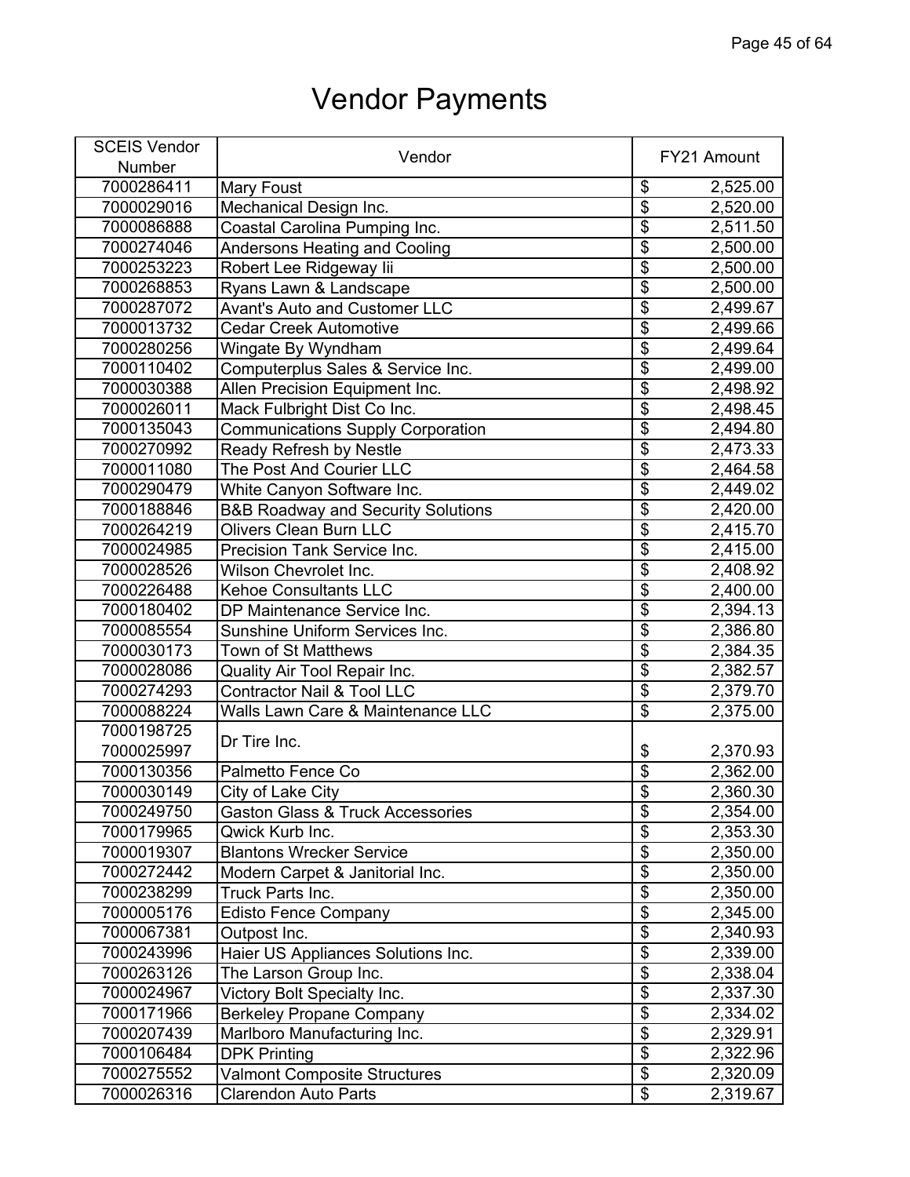# Vendor Payments

| SCEIS Vendor Number | Vendor | FY21 Amount |
|---|---|---|
| 7000286411 | Mary Foust | $ 2,525.00 |
| 7000029016 | Mechanical Design Inc. | $ 2,520.00 |
| 7000086888 | Coastal Carolina Pumping Inc. | $ 2,511.50 |
| 7000274046 | Andersons Heating and Cooling | $ 2,500.00 |
| 7000253223 | Robert Lee Ridgeway Iii | $ 2,500.00 |
| 7000268853 | Ryans Lawn & Landscape | $ 2,500.00 |
| 7000287072 | Avant's Auto and Customer LLC | $ 2,499.67 |
| 7000013732 | Cedar Creek Automotive | $ 2,499.66 |
| 7000280256 | Wingate By Wyndham | $ 2,499.64 |
| 7000110402 | Computerplus Sales & Service Inc. | $ 2,499.00 |
| 7000030388 | Allen Precision Equipment Inc. | $ 2,498.92 |
| 7000026011 | Mack Fulbright Dist Co Inc. | $ 2,498.45 |
| 7000135043 | Communications Supply Corporation | $ 2,494.80 |
| 7000270992 | Ready Refresh by Nestle | $ 2,473.33 |
| 7000011080 | The Post And Courier LLC | $ 2,464.58 |
| 7000290479 | White Canyon Software Inc. | $ 2,449.02 |
| 7000188846 | B&B Roadway and Security Solutions | $ 2,420.00 |
| 7000264219 | Olivers Clean Burn LLC | $ 2,415.70 |
| 7000024985 | Precision Tank Service Inc. | $ 2,415.00 |
| 7000028526 | Wilson Chevrolet Inc. | $ 2,408.92 |
| 7000226488 | Kehoe Consultants LLC | $ 2,400.00 |
| 7000180402 | DP Maintenance Service Inc. | $ 2,394.13 |
| 7000085554 | Sunshine Uniform Services Inc. | $ 2,386.80 |
| 7000030173 | Town of St Matthews | $ 2,384.35 |
| 7000028086 | Quality Air Tool Repair Inc. | $ 2,382.57 |
| 7000274293 | Contractor Nail & Tool LLC | $ 2,379.70 |
| 7000088224 | Walls Lawn Care & Maintenance LLC | $ 2,375.00 |
| 7000198725 7000025997 | Dr Tire Inc. | $ 2,370.93 |
| 7000130356 | Palmetto Fence Co | $ 2,362.00 |
| 7000030149 | City of Lake City | $ 2,360.30 |
| 7000249750 | Gaston Glass & Truck Accessories | $ 2,354.00 |
| 7000179965 | Qwick Kurb Inc. | $ 2,353.30 |
| 7000019307 | Blantons Wrecker Service | $ 2,350.00 |
| 7000272442 | Modern Carpet & Janitorial Inc. | $ 2,350.00 |
| 7000238299 | Truck Parts Inc. | $ 2,350.00 |
| 7000005176 | Edisto Fence Company | $ 2,345.00 |
| 7000067381 | Outpost Inc. | $ 2,340.93 |
| 7000243996 | Haier US Appliances Solutions Inc. | $ 2,339.00 |
| 7000263126 | The Larson Group Inc. | $ 2,338.04 |
| 7000024967 | Victory Bolt Specialty Inc. | $ 2,337.30 |
| 7000171966 | Berkeley Propane Company | $ 2,334.02 |
| 7000207439 | Marlboro Manufacturing Inc. | $ 2,329.91 |
| 7000106484 | DPK Printing | $ 2,322.96 |
| 7000275552 | Valmont Composite Structures | $ 2,320.09 |
| 7000026316 | Clarendon Auto Parts | $ 2,319.67 |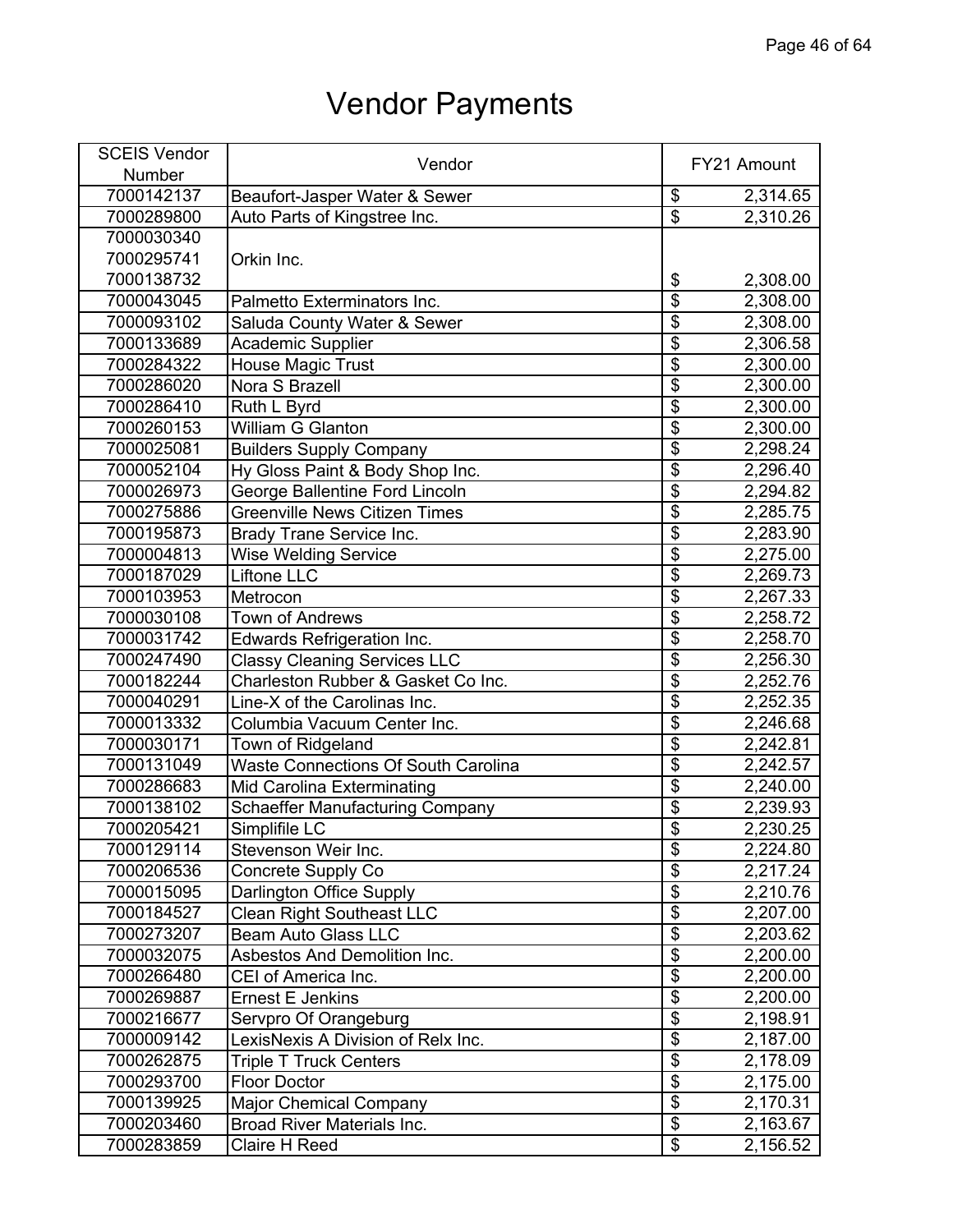# Vendor Payments

| SCEIS Vendor Number | Vendor | FY21 Amount |
|---|---|---|
| 7000142137 | Beaufort-Jasper Water & Sewer | $ 2,314.65 |
| 7000289800 | Auto Parts of Kingstree Inc. | $ 2,310.26 |
| 7000030340<br>7000295741<br>7000138732 | Orkin Inc. | $ 2,308.00 |
| 7000043045 | Palmetto Exterminators Inc. | $ 2,308.00 |
| 7000093102 | Saluda County Water & Sewer | $ 2,308.00 |
| 7000133689 | Academic Supplier | $ 2,306.58 |
| 7000284322 | House Magic Trust | $ 2,300.00 |
| 7000286020 | Nora S Brazell | $ 2,300.00 |
| 7000286410 | Ruth L Byrd | $ 2,300.00 |
| 7000260153 | William G Glanton | $ 2,300.00 |
| 7000025081 | Builders Supply Company | $ 2,298.24 |
| 7000052104 | Hy Gloss Paint & Body Shop Inc. | $ 2,296.40 |
| 7000026973 | George Ballentine Ford Lincoln | $ 2,294.82 |
| 7000275886 | Greenville News Citizen Times | $ 2,285.75 |
| 7000195873 | Brady Trane Service Inc. | $ 2,283.90 |
| 7000004813 | Wise Welding Service | $ 2,275.00 |
| 7000187029 | Liftone LLC | $ 2,269.73 |
| 7000103953 | Metrocon | $ 2,267.33 |
| 7000030108 | Town of Andrews | $ 2,258.72 |
| 7000031742 | Edwards Refrigeration Inc. | $ 2,258.70 |
| 7000247490 | Classy Cleaning Services LLC | $ 2,256.30 |
| 7000182244 | Charleston Rubber & Gasket Co Inc. | $ 2,252.76 |
| 7000040291 | Line-X of the Carolinas Inc. | $ 2,252.35 |
| 7000013332 | Columbia Vacuum Center Inc. | $ 2,246.68 |
| 7000030171 | Town of Ridgeland | $ 2,242.81 |
| 7000131049 | Waste Connections Of South Carolina | $ 2,242.57 |
| 7000286683 | Mid Carolina Exterminating | $ 2,240.00 |
| 7000138102 | Schaeffer Manufacturing Company | $ 2,239.93 |
| 7000205421 | Simplifile LC | $ 2,230.25 |
| 7000129114 | Stevenson Weir Inc. | $ 2,224.80 |
| 7000206536 | Concrete Supply Co | $ 2,217.24 |
| 7000015095 | Darlington Office Supply | $ 2,210.76 |
| 7000184527 | Clean Right Southeast LLC | $ 2,207.00 |
| 7000273207 | Beam Auto Glass LLC | $ 2,203.62 |
| 7000032075 | Asbestos And Demolition Inc. | $ 2,200.00 |
| 7000266480 | CEI of America Inc. | $ 2,200.00 |
| 7000269887 | Ernest E Jenkins | $ 2,200.00 |
| 7000216677 | Servpro Of Orangeburg | $ 2,198.91 |
| 7000009142 | LexisNexis A Division of Relx Inc. | $ 2,187.00 |
| 7000262875 | Triple T Truck Centers | $ 2,178.09 |
| 7000293700 | Floor Doctor | $ 2,175.00 |
| 7000139925 | Major Chemical Company | $ 2,170.31 |
| 7000203460 | Broad River Materials Inc. | $ 2,163.67 |
| 7000283859 | Claire H Reed | $ 2,156.52 |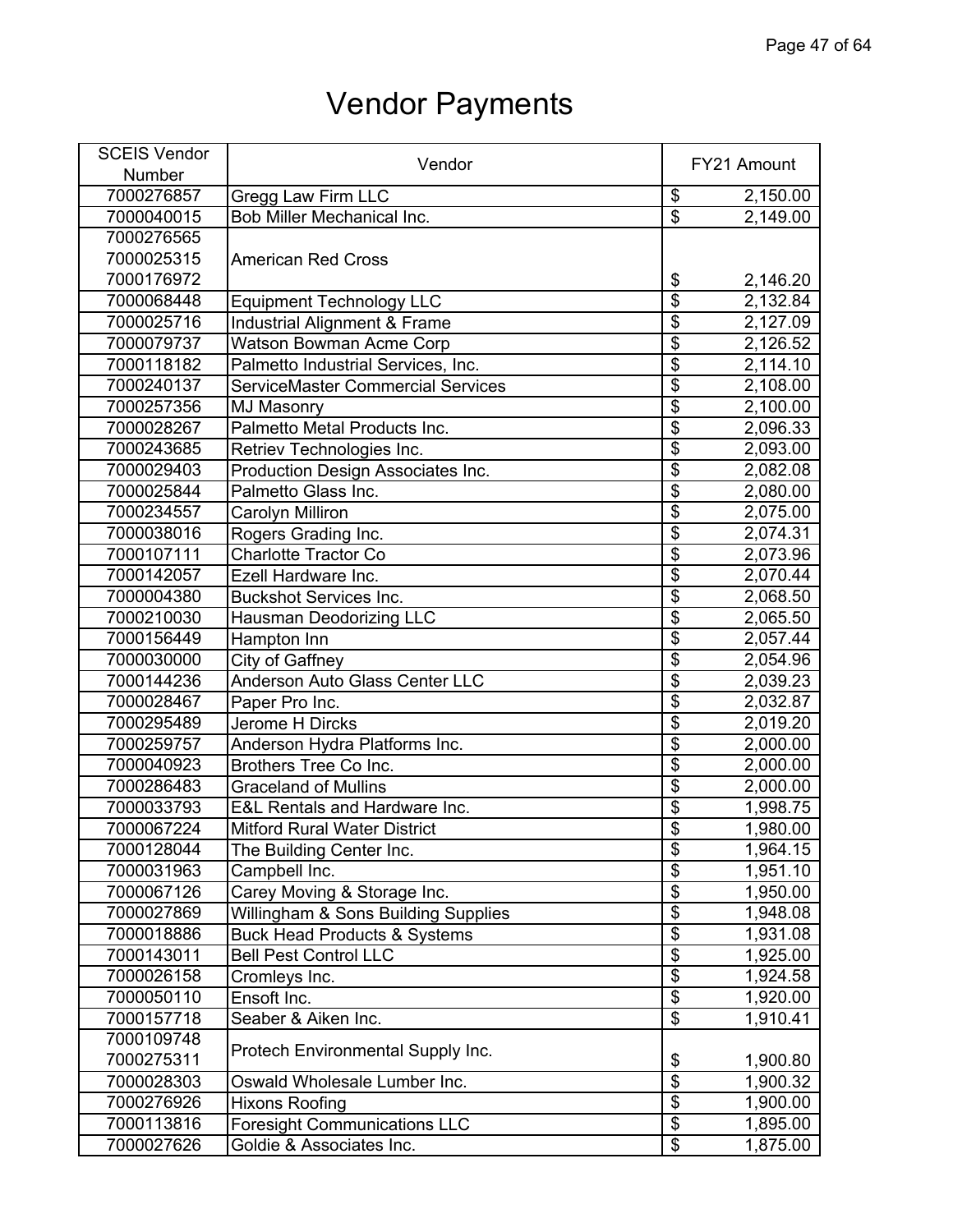# Vendor Payments

| SCEIS Vendor Number | Vendor | FY21 Amount |
|---|---|---|
| 7000276857 | Gregg Law Firm LLC | $ 2,150.00 |
| 7000040015 | Bob Miller Mechanical Inc. | $ 2,149.00 |
| 7000276565<br>7000025315<br>7000176972 | American Red Cross | $ 2,146.20 |
| 7000068448 | Equipment Technology LLC | $ 2,132.84 |
| 7000025716 | Industrial Alignment & Frame | $ 2,127.09 |
| 7000079737 | Watson Bowman Acme Corp | $ 2,126.52 |
| 7000118182 | Palmetto Industrial Services, Inc. | $ 2,114.10 |
| 7000240137 | ServiceMaster Commercial Services | $ 2,108.00 |
| 7000257356 | MJ Masonry | $ 2,100.00 |
| 7000028267 | Palmetto Metal Products Inc. | $ 2,096.33 |
| 7000243685 | Retriev Technologies Inc. | $ 2,093.00 |
| 7000029403 | Production Design Associates Inc. | $ 2,082.08 |
| 7000025844 | Palmetto Glass Inc. | $ 2,080.00 |
| 7000234557 | Carolyn Milliron | $ 2,075.00 |
| 7000038016 | Rogers Grading Inc. | $ 2,074.31 |
| 7000107111 | Charlotte Tractor Co | $ 2,073.96 |
| 7000142057 | Ezell Hardware Inc. | $ 2,070.44 |
| 7000004380 | Buckshot Services Inc. | $ 2,068.50 |
| 7000210030 | Hausman Deodorizing LLC | $ 2,065.50 |
| 7000156449 | Hampton Inn | $ 2,057.44 |
| 7000030000 | City of Gaffney | $ 2,054.96 |
| 7000144236 | Anderson Auto Glass Center LLC | $ 2,039.23 |
| 7000028467 | Paper Pro Inc. | $ 2,032.87 |
| 7000295489 | Jerome H Dircks | $ 2,019.20 |
| 7000259757 | Anderson Hydra Platforms Inc. | $ 2,000.00 |
| 7000040923 | Brothers Tree Co Inc. | $ 2,000.00 |
| 7000286483 | Graceland of Mullins | $ 2,000.00 |
| 7000033793 | E&L Rentals and Hardware Inc. | $ 1,998.75 |
| 7000067224 | Mitford Rural Water District | $ 1,980.00 |
| 7000128044 | The Building Center Inc. | $ 1,964.15 |
| 7000031963 | Campbell Inc. | $ 1,951.10 |
| 7000067126 | Carey Moving & Storage Inc. | $ 1,950.00 |
| 7000027869 | Willingham & Sons Building Supplies | $ 1,948.08 |
| 7000018886 | Buck Head Products & Systems | $ 1,931.08 |
| 7000143011 | Bell Pest Control LLC | $ 1,925.00 |
| 7000026158 | Cromleys Inc. | $ 1,924.58 |
| 7000050110 | Ensoft Inc. | $ 1,920.00 |
| 7000157718 | Seaber & Aiken Inc. | $ 1,910.41 |
| 7000109748<br>7000275311 | Protech Environmental Supply Inc. | $ 1,900.80 |
| 7000028303 | Oswald Wholesale Lumber Inc. | $ 1,900.32 |
| 7000276926 | Hixons Roofing | $ 1,900.00 |
| 7000113816 | Foresight Communications LLC | $ 1,895.00 |
| 7000027626 | Goldie & Associates Inc. | $ 1,875.00 |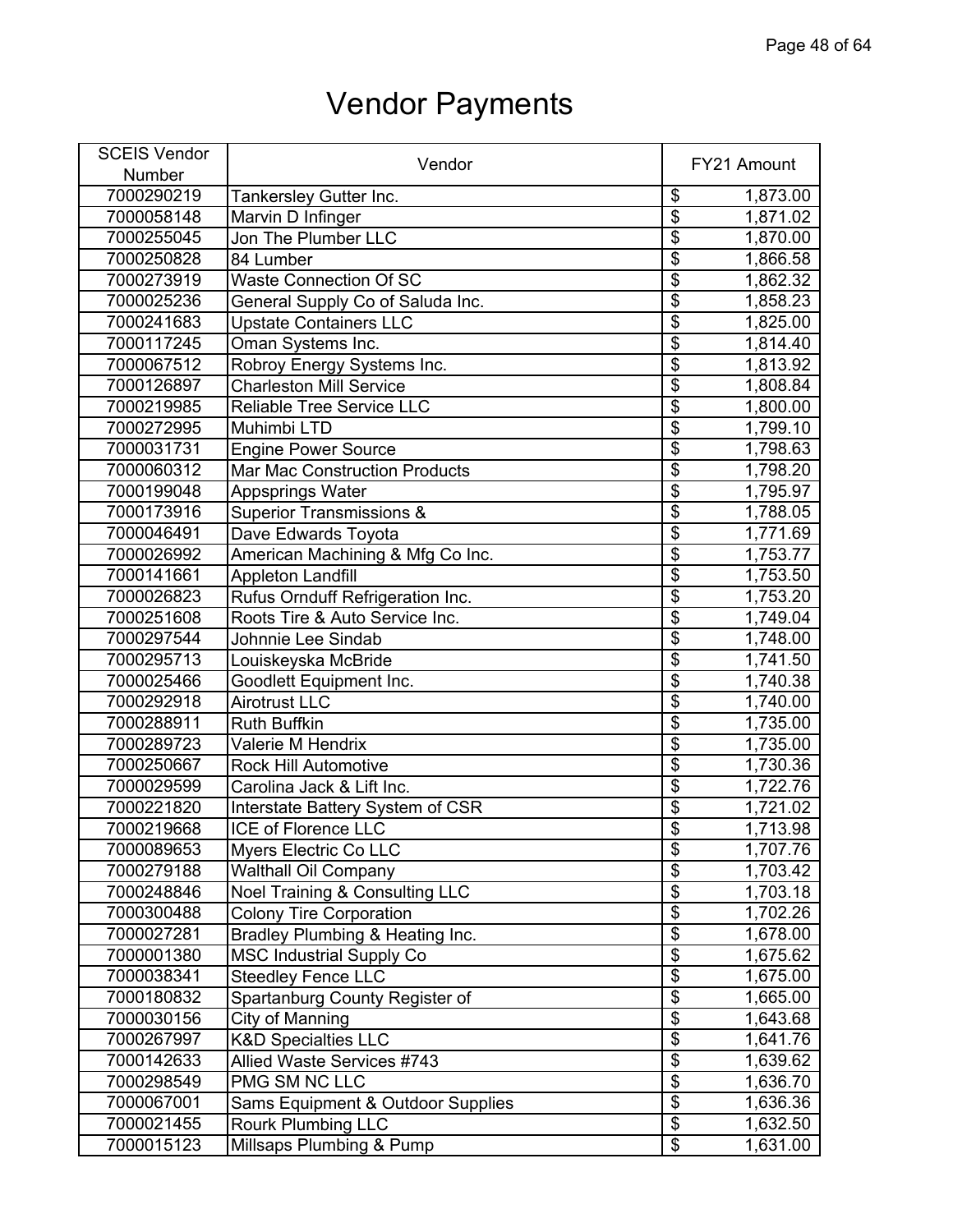# Vendor Payments

| SCEIS Vendor Number | Vendor | FY21 Amount |
|---|---|---|
| 7000290219 | Tankersley Gutter Inc. | $ 1,873.00 |
| 7000058148 | Marvin D Infinger | $ 1,871.02 |
| 7000255045 | Jon The Plumber LLC | $ 1,870.00 |
| 7000250828 | 84 Lumber | $ 1,866.58 |
| 7000273919 | Waste Connection Of SC | $ 1,862.32 |
| 7000025236 | General Supply Co of Saluda Inc. | $ 1,858.23 |
| 7000241683 | Upstate Containers LLC | $ 1,825.00 |
| 7000117245 | Oman Systems Inc. | $ 1,814.40 |
| 7000067512 | Robroy Energy Systems Inc. | $ 1,813.92 |
| 7000126897 | Charleston Mill Service | $ 1,808.84 |
| 7000219985 | Reliable Tree Service LLC | $ 1,800.00 |
| 7000272995 | Muhimbi LTD | $ 1,799.10 |
| 7000031731 | Engine Power Source | $ 1,798.63 |
| 7000060312 | Mar Mac Construction Products | $ 1,798.20 |
| 7000199048 | Appsprings Water | $ 1,795.97 |
| 7000173916 | Superior Transmissions & | $ 1,788.05 |
| 7000046491 | Dave Edwards Toyota | $ 1,771.69 |
| 7000026992 | American Machining & Mfg Co Inc. | $ 1,753.77 |
| 7000141661 | Appleton Landfill | $ 1,753.50 |
| 7000026823 | Rufus Ornduff Refrigeration Inc. | $ 1,753.20 |
| 7000251608 | Roots Tire & Auto Service Inc. | $ 1,749.04 |
| 7000297544 | Johnnie Lee Sindab | $ 1,748.00 |
| 7000295713 | Louiskeyska McBride | $ 1,741.50 |
| 7000025466 | Goodlett Equipment Inc. | $ 1,740.38 |
| 7000292918 | Airotrust LLC | $ 1,740.00 |
| 7000288911 | Ruth Buffkin | $ 1,735.00 |
| 7000289723 | Valerie M Hendrix | $ 1,735.00 |
| 7000250667 | Rock Hill Automotive | $ 1,730.36 |
| 7000029599 | Carolina Jack & Lift Inc. | $ 1,722.76 |
| 7000221820 | Interstate Battery System of CSR | $ 1,721.02 |
| 7000219668 | ICE of Florence LLC | $ 1,713.98 |
| 7000089653 | Myers Electric Co LLC | $ 1,707.76 |
| 7000279188 | Walthall Oil Company | $ 1,703.42 |
| 7000248846 | Noel Training & Consulting LLC | $ 1,703.18 |
| 7000300488 | Colony Tire Corporation | $ 1,702.26 |
| 7000027281 | Bradley Plumbing & Heating Inc. | $ 1,678.00 |
| 7000001380 | MSC Industrial Supply Co | $ 1,675.62 |
| 7000038341 | Steedley Fence LLC | $ 1,675.00 |
| 7000180832 | Spartanburg County Register of | $ 1,665.00 |
| 7000030156 | City of Manning | $ 1,643.68 |
| 7000267997 | K&D Specialties LLC | $ 1,641.76 |
| 7000142633 | Allied Waste Services #743 | $ 1,639.62 |
| 7000298549 | PMG SM NC LLC | $ 1,636.70 |
| 7000067001 | Sams Equipment & Outdoor Supplies | $ 1,636.36 |
| 7000021455 | Rourk Plumbing LLC | $ 1,632.50 |
| 7000015123 | Millsaps Plumbing & Pump | $ 1,631.00 |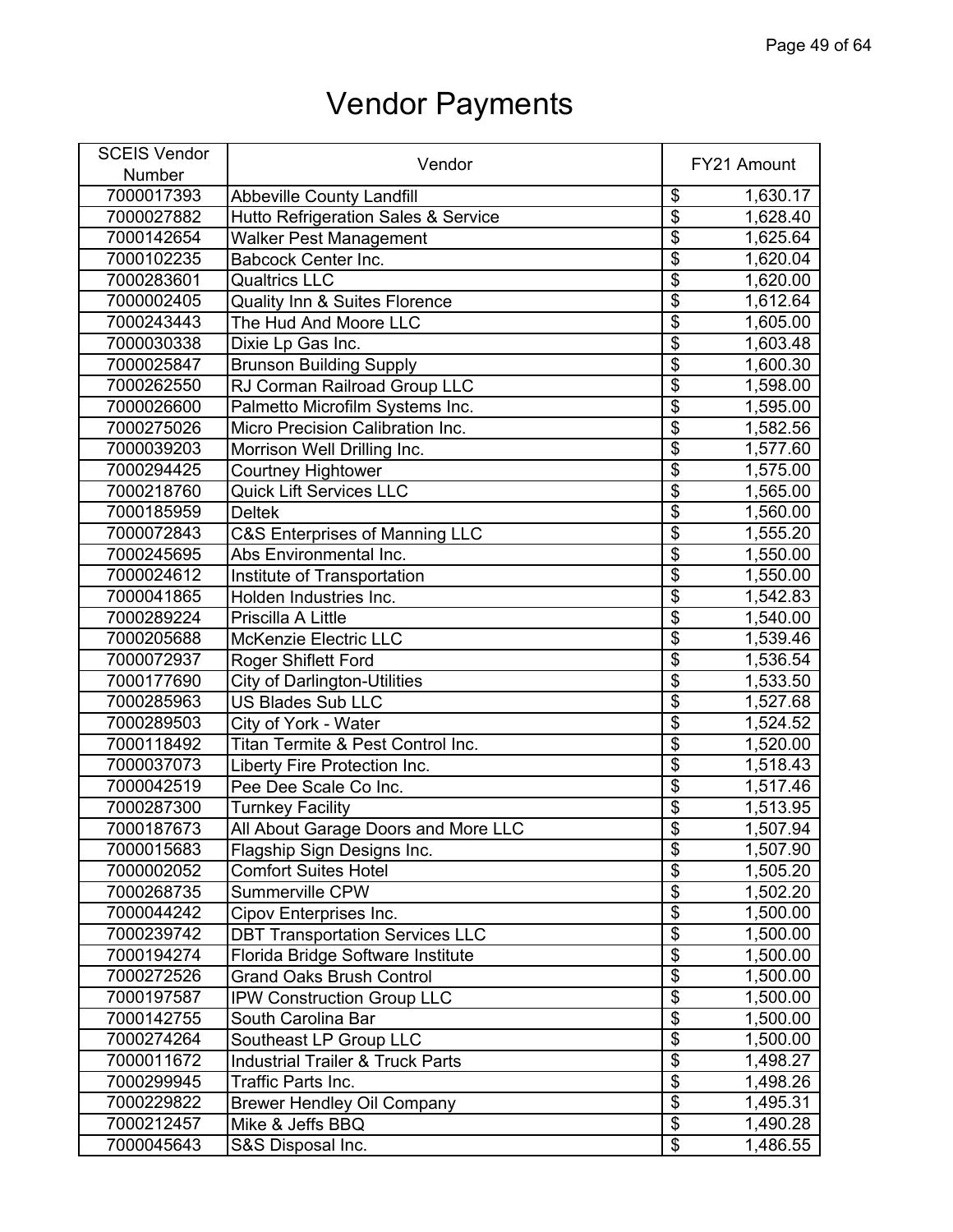# Vendor Payments

| SCEIS Vendor Number | Vendor | FY21 Amount |
|---|---|---|
| 7000017393 | Abbeville County Landfill | $ 1,630.17 |
| 7000027882 | Hutto Refrigeration Sales & Service | $ 1,628.40 |
| 7000142654 | Walker Pest Management | $ 1,625.64 |
| 7000102235 | Babcock Center Inc. | $ 1,620.04 |
| 7000283601 | Qualtrics LLC | $ 1,620.00 |
| 7000002405 | Quality Inn & Suites Florence | $ 1,612.64 |
| 7000243443 | The Hud And Moore LLC | $ 1,605.00 |
| 7000030338 | Dixie Lp Gas Inc. | $ 1,603.48 |
| 7000025847 | Brunson Building Supply | $ 1,600.30 |
| 7000262550 | RJ Corman Railroad Group LLC | $ 1,598.00 |
| 7000026600 | Palmetto Microfilm Systems Inc. | $ 1,595.00 |
| 7000275026 | Micro Precision Calibration Inc. | $ 1,582.56 |
| 7000039203 | Morrison Well Drilling Inc. | $ 1,577.60 |
| 7000294425 | Courtney Hightower | $ 1,575.00 |
| 7000218760 | Quick Lift Services LLC | $ 1,565.00 |
| 7000185959 | Deltek | $ 1,560.00 |
| 7000072843 | C&S Enterprises of Manning LLC | $ 1,555.20 |
| 7000245695 | Abs Environmental Inc. | $ 1,550.00 |
| 7000024612 | Institute of Transportation | $ 1,550.00 |
| 7000041865 | Holden Industries Inc. | $ 1,542.83 |
| 7000289224 | Priscilla A Little | $ 1,540.00 |
| 7000205688 | McKenzie Electric LLC | $ 1,539.46 |
| 7000072937 | Roger Shiflett Ford | $ 1,536.54 |
| 7000177690 | City of Darlington-Utilities | $ 1,533.50 |
| 7000285963 | US Blades Sub LLC | $ 1,527.68 |
| 7000289503 | City of York - Water | $ 1,524.52 |
| 7000118492 | Titan Termite & Pest Control Inc. | $ 1,520.00 |
| 7000037073 | Liberty Fire Protection Inc. | $ 1,518.43 |
| 7000042519 | Pee Dee Scale Co Inc. | $ 1,517.46 |
| 7000287300 | Turnkey Facility | $ 1,513.95 |
| 7000187673 | All About Garage Doors and More LLC | $ 1,507.94 |
| 7000015683 | Flagship Sign Designs Inc. | $ 1,507.90 |
| 7000002052 | Comfort Suites Hotel | $ 1,505.20 |
| 7000268735 | Summerville CPW | $ 1,502.20 |
| 7000044242 | Cipov Enterprises Inc. | $ 1,500.00 |
| 7000239742 | DBT Transportation Services LLC | $ 1,500.00 |
| 7000194274 | Florida Bridge Software Institute | $ 1,500.00 |
| 7000272526 | Grand Oaks Brush Control | $ 1,500.00 |
| 7000197587 | IPW Construction Group LLC | $ 1,500.00 |
| 7000142755 | South Carolina Bar | $ 1,500.00 |
| 7000274264 | Southeast LP Group LLC | $ 1,500.00 |
| 7000011672 | Industrial Trailer & Truck Parts | $ 1,498.27 |
| 7000299945 | Traffic Parts Inc. | $ 1,498.26 |
| 7000229822 | Brewer Hendley Oil Company | $ 1,495.31 |
| 7000212457 | Mike & Jeffs BBQ | $ 1,490.28 |
| 7000045643 | S&S Disposal Inc. | $ 1,486.55 |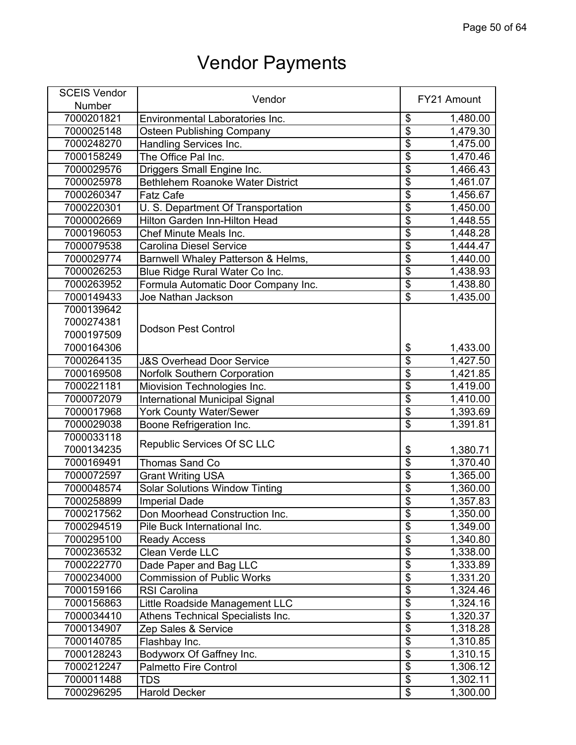# Vendor Payments

| SCEIS Vendor Number | Vendor | FY21 Amount |
|---|---|---|
| 7000201821 | Environmental Laboratories Inc. | $ 1,480.00 |
| 7000025148 | Osteen Publishing Company | $ 1,479.30 |
| 7000248270 | Handling Services Inc. | $ 1,475.00 |
| 7000158249 | The Office Pal Inc. | $ 1,470.46 |
| 7000029576 | Driggers Small Engine Inc. | $ 1,466.43 |
| 7000025978 | Bethlehem Roanoke Water District | $ 1,461.07 |
| 7000260347 | Fatz Cafe | $ 1,456.67 |
| 7000220301 | U. S. Department Of Transportation | $ 1,450.00 |
| 7000002669 | Hilton Garden Inn-Hilton Head | $ 1,448.55 |
| 7000196053 | Chef Minute Meals Inc. | $ 1,448.28 |
| 7000079538 | Carolina Diesel Service | $ 1,444.47 |
| 7000029774 | Barnwell Whaley Patterson & Helms, | $ 1,440.00 |
| 7000026253 | Blue Ridge Rural Water Co Inc. | $ 1,438.93 |
| 7000263952 | Formula Automatic Door Company Inc. | $ 1,438.80 |
| 7000149433 | Joe Nathan Jackson | $ 1,435.00 |
| 7000139642<br>7000274381<br>7000197509<br>7000164306 | Dodson Pest Control | $ 1,433.00 |
| 7000264135 | J&S Overhead Door Service | $ 1,427.50 |
| 7000169508 | Norfolk Southern Corporation | $ 1,421.85 |
| 7000221181 | Miovision Technologies Inc. | $ 1,419.00 |
| 7000072079 | International Municipal Signal | $ 1,410.00 |
| 7000017968 | York County Water/Sewer | $ 1,393.69 |
| 7000029038 | Boone Refrigeration Inc. | $ 1,391.81 |
| 7000033118<br>7000134235 | Republic Services Of SC LLC | $ 1,380.71 |
| 7000169491 | Thomas Sand Co | $ 1,370.40 |
| 7000072597 | Grant Writing USA | $ 1,365.00 |
| 7000048574 | Solar Solutions Window Tinting | $ 1,360.00 |
| 7000258899 | Imperial Dade | $ 1,357.83 |
| 7000217562 | Don Moorhead Construction Inc. | $ 1,350.00 |
| 7000294519 | Pile Buck International Inc. | $ 1,349.00 |
| 7000295100 | Ready Access | $ 1,340.80 |
| 7000236532 | Clean Verde LLC | $ 1,338.00 |
| 7000222770 | Dade Paper and Bag LLC | $ 1,333.89 |
| 7000234000 | Commission of Public Works | $ 1,331.20 |
| 7000159166 | RSI Carolina | $ 1,324.46 |
| 7000156863 | Little Roadside Management LLC | $ 1,324.16 |
| 7000034410 | Athens Technical Specialists Inc. | $ 1,320.37 |
| 7000134907 | Zep Sales & Service | $ 1,318.28 |
| 7000140785 | Flashbay Inc. | $ 1,310.85 |
| 7000128243 | Bodyworx Of Gaffney Inc. | $ 1,310.15 |
| 7000212247 | Palmetto Fire Control | $ 1,306.12 |
| 7000011488 | TDS | $ 1,302.11 |
| 7000296295 | Harold Decker | $ 1,300.00 |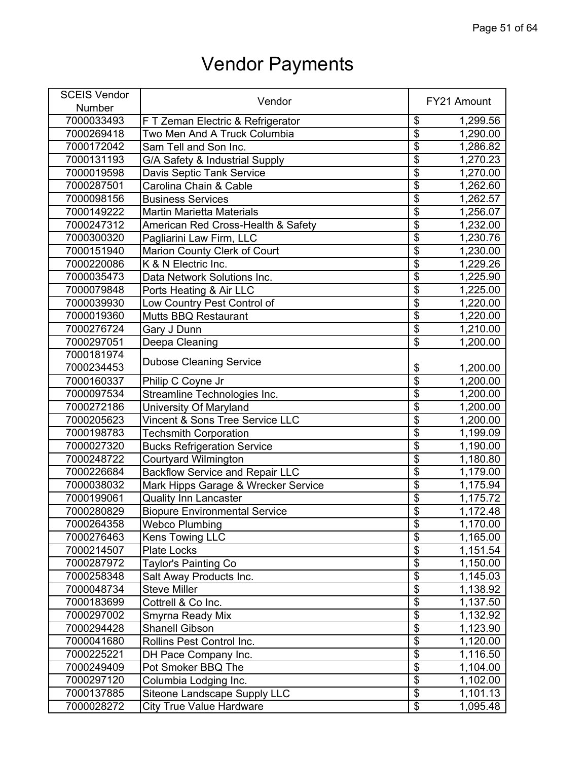# Vendor Payments

| SCEIS Vendor Number | Vendor | FY21 Amount |
|---|---|---|
| 7000033493 | F T Zeman Electric & Refrigerator | $ 1,299.56 |
| 7000269418 | Two Men And A Truck Columbia | $ 1,290.00 |
| 7000172042 | Sam Tell and Son Inc. | $ 1,286.82 |
| 7000131193 | G/A Safety & Industrial Supply | $ 1,270.23 |
| 7000019598 | Davis Septic Tank Service | $ 1,270.00 |
| 7000287501 | Carolina Chain & Cable | $ 1,262.60 |
| 7000098156 | Business Services | $ 1,262.57 |
| 7000149222 | Martin Marietta Materials | $ 1,256.07 |
| 7000247312 | American Red Cross-Health & Safety | $ 1,232.00 |
| 7000300320 | Pagliarini Law Firm, LLC | $ 1,230.76 |
| 7000151940 | Marion County Clerk of Court | $ 1,230.00 |
| 7000220086 | K & N Electric Inc. | $ 1,229.26 |
| 7000035473 | Data Network Solutions Inc. | $ 1,225.90 |
| 7000079848 | Ports Heating & Air LLC | $ 1,225.00 |
| 7000039930 | Low Country Pest Control of | $ 1,220.00 |
| 7000019360 | Mutts BBQ Restaurant | $ 1,220.00 |
| 7000276724 | Gary J Dunn | $ 1,210.00 |
| 7000297051 | Deepa Cleaning | $ 1,200.00 |
| 7000181974 7000234453 | Dubose Cleaning Service | $ 1,200.00 |
| 7000160337 | Philip C Coyne Jr | $ 1,200.00 |
| 7000097534 | Streamline Technologies Inc. | $ 1,200.00 |
| 7000272186 | University Of Maryland | $ 1,200.00 |
| 7000205623 | Vincent & Sons Tree Service LLC | $ 1,200.00 |
| 7000198783 | Techsmith Corporation | $ 1,199.09 |
| 7000027320 | Bucks Refrigeration Service | $ 1,190.00 |
| 7000248722 | Courtyard Wilmington | $ 1,180.80 |
| 7000226684 | Backflow Service and Repair LLC | $ 1,179.00 |
| 7000038032 | Mark Hipps Garage & Wrecker Service | $ 1,175.94 |
| 7000199061 | Quality Inn Lancaster | $ 1,175.72 |
| 7000280829 | Biopure Environmental Service | $ 1,172.48 |
| 7000264358 | Webco Plumbing | $ 1,170.00 |
| 7000276463 | Kens Towing LLC | $ 1,165.00 |
| 7000214507 | Plate Locks | $ 1,151.54 |
| 7000287972 | Taylor's Painting Co | $ 1,150.00 |
| 7000258348 | Salt Away Products Inc. | $ 1,145.03 |
| 7000048734 | Steve Miller | $ 1,138.92 |
| 7000183699 | Cottrell & Co Inc. | $ 1,137.50 |
| 7000297002 | Smyrna Ready Mix | $ 1,132.92 |
| 7000294428 | Shanell Gibson | $ 1,123.90 |
| 7000041680 | Rollins Pest Control Inc. | $ 1,120.00 |
| 7000225221 | DH Pace Company Inc. | $ 1,116.50 |
| 7000249409 | Pot Smoker BBQ The | $ 1,104.00 |
| 7000297120 | Columbia Lodging Inc. | $ 1,102.00 |
| 7000137885 | Siteone Landscape Supply LLC | $ 1,101.13 |
| 7000028272 | City True Value Hardware | $ 1,095.48 |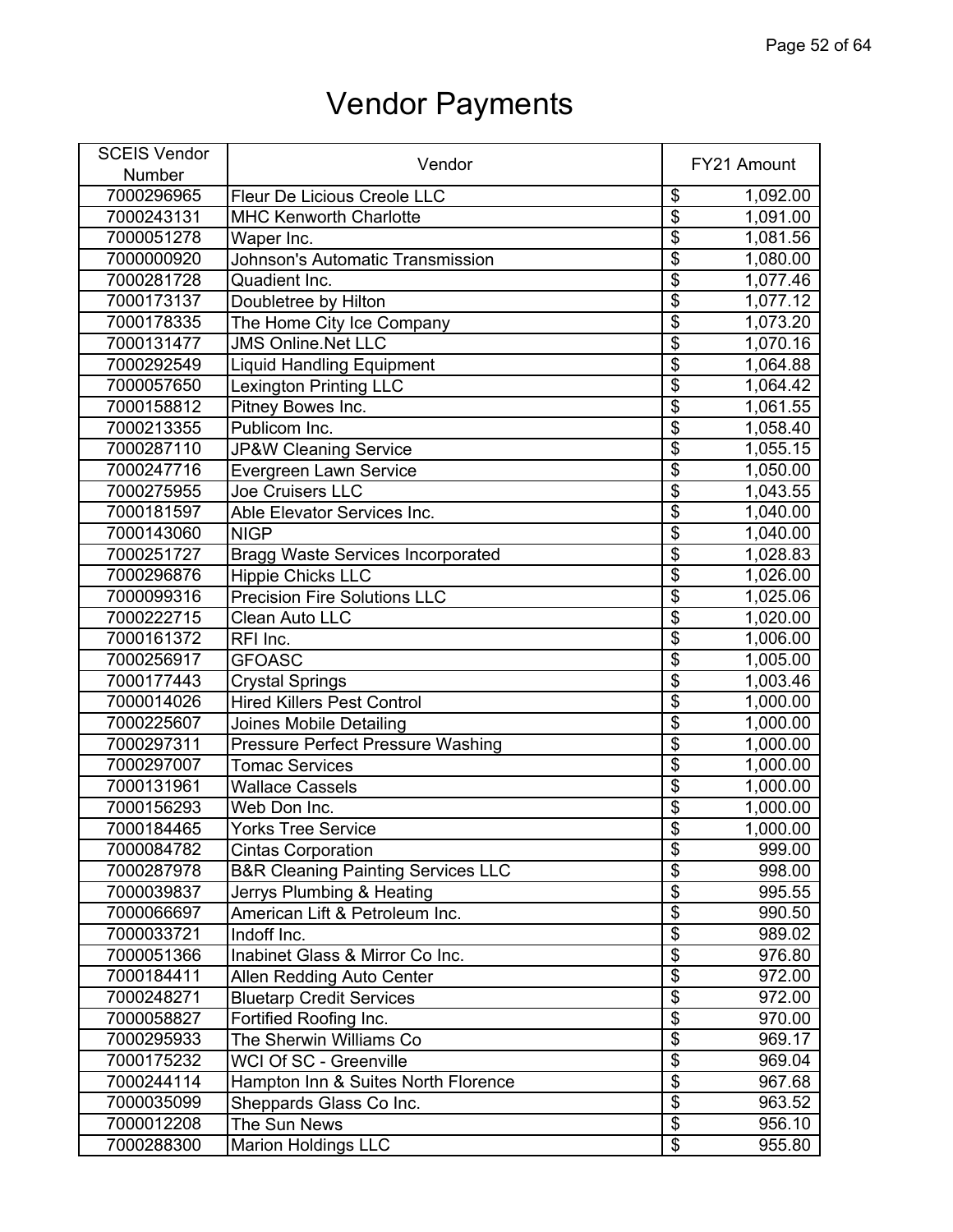# Vendor Payments

| SCEIS Vendor Number | Vendor | FY21 Amount |
|---|---|---|
| 7000296965 | Fleur De Licious Creole LLC | $ 1,092.00 |
| 7000243131 | MHC Kenworth Charlotte | $ 1,091.00 |
| 7000051278 | Waper Inc. | $ 1,081.56 |
| 7000000920 | Johnson's Automatic Transmission | $ 1,080.00 |
| 7000281728 | Quadient Inc. | $ 1,077.46 |
| 7000173137 | Doubletree by Hilton | $ 1,077.12 |
| 7000178335 | The Home City Ice Company | $ 1,073.20 |
| 7000131477 | JMS Online.Net LLC | $ 1,070.16 |
| 7000292549 | Liquid Handling Equipment | $ 1,064.88 |
| 7000057650 | Lexington Printing LLC | $ 1,064.42 |
| 7000158812 | Pitney Bowes Inc. | $ 1,061.55 |
| 7000213355 | Publicom Inc. | $ 1,058.40 |
| 7000287110 | JP&W Cleaning Service | $ 1,055.15 |
| 7000247716 | Evergreen Lawn Service | $ 1,050.00 |
| 7000275955 | Joe Cruisers LLC | $ 1,043.55 |
| 7000181597 | Able Elevator Services Inc. | $ 1,040.00 |
| 7000143060 | NIGP | $ 1,040.00 |
| 7000251727 | Bragg Waste Services Incorporated | $ 1,028.83 |
| 7000296876 | Hippie Chicks LLC | $ 1,026.00 |
| 7000099316 | Precision Fire Solutions LLC | $ 1,025.06 |
| 7000222715 | Clean Auto LLC | $ 1,020.00 |
| 7000161372 | RFI Inc. | $ 1,006.00 |
| 7000256917 | GFOASC | $ 1,005.00 |
| 7000177443 | Crystal Springs | $ 1,003.46 |
| 7000014026 | Hired Killers Pest Control | $ 1,000.00 |
| 7000225607 | Joines Mobile Detailing | $ 1,000.00 |
| 7000297311 | Pressure Perfect Pressure Washing | $ 1,000.00 |
| 7000297007 | Tomac Services | $ 1,000.00 |
| 7000131961 | Wallace Cassels | $ 1,000.00 |
| 7000156293 | Web Don Inc. | $ 1,000.00 |
| 7000184465 | Yorks Tree Service | $ 1,000.00 |
| 7000084782 | Cintas Corporation | $ 999.00 |
| 7000287978 | B&R Cleaning Painting Services LLC | $ 998.00 |
| 7000039837 | Jerrys Plumbing & Heating | $ 995.55 |
| 7000066697 | American Lift & Petroleum Inc. | $ 990.50 |
| 7000033721 | Indoff Inc. | $ 989.02 |
| 7000051366 | Inabinet Glass & Mirror Co Inc. | $ 976.80 |
| 7000184411 | Allen Redding Auto Center | $ 972.00 |
| 7000248271 | Bluetarp Credit Services | $ 972.00 |
| 7000058827 | Fortified Roofing Inc. | $ 970.00 |
| 7000295933 | The Sherwin Williams Co | $ 969.17 |
| 7000175232 | WCI Of SC - Greenville | $ 969.04 |
| 7000244114 | Hampton Inn & Suites North Florence | $ 967.68 |
| 7000035099 | Sheppards Glass Co Inc. | $ 963.52 |
| 7000012208 | The Sun News | $ 956.10 |
| 7000288300 | Marion Holdings LLC | $ 955.80 |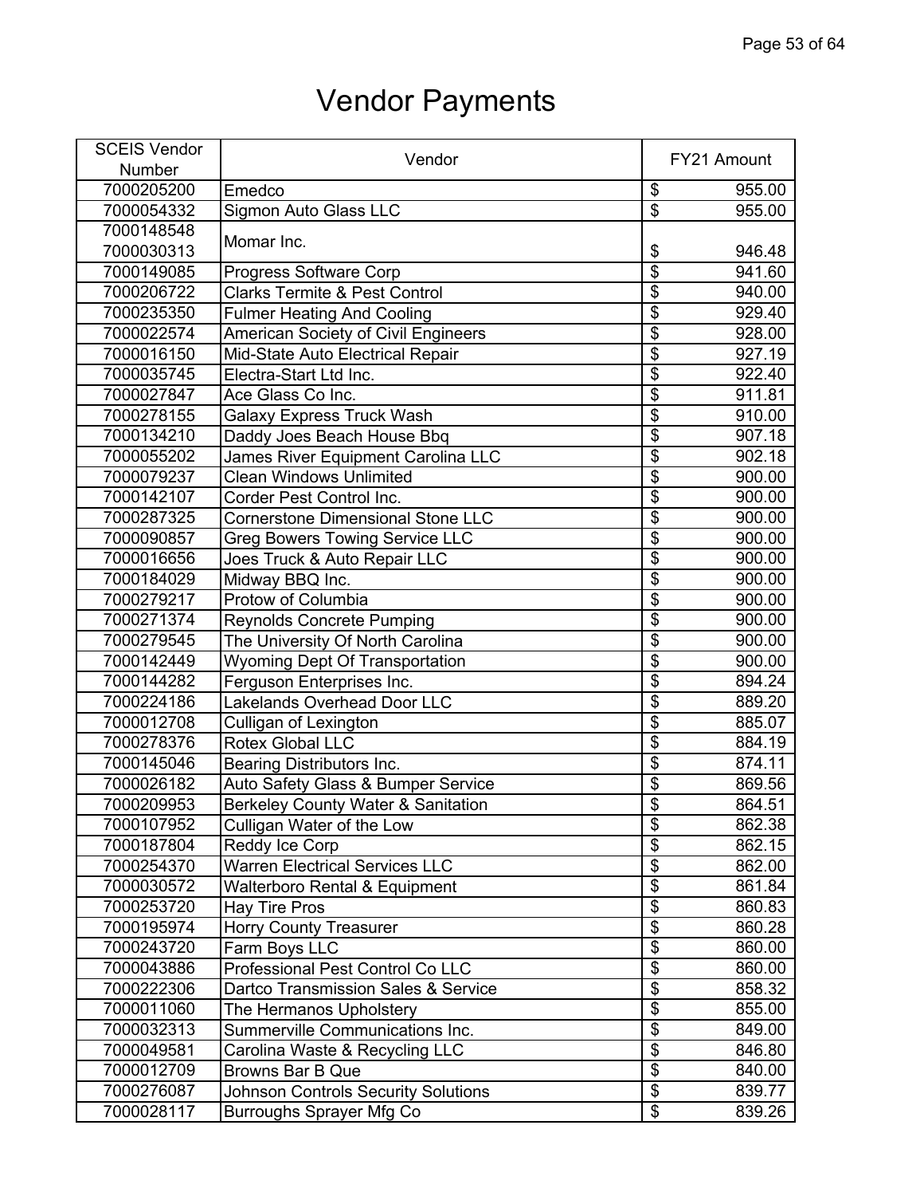# Vendor Payments

| SCEIS Vendor Number | Vendor | FY21 Amount |
|---|---|---|
| 7000205200 | Emedco | $ 955.00 |
| 7000054332 | Sigmon Auto Glass LLC | $ 955.00 |
| 7000148548 7000030313 | Momar Inc. | $ 946.48 |
| 7000149085 | Progress Software Corp | $ 941.60 |
| 7000206722 | Clarks Termite & Pest Control | $ 940.00 |
| 7000235350 | Fulmer Heating And Cooling | $ 929.40 |
| 7000022574 | American Society of Civil Engineers | $ 928.00 |
| 7000016150 | Mid-State Auto Electrical Repair | $ 927.19 |
| 7000035745 | Electra-Start Ltd Inc. | $ 922.40 |
| 7000027847 | Ace Glass Co Inc. | $ 911.81 |
| 7000278155 | Galaxy Express Truck Wash | $ 910.00 |
| 7000134210 | Daddy Joes Beach House Bbq | $ 907.18 |
| 7000055202 | James River Equipment Carolina LLC | $ 902.18 |
| 7000079237 | Clean Windows Unlimited | $ 900.00 |
| 7000142107 | Corder Pest Control Inc. | $ 900.00 |
| 7000287325 | Cornerstone Dimensional Stone LLC | $ 900.00 |
| 7000090857 | Greg Bowers Towing Service LLC | $ 900.00 |
| 7000016656 | Joes Truck & Auto Repair LLC | $ 900.00 |
| 7000184029 | Midway BBQ Inc. | $ 900.00 |
| 7000279217 | Protow of Columbia | $ 900.00 |
| 7000271374 | Reynolds Concrete Pumping | $ 900.00 |
| 7000279545 | The University Of North Carolina | $ 900.00 |
| 7000142449 | Wyoming Dept Of Transportation | $ 900.00 |
| 7000144282 | Ferguson Enterprises Inc. | $ 894.24 |
| 7000224186 | Lakelands Overhead Door LLC | $ 889.20 |
| 7000012708 | Culligan of Lexington | $ 885.07 |
| 7000278376 | Rotex Global LLC | $ 884.19 |
| 7000145046 | Bearing Distributors Inc. | $ 874.11 |
| 7000026182 | Auto Safety Glass & Bumper Service | $ 869.56 |
| 7000209953 | Berkeley County Water & Sanitation | $ 864.51 |
| 7000107952 | Culligan Water of the Low | $ 862.38 |
| 7000187804 | Reddy Ice Corp | $ 862.15 |
| 7000254370 | Warren Electrical Services LLC | $ 862.00 |
| 7000030572 | Walterboro Rental & Equipment | $ 861.84 |
| 7000253720 | Hay Tire Pros | $ 860.83 |
| 7000195974 | Horry County Treasurer | $ 860.28 |
| 7000243720 | Farm Boys LLC | $ 860.00 |
| 7000043886 | Professional Pest Control Co LLC | $ 860.00 |
| 7000222306 | Dartco Transmission Sales & Service | $ 858.32 |
| 7000011060 | The Hermanos Upholstery | $ 855.00 |
| 7000032313 | Summerville Communications Inc. | $ 849.00 |
| 7000049581 | Carolina Waste & Recycling LLC | $ 846.80 |
| 7000012709 | Browns Bar B Que | $ 840.00 |
| 7000276087 | Johnson Controls Security Solutions | $ 839.77 |
| 7000028117 | Burroughs Sprayer Mfg Co | $ 839.26 |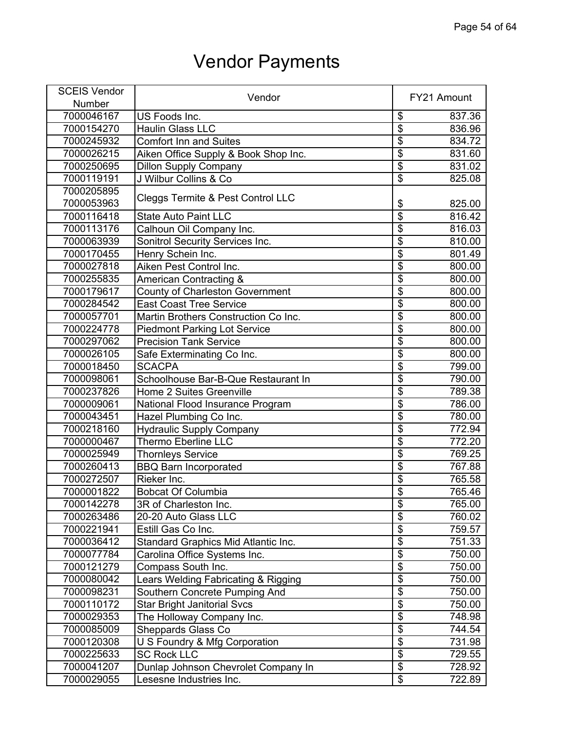# Vendor Payments

| SCEIS Vendor Number | Vendor | FY21 Amount |
|---|---|---|
| 7000046167 | US Foods Inc. | $ 837.36 |
| 7000154270 | Haulin Glass LLC | $ 836.96 |
| 7000245932 | Comfort Inn and Suites | $ 834.72 |
| 7000026215 | Aiken Office Supply & Book Shop Inc. | $ 831.60 |
| 7000250695 | Dillon Supply Company | $ 831.02 |
| 7000119191 | J Wilbur Collins & Co | $ 825.08 |
| 7000205895 7000053963 | Cleggs Termite & Pest Control LLC | $ 825.00 |
| 7000116418 | State Auto Paint LLC | $ 816.42 |
| 7000113176 | Calhoun Oil Company Inc. | $ 816.03 |
| 7000063939 | Sonitrol Security Services Inc. | $ 810.00 |
| 7000170455 | Henry Schein Inc. | $ 801.49 |
| 7000027818 | Aiken Pest Control Inc. | $ 800.00 |
| 7000255835 | American Contracting & | $ 800.00 |
| 7000179617 | County of Charleston Government | $ 800.00 |
| 7000284542 | East Coast Tree Service | $ 800.00 |
| 7000057701 | Martin Brothers Construction Co Inc. | $ 800.00 |
| 7000224778 | Piedmont Parking Lot Service | $ 800.00 |
| 7000297062 | Precision Tank Service | $ 800.00 |
| 7000026105 | Safe Exterminating Co Inc. | $ 800.00 |
| 7000018450 | SCACPA | $ 799.00 |
| 7000098061 | Schoolhouse Bar-B-Que Restaurant In | $ 790.00 |
| 7000237826 | Home 2 Suites Greenville | $ 789.38 |
| 7000009061 | National Flood Insurance Program | $ 786.00 |
| 7000043451 | Hazel Plumbing Co Inc. | $ 780.00 |
| 7000218160 | Hydraulic Supply Company | $ 772.94 |
| 7000000467 | Thermo Eberline LLC | $ 772.20 |
| 7000025949 | Thornleys Service | $ 769.25 |
| 7000260413 | BBQ Barn Incorporated | $ 767.88 |
| 7000272507 | Rieker Inc. | $ 765.58 |
| 7000001822 | Bobcat Of Columbia | $ 765.46 |
| 7000142278 | 3R of Charleston Inc. | $ 765.00 |
| 7000263486 | 20-20 Auto Glass LLC | $ 760.02 |
| 7000221941 | Estill Gas Co Inc. | $ 759.57 |
| 7000036412 | Standard Graphics Mid Atlantic Inc. | $ 751.33 |
| 7000077784 | Carolina Office Systems Inc. | $ 750.00 |
| 7000121279 | Compass South Inc. | $ 750.00 |
| 7000080042 | Lears Welding Fabricating & Rigging | $ 750.00 |
| 7000098231 | Southern Concrete Pumping And | $ 750.00 |
| 7000110172 | Star Bright Janitorial Svcs | $ 750.00 |
| 7000029353 | The Holloway Company Inc. | $ 748.98 |
| 7000085009 | Sheppards Glass Co | $ 744.54 |
| 7000120308 | U S Foundry & Mfg Corporation | $ 731.98 |
| 7000225633 | SC Rock LLC | $ 729.55 |
| 7000041207 | Dunlap Johnson Chevrolet Company In | $ 728.92 |
| 7000029055 | Lesesne Industries Inc. | $ 722.89 |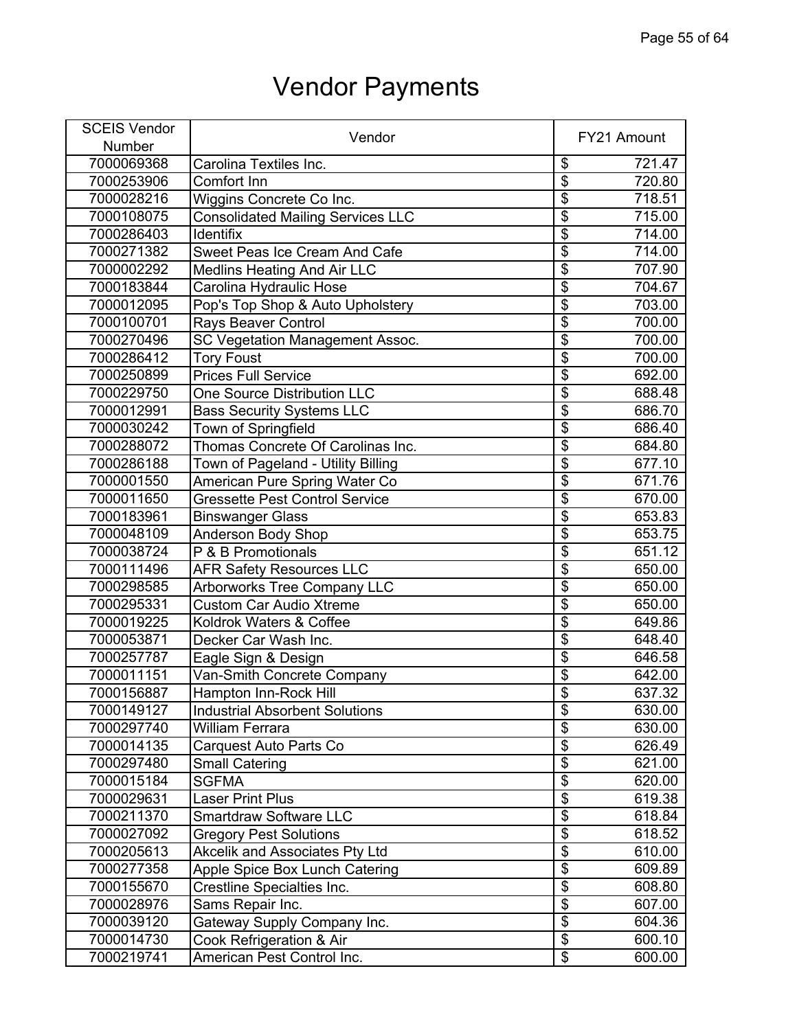# Vendor Payments

| SCEIS Vendor Number | Vendor | FY21 Amount |
|---|---|---|
| 7000069368 | Carolina Textiles Inc. | $ 721.47 |
| 7000253906 | Comfort Inn | $ 720.80 |
| 7000028216 | Wiggins Concrete Co Inc. | $ 718.51 |
| 7000108075 | Consolidated Mailing Services LLC | $ 715.00 |
| 7000286403 | Identifix | $ 714.00 |
| 7000271382 | Sweet Peas Ice Cream And Cafe | $ 714.00 |
| 7000002292 | Medlins Heating And Air LLC | $ 707.90 |
| 7000183844 | Carolina Hydraulic Hose | $ 704.67 |
| 7000012095 | Pop's Top Shop & Auto Upholstery | $ 703.00 |
| 7000100701 | Rays Beaver Control | $ 700.00 |
| 7000270496 | SC Vegetation Management Assoc. | $ 700.00 |
| 7000286412 | Tory Foust | $ 700.00 |
| 7000250899 | Prices Full Service | $ 692.00 |
| 7000229750 | One Source Distribution LLC | $ 688.48 |
| 7000012991 | Bass Security Systems LLC | $ 686.70 |
| 7000030242 | Town of Springfield | $ 686.40 |
| 7000288072 | Thomas Concrete Of Carolinas Inc. | $ 684.80 |
| 7000286188 | Town of Pageland - Utility Billing | $ 677.10 |
| 7000001550 | American Pure Spring Water Co | $ 671.76 |
| 7000011650 | Gressette Pest Control Service | $ 670.00 |
| 7000183961 | Binswanger Glass | $ 653.83 |
| 7000048109 | Anderson Body Shop | $ 653.75 |
| 7000038724 | P & B Promotionals | $ 651.12 |
| 7000111496 | AFR Safety Resources LLC | $ 650.00 |
| 7000298585 | Arborworks Tree Company LLC | $ 650.00 |
| 7000295331 | Custom Car Audio Xtreme | $ 650.00 |
| 7000019225 | Koldrok Waters & Coffee | $ 649.86 |
| 7000053871 | Decker Car Wash Inc. | $ 648.40 |
| 7000257787 | Eagle Sign & Design | $ 646.58 |
| 7000011151 | Van-Smith Concrete Company | $ 642.00 |
| 7000156887 | Hampton Inn-Rock Hill | $ 637.32 |
| 7000149127 | Industrial Absorbent Solutions | $ 630.00 |
| 7000297740 | William Ferrara | $ 630.00 |
| 7000014135 | Carquest Auto Parts Co | $ 626.49 |
| 7000297480 | Small Catering | $ 621.00 |
| 7000015184 | SGFMA | $ 620.00 |
| 7000029631 | Laser Print Plus | $ 619.38 |
| 7000211370 | Smartdraw Software LLC | $ 618.84 |
| 7000027092 | Gregory Pest Solutions | $ 618.52 |
| 7000205613 | Akcelik and Associates Pty Ltd | $ 610.00 |
| 7000277358 | Apple Spice Box Lunch Catering | $ 609.89 |
| 7000155670 | Crestline Specialties Inc. | $ 608.80 |
| 7000028976 | Sams Repair Inc. | $ 607.00 |
| 7000039120 | Gateway Supply Company Inc. | $ 604.36 |
| 7000014730 | Cook Refrigeration & Air | $ 600.10 |
| 7000219741 | American Pest Control Inc. | $ 600.00 |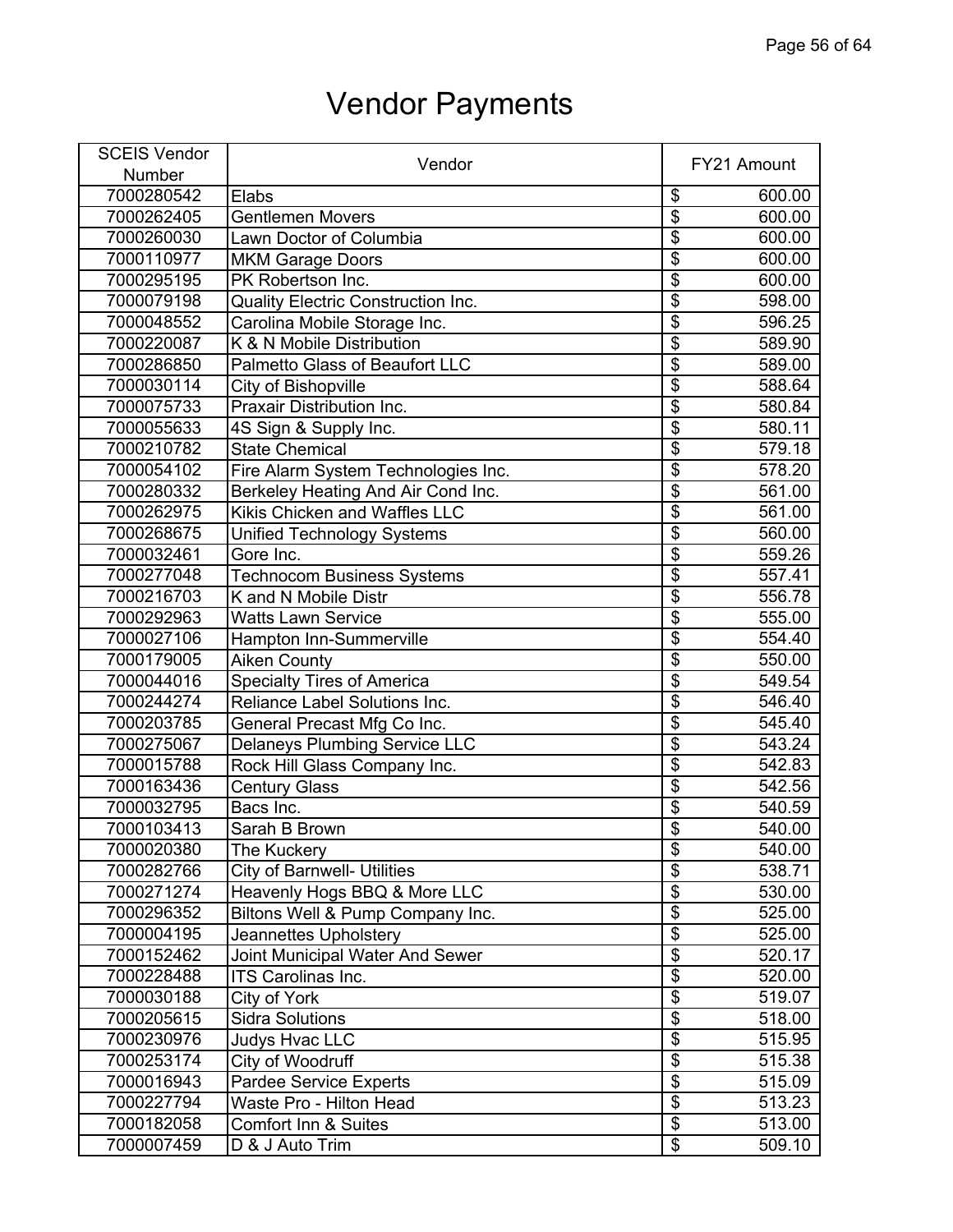# Vendor Payments

| SCEIS Vendor Number | Vendor | FY21 Amount |
|---|---|---|
| 7000280542 | Elabs | $ 600.00 |
| 7000262405 | Gentlemen Movers | $ 600.00 |
| 7000260030 | Lawn Doctor of Columbia | $ 600.00 |
| 7000110977 | MKM Garage Doors | $ 600.00 |
| 7000295195 | PK Robertson Inc. | $ 600.00 |
| 7000079198 | Quality Electric Construction Inc. | $ 598.00 |
| 7000048552 | Carolina Mobile Storage Inc. | $ 596.25 |
| 7000220087 | K & N Mobile Distribution | $ 589.90 |
| 7000286850 | Palmetto Glass of Beaufort LLC | $ 589.00 |
| 7000030114 | City of Bishopville | $ 588.64 |
| 7000075733 | Praxair Distribution Inc. | $ 580.84 |
| 7000055633 | 4S Sign & Supply Inc. | $ 580.11 |
| 7000210782 | State Chemical | $ 579.18 |
| 7000054102 | Fire Alarm System Technologies Inc. | $ 578.20 |
| 7000280332 | Berkeley Heating And Air Cond Inc. | $ 561.00 |
| 7000262975 | Kikis Chicken and Waffles LLC | $ 561.00 |
| 7000268675 | Unified Technology Systems | $ 560.00 |
| 7000032461 | Gore Inc. | $ 559.26 |
| 7000277048 | Technocom Business Systems | $ 557.41 |
| 7000216703 | K and N Mobile Distr | $ 556.78 |
| 7000292963 | Watts Lawn Service | $ 555.00 |
| 7000027106 | Hampton Inn-Summerville | $ 554.40 |
| 7000179005 | Aiken County | $ 550.00 |
| 7000044016 | Specialty Tires of America | $ 549.54 |
| 7000244274 | Reliance Label Solutions Inc. | $ 546.40 |
| 7000203785 | General Precast Mfg Co Inc. | $ 545.40 |
| 7000275067 | Delaneys Plumbing Service LLC | $ 543.24 |
| 7000015788 | Rock Hill Glass Company Inc. | $ 542.83 |
| 7000163436 | Century Glass | $ 542.56 |
| 7000032795 | Bacs Inc. | $ 540.59 |
| 7000103413 | Sarah B Brown | $ 540.00 |
| 7000020380 | The Kuckery | $ 540.00 |
| 7000282766 | City of Barnwell- Utilities | $ 538.71 |
| 7000271274 | Heavenly Hogs BBQ & More LLC | $ 530.00 |
| 7000296352 | Biltons Well & Pump Company Inc. | $ 525.00 |
| 7000004195 | Jeannettes Upholstery | $ 525.00 |
| 7000152462 | Joint Municipal Water And Sewer | $ 520.17 |
| 7000228488 | ITS Carolinas Inc. | $ 520.00 |
| 7000030188 | City of York | $ 519.07 |
| 7000205615 | Sidra Solutions | $ 518.00 |
| 7000230976 | Judys Hvac LLC | $ 515.95 |
| 7000253174 | City of Woodruff | $ 515.38 |
| 7000016943 | Pardee Service Experts | $ 515.09 |
| 7000227794 | Waste Pro - Hilton Head | $ 513.23 |
| 7000182058 | Comfort Inn & Suites | $ 513.00 |
| 7000007459 | D & J Auto Trim | $ 509.10 |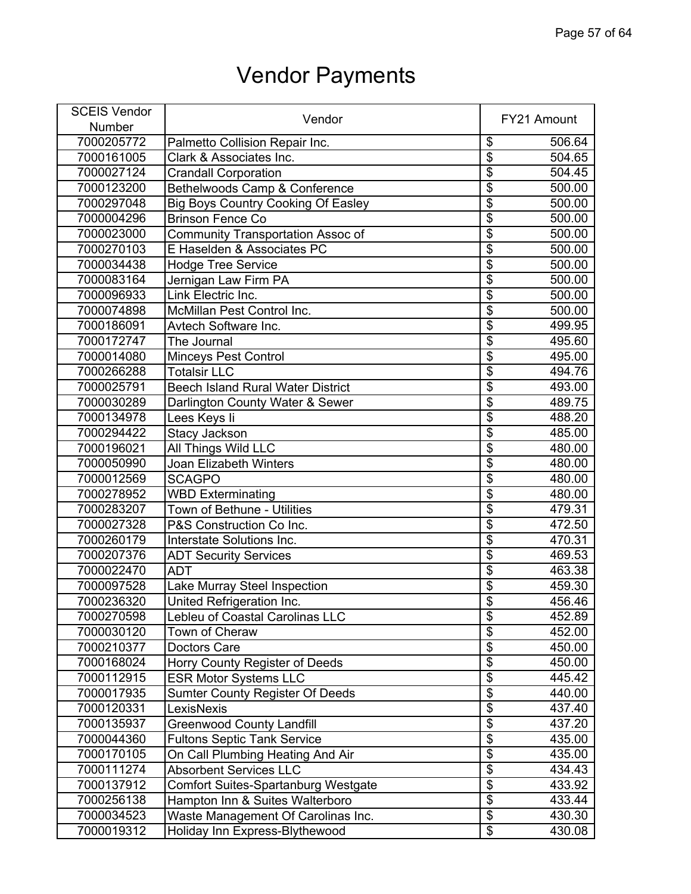# Vendor Payments

| SCEIS Vendor Number | Vendor | FY21 Amount |
|---|---|---|
| 7000205772 | Palmetto Collision Repair Inc. | $ 506.64 |
| 7000161005 | Clark & Associates Inc. | $ 504.65 |
| 7000027124 | Crandall Corporation | $ 504.45 |
| 7000123200 | Bethelwoods Camp & Conference | $ 500.00 |
| 7000297048 | Big Boys Country Cooking Of Easley | $ 500.00 |
| 7000004296 | Brinson Fence Co | $ 500.00 |
| 7000023000 | Community Transportation Assoc of | $ 500.00 |
| 7000270103 | E Haselden & Associates PC | $ 500.00 |
| 7000034438 | Hodge Tree Service | $ 500.00 |
| 7000083164 | Jernigan Law Firm PA | $ 500.00 |
| 7000096933 | Link Electric Inc. | $ 500.00 |
| 7000074898 | McMillan Pest Control Inc. | $ 500.00 |
| 7000186091 | Avtech Software Inc. | $ 499.95 |
| 7000172747 | The Journal | $ 495.60 |
| 7000014080 | Minceys Pest Control | $ 495.00 |
| 7000266288 | Totalsir LLC | $ 494.76 |
| 7000025791 | Beech Island Rural Water District | $ 493.00 |
| 7000030289 | Darlington County Water & Sewer | $ 489.75 |
| 7000134978 | Lees Keys Ii | $ 488.20 |
| 7000294422 | Stacy Jackson | $ 485.00 |
| 7000196021 | All Things Wild LLC | $ 480.00 |
| 7000050990 | Joan Elizabeth Winters | $ 480.00 |
| 7000012569 | SCAGPO | $ 480.00 |
| 7000278952 | WBD Exterminating | $ 480.00 |
| 7000283207 | Town of Bethune - Utilities | $ 479.31 |
| 7000027328 | P&S Construction Co Inc. | $ 472.50 |
| 7000260179 | Interstate Solutions Inc. | $ 470.31 |
| 7000207376 | ADT Security Services | $ 469.53 |
| 7000022470 | ADT | $ 463.38 |
| 7000097528 | Lake Murray Steel Inspection | $ 459.30 |
| 7000236320 | United Refrigeration Inc. | $ 456.46 |
| 7000270598 | Lebleu of Coastal Carolinas LLC | $ 452.89 |
| 7000030120 | Town of Cheraw | $ 452.00 |
| 7000210377 | Doctors Care | $ 450.00 |
| 7000168024 | Horry County Register of Deeds | $ 450.00 |
| 7000112915 | ESR Motor Systems LLC | $ 445.42 |
| 7000017935 | Sumter County Register Of Deeds | $ 440.00 |
| 7000120331 | LexisNexis | $ 437.40 |
| 7000135937 | Greenwood County Landfill | $ 437.20 |
| 7000044360 | Fultons Septic Tank Service | $ 435.00 |
| 7000170105 | On Call Plumbing Heating And Air | $ 435.00 |
| 7000111274 | Absorbent Services LLC | $ 434.43 |
| 7000137912 | Comfort Suites-Spartanburg Westgate | $ 433.92 |
| 7000256138 | Hampton Inn & Suites Walterboro | $ 433.44 |
| 7000034523 | Waste Management Of Carolinas Inc. | $ 430.30 |
| 7000019312 | Holiday Inn Express-Blythewood | $ 430.08 |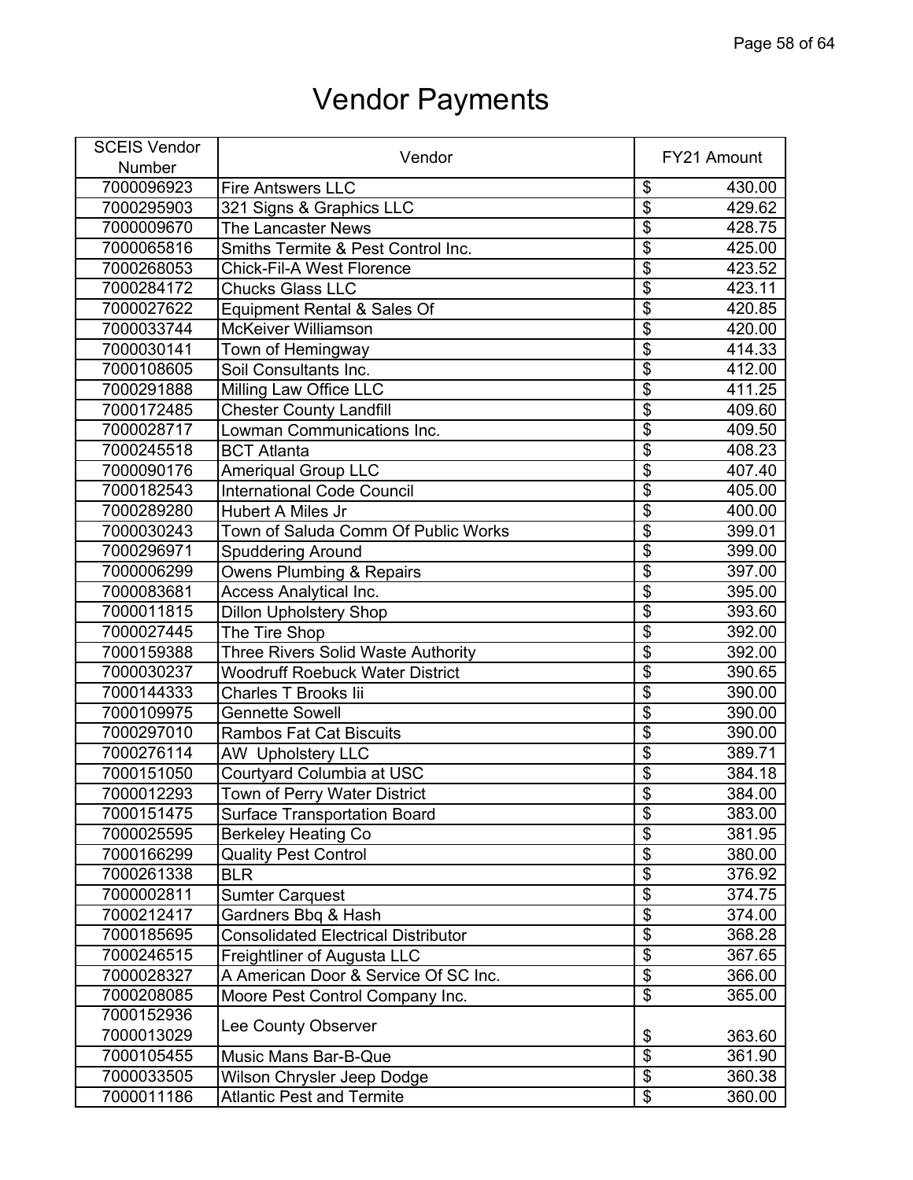# Vendor Payments

| SCEIS Vendor Number | Vendor | FY21 Amount |
|---|---|---|
| 7000096923 | Fire Antswers LLC | $ 430.00 |
| 7000295903 | 321 Signs & Graphics LLC | $ 429.62 |
| 7000009670 | The Lancaster News | $ 428.75 |
| 7000065816 | Smiths Termite & Pest Control Inc. | $ 425.00 |
| 7000268053 | Chick-Fil-A West Florence | $ 423.52 |
| 7000284172 | Chucks Glass LLC | $ 423.11 |
| 7000027622 | Equipment Rental & Sales Of | $ 420.85 |
| 7000033744 | McKeiver Williamson | $ 420.00 |
| 7000030141 | Town of Hemingway | $ 414.33 |
| 7000108605 | Soil Consultants Inc. | $ 412.00 |
| 7000291888 | Milling Law Office LLC | $ 411.25 |
| 7000172485 | Chester County Landfill | $ 409.60 |
| 7000028717 | Lowman Communications Inc. | $ 409.50 |
| 7000245518 | BCT Atlanta | $ 408.23 |
| 7000090176 | Ameriqual Group LLC | $ 407.40 |
| 7000182543 | International Code Council | $ 405.00 |
| 7000289280 | Hubert A Miles Jr | $ 400.00 |
| 7000030243 | Town of Saluda Comm Of Public Works | $ 399.01 |
| 7000296971 | Spuddering Around | $ 399.00 |
| 7000006299 | Owens Plumbing & Repairs | $ 397.00 |
| 7000083681 | Access Analytical Inc. | $ 395.00 |
| 7000011815 | Dillon Upholstery Shop | $ 393.60 |
| 7000027445 | The Tire Shop | $ 392.00 |
| 7000159388 | Three Rivers Solid Waste Authority | $ 392.00 |
| 7000030237 | Woodruff Roebuck Water District | $ 390.65 |
| 7000144333 | Charles T Brooks Iii | $ 390.00 |
| 7000109975 | Gennette Sowell | $ 390.00 |
| 7000297010 | Rambos Fat Cat Biscuits | $ 390.00 |
| 7000276114 | AW Upholstery LLC | $ 389.71 |
| 7000151050 | Courtyard Columbia at USC | $ 384.18 |
| 7000012293 | Town of Perry Water District | $ 384.00 |
| 7000151475 | Surface Transportation Board | $ 383.00 |
| 7000025595 | Berkeley Heating Co | $ 381.95 |
| 7000166299 | Quality Pest Control | $ 380.00 |
| 7000261338 | BLR | $ 376.92 |
| 7000002811 | Sumter Carquest | $ 374.75 |
| 7000212417 | Gardners Bbq & Hash | $ 374.00 |
| 7000185695 | Consolidated Electrical Distributor | $ 368.28 |
| 7000246515 | Freightliner of Augusta LLC | $ 367.65 |
| 7000028327 | A American Door & Service Of SC Inc. | $ 366.00 |
| 7000208085 | Moore Pest Control Company Inc. | $ 365.00 |
| 7000152936 7000013029 | Lee County Observer | $ 363.60 |
| 7000105455 | Music Mans Bar-B-Que | $ 361.90 |
| 7000033505 | Wilson Chrysler Jeep Dodge | $ 360.38 |
| 7000011186 | Atlantic Pest and Termite | $ 360.00 |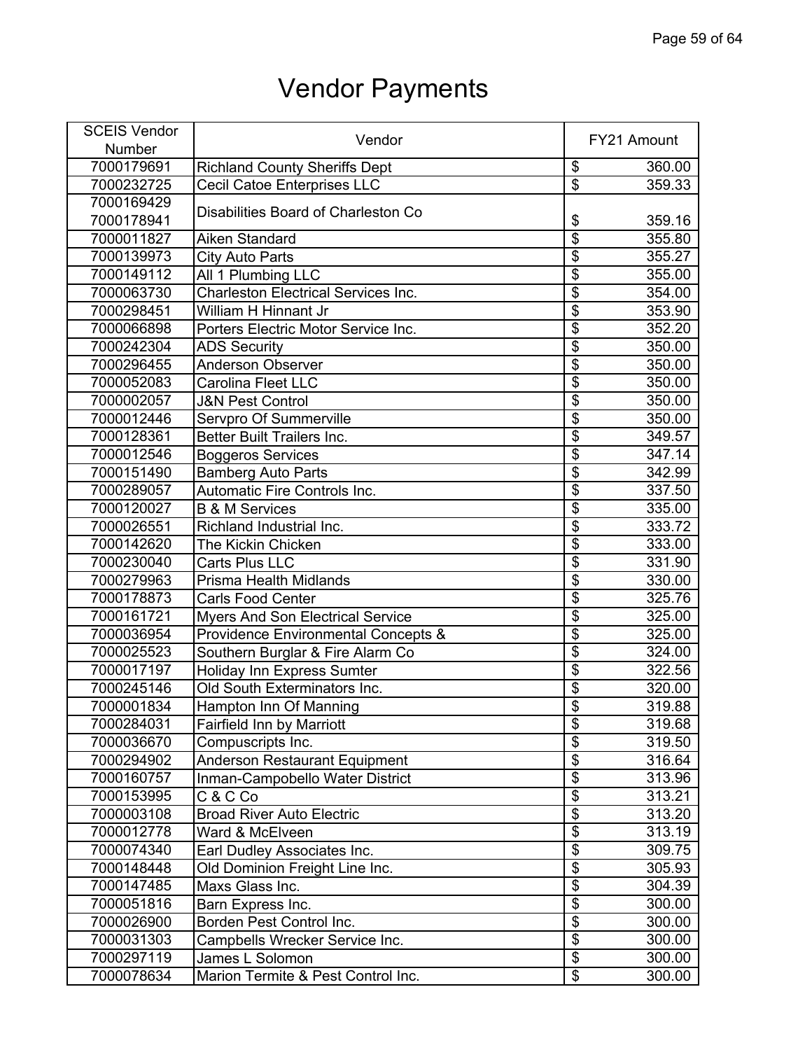# Vendor Payments

| SCEIS Vendor Number | Vendor | FY21 Amount |
|---|---|---|
| 7000179691 | Richland County Sheriffs Dept | $ 360.00 |
| 7000232725 | Cecil Catoe Enterprises LLC | $ 359.33 |
| 7000169429 7000178941 | Disabilities Board of Charleston Co | $ 359.16 |
| 7000011827 | Aiken Standard | $ 355.80 |
| 7000139973 | City Auto Parts | $ 355.27 |
| 7000149112 | All 1 Plumbing LLC | $ 355.00 |
| 7000063730 | Charleston Electrical Services Inc. | $ 354.00 |
| 7000298451 | William H Hinnant Jr | $ 353.90 |
| 7000066898 | Porters Electric Motor Service Inc. | $ 352.20 |
| 7000242304 | ADS Security | $ 350.00 |
| 7000296455 | Anderson Observer | $ 350.00 |
| 7000052083 | Carolina Fleet LLC | $ 350.00 |
| 7000002057 | J&N Pest Control | $ 350.00 |
| 7000012446 | Servpro Of Summerville | $ 350.00 |
| 7000128361 | Better Built Trailers Inc. | $ 349.57 |
| 7000012546 | Boggeros Services | $ 347.14 |
| 7000151490 | Bamberg Auto Parts | $ 342.99 |
| 7000289057 | Automatic Fire Controls Inc. | $ 337.50 |
| 7000120027 | B & M Services | $ 335.00 |
| 7000026551 | Richland Industrial Inc. | $ 333.72 |
| 7000142620 | The Kickin Chicken | $ 333.00 |
| 7000230040 | Carts Plus LLC | $ 331.90 |
| 7000279963 | Prisma Health Midlands | $ 330.00 |
| 7000178873 | Carls Food Center | $ 325.76 |
| 7000161721 | Myers And Son Electrical Service | $ 325.00 |
| 7000036954 | Providence Environmental Concepts & | $ 325.00 |
| 7000025523 | Southern Burglar & Fire Alarm Co | $ 324.00 |
| 7000017197 | Holiday Inn Express Sumter | $ 322.56 |
| 7000245146 | Old South Exterminators Inc. | $ 320.00 |
| 7000001834 | Hampton Inn Of Manning | $ 319.88 |
| 7000284031 | Fairfield Inn by Marriott | $ 319.68 |
| 7000036670 | Compuscripts Inc. | $ 319.50 |
| 7000294902 | Anderson Restaurant Equipment | $ 316.64 |
| 7000160757 | Inman-Campobello Water District | $ 313.96 |
| 7000153995 | C & C Co | $ 313.21 |
| 7000003108 | Broad River Auto Electric | $ 313.20 |
| 7000012778 | Ward & McElveen | $ 313.19 |
| 7000074340 | Earl Dudley Associates Inc. | $ 309.75 |
| 7000148448 | Old Dominion Freight Line Inc. | $ 305.93 |
| 7000147485 | Maxs Glass Inc. | $ 304.39 |
| 7000051816 | Barn Express Inc. | $ 300.00 |
| 7000026900 | Borden Pest Control Inc. | $ 300.00 |
| 7000031303 | Campbells Wrecker Service Inc. | $ 300.00 |
| 7000297119 | James L Solomon | $ 300.00 |
| 7000078634 | Marion Termite & Pest Control Inc. | $ 300.00 |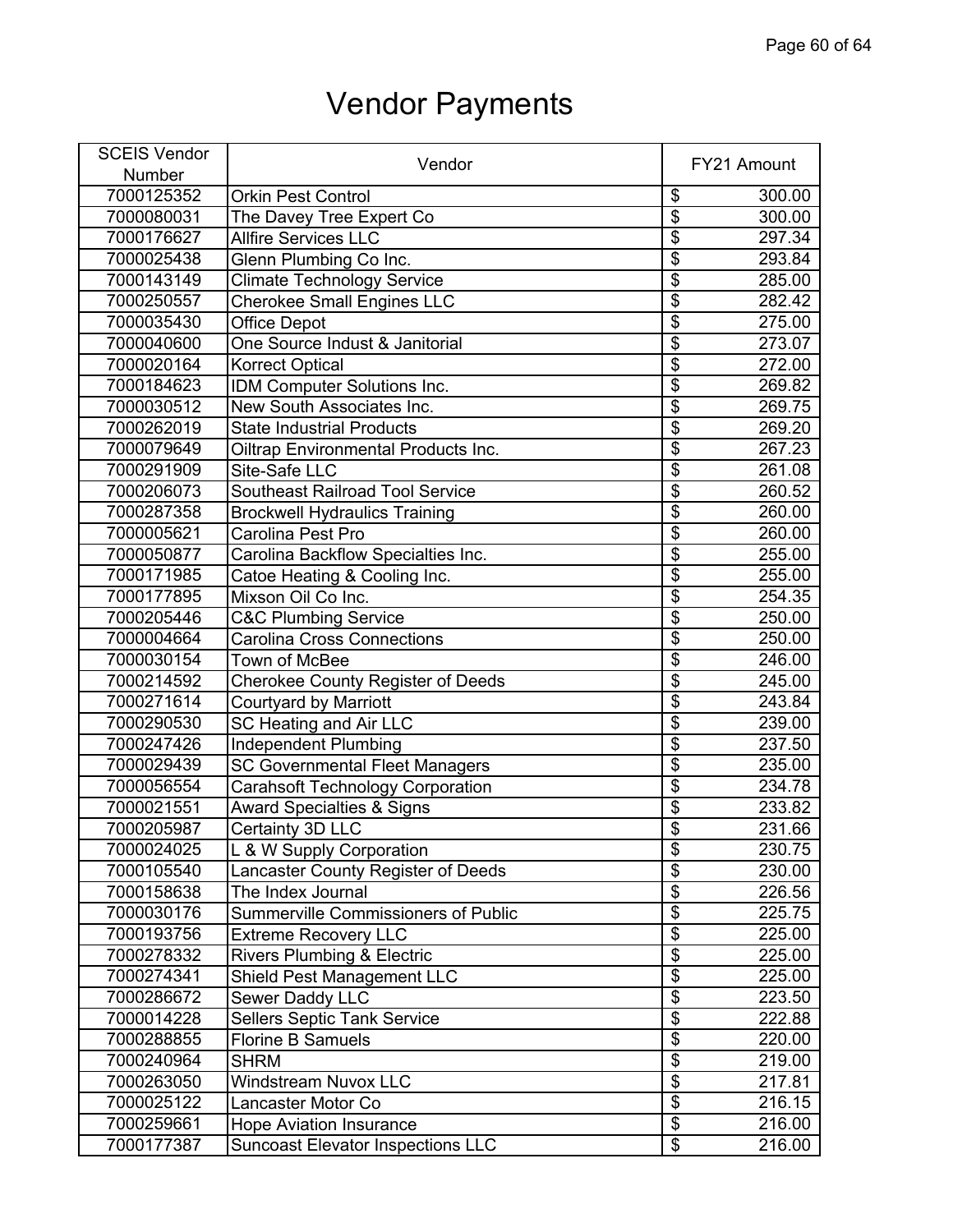# Vendor Payments

| SCEIS Vendor Number | Vendor | FY21 Amount |
|---|---|---|
| 7000125352 | Orkin Pest Control | $ 300.00 |
| 7000080031 | The Davey Tree Expert Co | $ 300.00 |
| 7000176627 | Allfire Services LLC | $ 297.34 |
| 7000025438 | Glenn Plumbing Co Inc. | $ 293.84 |
| 7000143149 | Climate Technology Service | $ 285.00 |
| 7000250557 | Cherokee Small Engines LLC | $ 282.42 |
| 7000035430 | Office Depot | $ 275.00 |
| 7000040600 | One Source Indust & Janitorial | $ 273.07 |
| 7000020164 | Korrect Optical | $ 272.00 |
| 7000184623 | IDM Computer Solutions Inc. | $ 269.82 |
| 7000030512 | New South Associates Inc. | $ 269.75 |
| 7000262019 | State Industrial Products | $ 269.20 |
| 7000079649 | Oiltrap Environmental Products Inc. | $ 267.23 |
| 7000291909 | Site-Safe LLC | $ 261.08 |
| 7000206073 | Southeast Railroad Tool Service | $ 260.52 |
| 7000287358 | Brockwell Hydraulics Training | $ 260.00 |
| 7000005621 | Carolina Pest Pro | $ 260.00 |
| 7000050877 | Carolina Backflow Specialties Inc. | $ 255.00 |
| 7000171985 | Catoe Heating & Cooling Inc. | $ 255.00 |
| 7000177895 | Mixson Oil Co Inc. | $ 254.35 |
| 7000205446 | C&C Plumbing Service | $ 250.00 |
| 7000004664 | Carolina Cross Connections | $ 250.00 |
| 7000030154 | Town of McBee | $ 246.00 |
| 7000214592 | Cherokee County Register of Deeds | $ 245.00 |
| 7000271614 | Courtyard by Marriott | $ 243.84 |
| 7000290530 | SC Heating and Air LLC | $ 239.00 |
| 7000247426 | Independent Plumbing | $ 237.50 |
| 7000029439 | SC Governmental Fleet Managers | $ 235.00 |
| 7000056554 | Carahsoft Technology Corporation | $ 234.78 |
| 7000021551 | Award Specialties & Signs | $ 233.82 |
| 7000205987 | Certainty 3D LLC | $ 231.66 |
| 7000024025 | L & W Supply Corporation | $ 230.75 |
| 7000105540 | Lancaster County Register of Deeds | $ 230.00 |
| 7000158638 | The Index Journal | $ 226.56 |
| 7000030176 | Summerville Commissioners of Public | $ 225.75 |
| 7000193756 | Extreme Recovery LLC | $ 225.00 |
| 7000278332 | Rivers Plumbing & Electric | $ 225.00 |
| 7000274341 | Shield Pest Management LLC | $ 225.00 |
| 7000286672 | Sewer Daddy LLC | $ 223.50 |
| 7000014228 | Sellers Septic Tank Service | $ 222.88 |
| 7000288855 | Florine B Samuels | $ 220.00 |
| 7000240964 | SHRM | $ 219.00 |
| 7000263050 | Windstream Nuvox LLC | $ 217.81 |
| 7000025122 | Lancaster Motor Co | $ 216.15 |
| 7000259661 | Hope Aviation Insurance | $ 216.00 |
| 7000177387 | Suncoast Elevator Inspections LLC | $ 216.00 |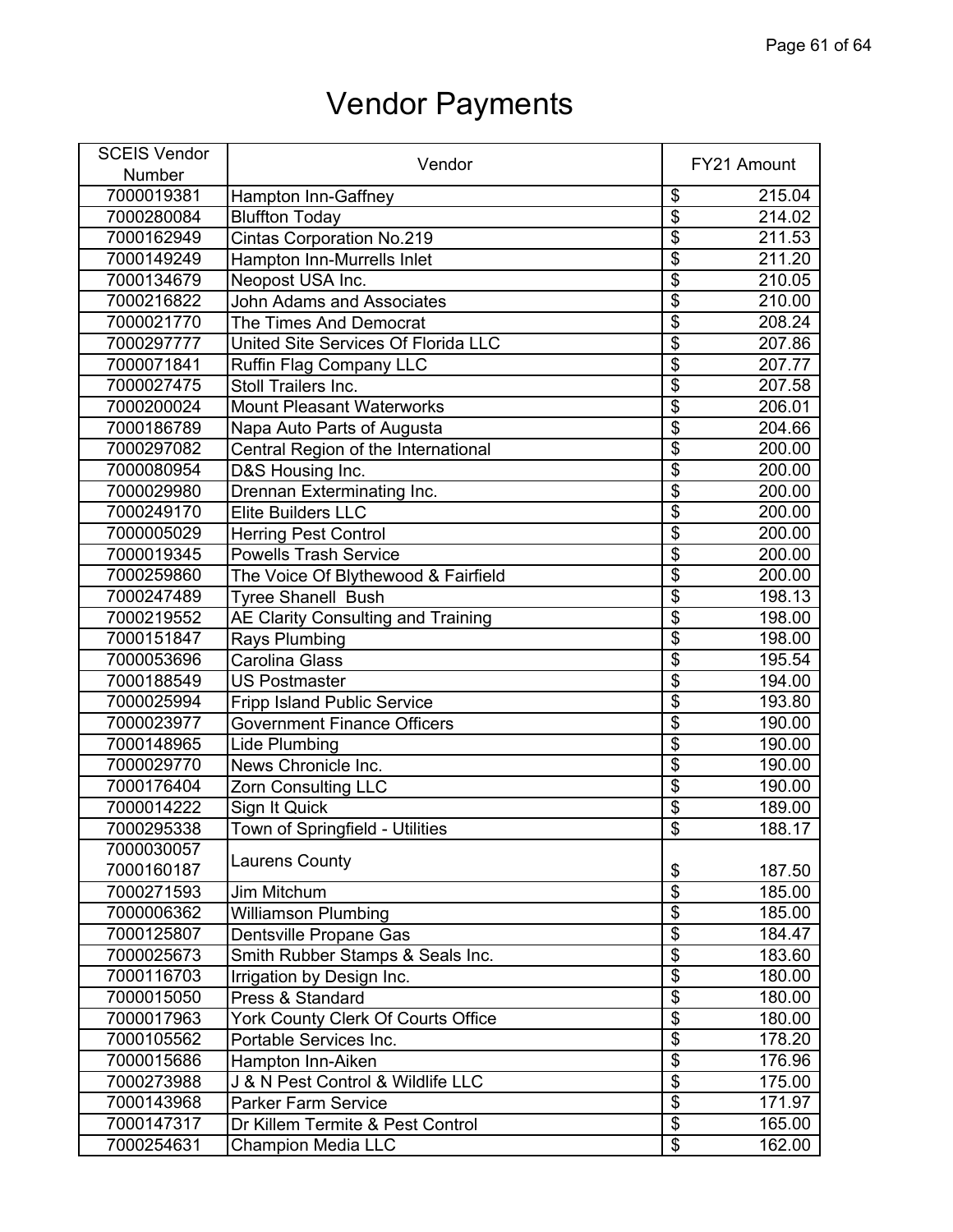# Vendor Payments

| SCEIS Vendor Number | Vendor | FY21 Amount |
|---|---|---|
| 7000019381 | Hampton Inn-Gaffney | $ 215.04 |
| 7000280084 | Bluffton Today | $ 214.02 |
| 7000162949 | Cintas Corporation No.219 | $ 211.53 |
| 7000149249 | Hampton Inn-Murrells Inlet | $ 211.20 |
| 7000134679 | Neopost USA Inc. | $ 210.05 |
| 7000216822 | John Adams and Associates | $ 210.00 |
| 7000021770 | The Times And Democrat | $ 208.24 |
| 7000297777 | United Site Services Of Florida LLC | $ 207.86 |
| 7000071841 | Ruffin Flag Company LLC | $ 207.77 |
| 7000027475 | Stoll Trailers Inc. | $ 207.58 |
| 7000200024 | Mount Pleasant Waterworks | $ 206.01 |
| 7000186789 | Napa Auto Parts of Augusta | $ 204.66 |
| 7000297082 | Central Region of the International | $ 200.00 |
| 7000080954 | D&S Housing Inc. | $ 200.00 |
| 7000029980 | Drennan Exterminating Inc. | $ 200.00 |
| 7000249170 | Elite Builders LLC | $ 200.00 |
| 7000005029 | Herring Pest Control | $ 200.00 |
| 7000019345 | Powells Trash Service | $ 200.00 |
| 7000259860 | The Voice Of Blythewood & Fairfield | $ 200.00 |
| 7000247489 | Tyree Shanell Bush | $ 198.13 |
| 7000219552 | AE Clarity Consulting and Training | $ 198.00 |
| 7000151847 | Rays Plumbing | $ 198.00 |
| 7000053696 | Carolina Glass | $ 195.54 |
| 7000188549 | US Postmaster | $ 194.00 |
| 7000025994 | Fripp Island Public Service | $ 193.80 |
| 7000023977 | Government Finance Officers | $ 190.00 |
| 7000148965 | Lide Plumbing | $ 190.00 |
| 7000029770 | News Chronicle Inc. | $ 190.00 |
| 7000176404 | Zorn Consulting LLC | $ 190.00 |
| 7000014222 | Sign It Quick | $ 189.00 |
| 7000295338 | Town of Springfield - Utilities | $ 188.17 |
| 7000030057 7000160187 | Laurens County | $ 187.50 |
| 7000271593 | Jim Mitchum | $ 185.00 |
| 7000006362 | Williamson Plumbing | $ 185.00 |
| 7000125807 | Dentsville Propane Gas | $ 184.47 |
| 7000025673 | Smith Rubber Stamps & Seals Inc. | $ 183.60 |
| 7000116703 | Irrigation by Design Inc. | $ 180.00 |
| 7000015050 | Press & Standard | $ 180.00 |
| 7000017963 | York County Clerk Of Courts Office | $ 180.00 |
| 7000105562 | Portable Services Inc. | $ 178.20 |
| 7000015686 | Hampton Inn-Aiken | $ 176.96 |
| 7000273988 | J & N Pest Control & Wildlife LLC | $ 175.00 |
| 7000143968 | Parker Farm Service | $ 171.97 |
| 7000147317 | Dr Killem Termite & Pest Control | $ 165.00 |
| 7000254631 | Champion Media LLC | $ 162.00 |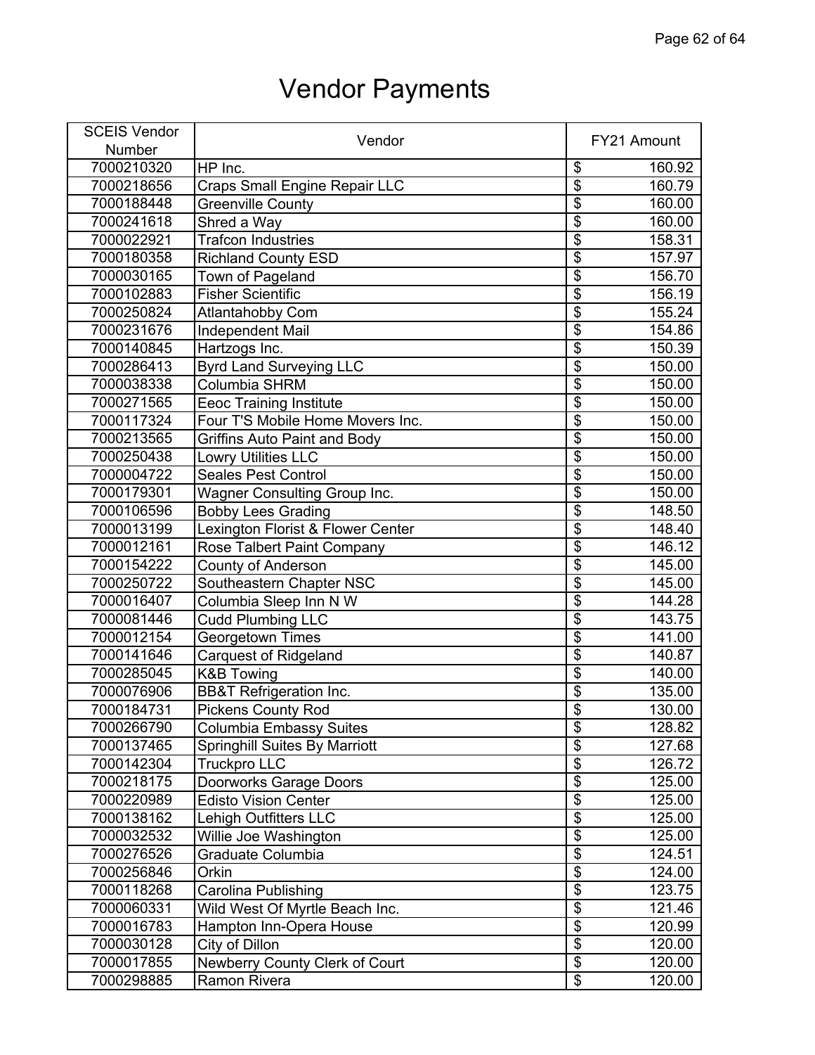# Vendor Payments

| SCEIS Vendor Number | Vendor | FY21 Amount |
|---|---|---|
| 7000210320 | HP Inc. | $ 160.92 |
| 7000218656 | Craps Small Engine Repair LLC | $ 160.79 |
| 7000188448 | Greenville County | $ 160.00 |
| 7000241618 | Shred a Way | $ 160.00 |
| 7000022921 | Trafcon Industries | $ 158.31 |
| 7000180358 | Richland County ESD | $ 157.97 |
| 7000030165 | Town of Pageland | $ 156.70 |
| 7000102883 | Fisher Scientific | $ 156.19 |
| 7000250824 | Atlantahobby Com | $ 155.24 |
| 7000231676 | Independent Mail | $ 154.86 |
| 7000140845 | Hartzogs Inc. | $ 150.39 |
| 7000286413 | Byrd Land Surveying LLC | $ 150.00 |
| 7000038338 | Columbia SHRM | $ 150.00 |
| 7000271565 | Eeoc Training Institute | $ 150.00 |
| 7000117324 | Four T'S Mobile Home Movers Inc. | $ 150.00 |
| 7000213565 | Griffins Auto Paint and Body | $ 150.00 |
| 7000250438 | Lowry Utilities LLC | $ 150.00 |
| 7000004722 | Seales Pest Control | $ 150.00 |
| 7000179301 | Wagner Consulting Group Inc. | $ 150.00 |
| 7000106596 | Bobby Lees Grading | $ 148.50 |
| 7000013199 | Lexington Florist & Flower Center | $ 148.40 |
| 7000012161 | Rose Talbert Paint Company | $ 146.12 |
| 7000154222 | County of Anderson | $ 145.00 |
| 7000250722 | Southeastern Chapter NSC | $ 145.00 |
| 7000016407 | Columbia Sleep Inn N W | $ 144.28 |
| 7000081446 | Cudd Plumbing LLC | $ 143.75 |
| 7000012154 | Georgetown Times | $ 141.00 |
| 7000141646 | Carquest of Ridgeland | $ 140.87 |
| 7000285045 | K&B Towing | $ 140.00 |
| 7000076906 | BB&T Refrigeration Inc. | $ 135.00 |
| 7000184731 | Pickens County Rod | $ 130.00 |
| 7000266790 | Columbia Embassy Suites | $ 128.82 |
| 7000137465 | Springhill Suites By Marriott | $ 127.68 |
| 7000142304 | Truckpro LLC | $ 126.72 |
| 7000218175 | Doorworks Garage Doors | $ 125.00 |
| 7000220989 | Edisto Vision Center | $ 125.00 |
| 7000138162 | Lehigh Outfitters LLC | $ 125.00 |
| 7000032532 | Willie Joe Washington | $ 125.00 |
| 7000276526 | Graduate Columbia | $ 124.51 |
| 7000256846 | Orkin | $ 124.00 |
| 7000118268 | Carolina Publishing | $ 123.75 |
| 7000060331 | Wild West Of Myrtle Beach Inc. | $ 121.46 |
| 7000016783 | Hampton Inn-Opera House | $ 120.99 |
| 7000030128 | City of Dillon | $ 120.00 |
| 7000017855 | Newberry County Clerk of Court | $ 120.00 |
| 7000298885 | Ramon Rivera | $ 120.00 |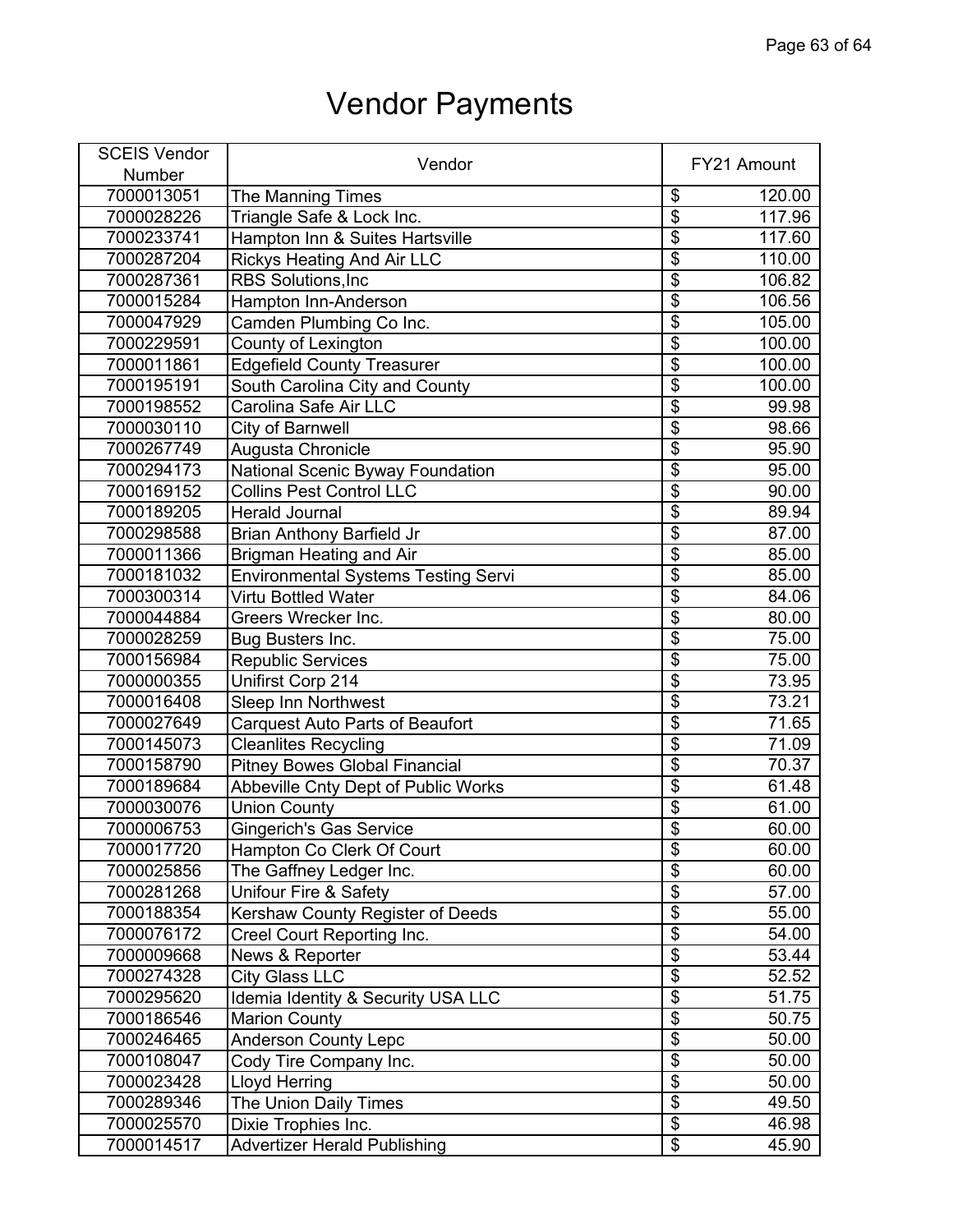# Vendor Payments

| SCEIS Vendor Number | Vendor | FY21 Amount |
|---|---|---|
| 7000013051 | The Manning Times | $ 120.00 |
| 7000028226 | Triangle Safe & Lock Inc. | $ 117.96 |
| 7000233741 | Hampton Inn & Suites Hartsville | $ 117.60 |
| 7000287204 | Rickys Heating And Air LLC | $ 110.00 |
| 7000287361 | RBS Solutions,Inc | $ 106.82 |
| 7000015284 | Hampton Inn-Anderson | $ 106.56 |
| 7000047929 | Camden Plumbing Co Inc. | $ 105.00 |
| 7000229591 | County of Lexington | $ 100.00 |
| 7000011861 | Edgefield County Treasurer | $ 100.00 |
| 7000195191 | South Carolina City and County | $ 100.00 |
| 7000198552 | Carolina Safe Air LLC | $ 99.98 |
| 7000030110 | City of Barnwell | $ 98.66 |
| 7000267749 | Augusta Chronicle | $ 95.90 |
| 7000294173 | National Scenic Byway Foundation | $ 95.00 |
| 7000169152 | Collins Pest Control LLC | $ 90.00 |
| 7000189205 | Herald Journal | $ 89.94 |
| 7000298588 | Brian Anthony Barfield Jr | $ 87.00 |
| 7000011366 | Brigman Heating and Air | $ 85.00 |
| 7000181032 | Environmental Systems Testing Servi | $ 85.00 |
| 7000300314 | Virtu Bottled Water | $ 84.06 |
| 7000044884 | Greers Wrecker Inc. | $ 80.00 |
| 7000028259 | Bug Busters Inc. | $ 75.00 |
| 7000156984 | Republic Services | $ 75.00 |
| 7000000355 | Unifirst Corp 214 | $ 73.95 |
| 7000016408 | Sleep Inn Northwest | $ 73.21 |
| 7000027649 | Carquest Auto Parts of Beaufort | $ 71.65 |
| 7000145073 | Cleanlites Recycling | $ 71.09 |
| 7000158790 | Pitney Bowes Global Financial | $ 70.37 |
| 7000189684 | Abbeville Cnty Dept of Public Works | $ 61.48 |
| 7000030076 | Union County | $ 61.00 |
| 7000006753 | Gingerich's Gas Service | $ 60.00 |
| 7000017720 | Hampton Co Clerk Of Court | $ 60.00 |
| 7000025856 | The Gaffney Ledger Inc. | $ 60.00 |
| 7000281268 | Unifour Fire & Safety | $ 57.00 |
| 7000188354 | Kershaw County Register of Deeds | $ 55.00 |
| 7000076172 | Creel Court Reporting Inc. | $ 54.00 |
| 7000009668 | News & Reporter | $ 53.44 |
| 7000274328 | City Glass LLC | $ 52.52 |
| 7000295620 | Idemia Identity & Security USA LLC | $ 51.75 |
| 7000186546 | Marion County | $ 50.75 |
| 7000246465 | Anderson County Lepc | $ 50.00 |
| 7000108047 | Cody Tire Company Inc. | $ 50.00 |
| 7000023428 | Lloyd Herring | $ 50.00 |
| 7000289346 | The Union Daily Times | $ 49.50 |
| 7000025570 | Dixie Trophies Inc. | $ 46.98 |
| 7000014517 | Advertizer Herald Publishing | $ 45.90 |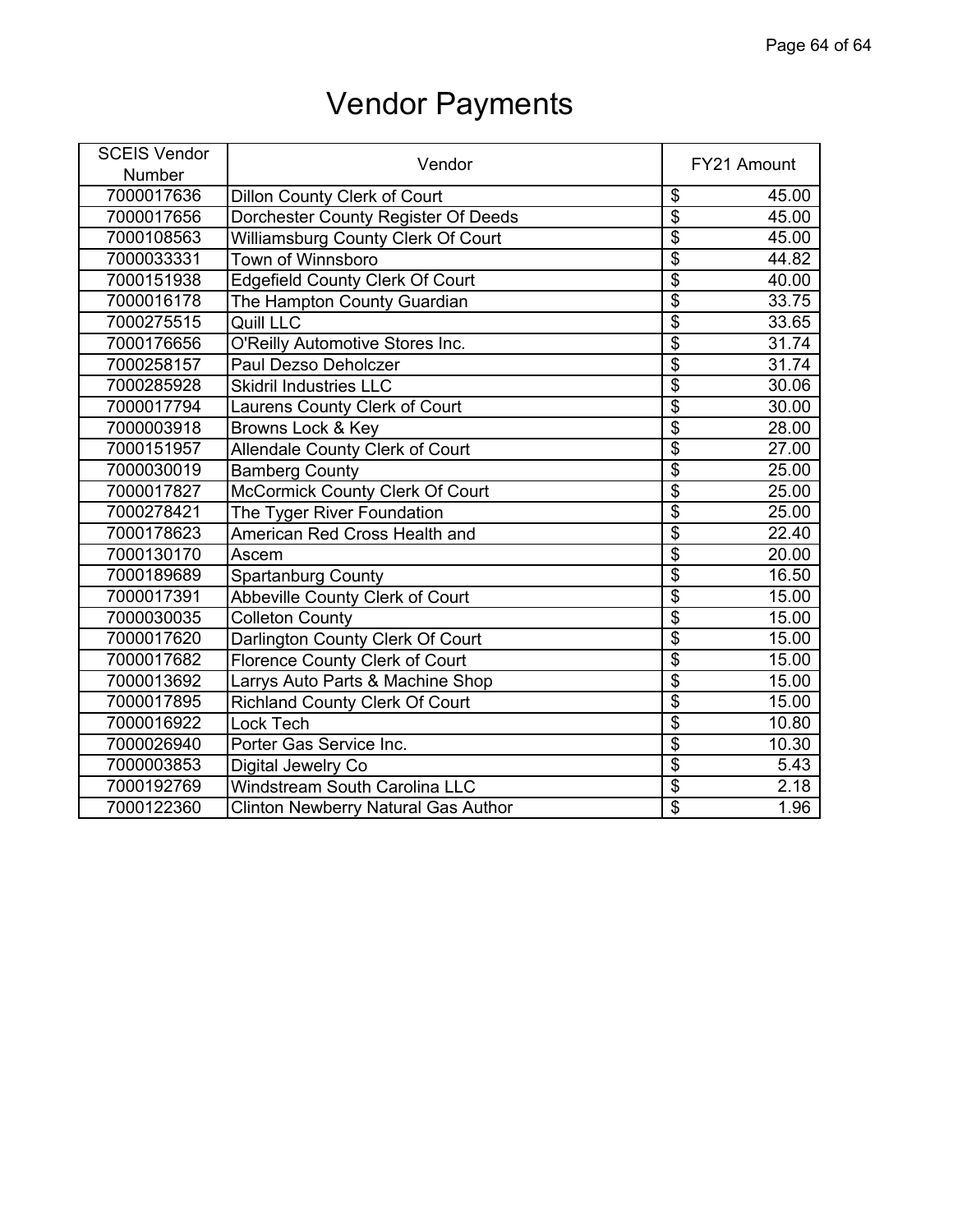# Vendor Payments

| SCEIS Vendor Number | Vendor | FY21 Amount |
|---|---|---|
| 7000017636 | Dillon County Clerk of Court | $ 45.00 |
| 7000017656 | Dorchester County Register Of Deeds | $ 45.00 |
| 7000108563 | Williamsburg County Clerk Of Court | $ 45.00 |
| 7000033331 | Town of Winnsboro | $ 44.82 |
| 7000151938 | Edgefield County Clerk Of Court | $ 40.00 |
| 7000016178 | The Hampton County Guardian | $ 33.75 |
| 7000275515 | Quill LLC | $ 33.65 |
| 7000176656 | O'Reilly Automotive Stores Inc. | $ 31.74 |
| 7000258157 | Paul Dezso Deholczer | $ 31.74 |
| 7000285928 | Skidril Industries LLC | $ 30.06 |
| 7000017794 | Laurens County Clerk of Court | $ 30.00 |
| 7000003918 | Browns Lock & Key | $ 28.00 |
| 7000151957 | Allendale County Clerk of Court | $ 27.00 |
| 7000030019 | Bamberg County | $ 25.00 |
| 7000017827 | McCormick County Clerk Of Court | $ 25.00 |
| 7000278421 | The Tyger River Foundation | $ 25.00 |
| 7000178623 | American Red Cross Health and | $ 22.40 |
| 7000130170 | Ascem | $ 20.00 |
| 7000189689 | Spartanburg County | $ 16.50 |
| 7000017391 | Abbeville County Clerk of Court | $ 15.00 |
| 7000030035 | Colleton County | $ 15.00 |
| 7000017620 | Darlington County Clerk Of Court | $ 15.00 |
| 7000017682 | Florence County Clerk of Court | $ 15.00 |
| 7000013692 | Larrys Auto Parts & Machine Shop | $ 15.00 |
| 7000017895 | Richland County Clerk Of Court | $ 15.00 |
| 7000016922 | Lock Tech | $ 10.80 |
| 7000026940 | Porter Gas Service Inc. | $ 10.30 |
| 7000003853 | Digital Jewelry Co | $ 5.43 |
| 7000192769 | Windstream South Carolina LLC | $ 2.18 |
| 7000122360 | Clinton Newberry Natural Gas Author | $ 1.96 |